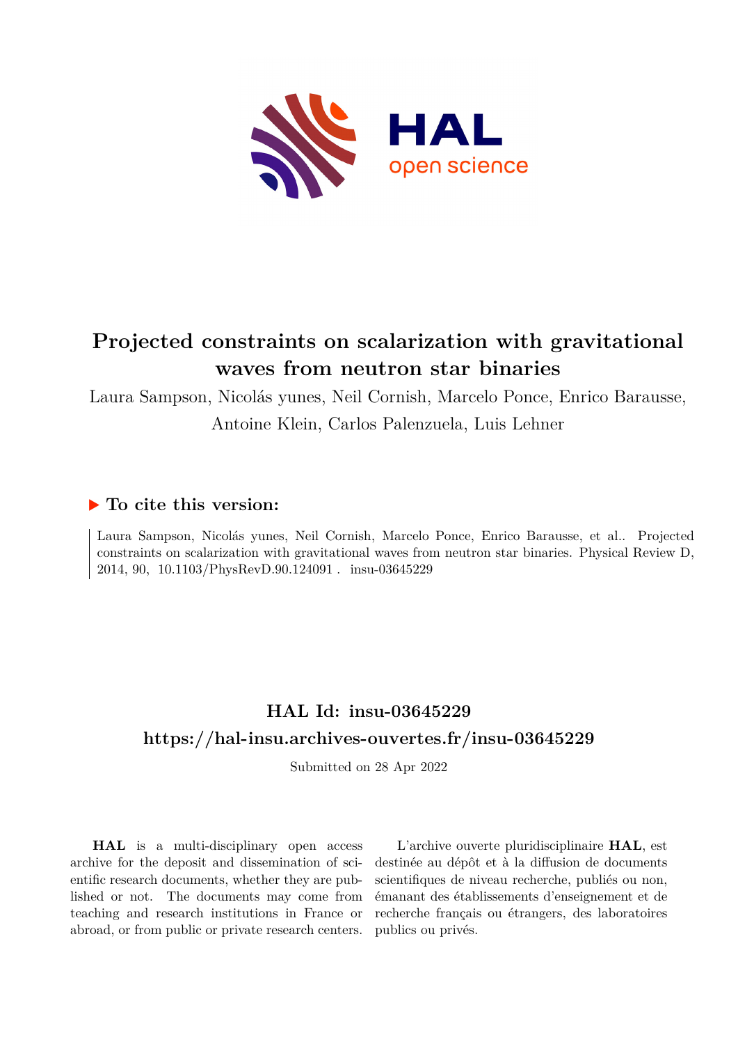# Projected constraints on scalarization with gravitational waves from neutron star binaries

Laura Sampson, Nicolás yunes, Neil Cornish, Marcelo Ponce, Enrico Barausse, Antoine Klein, Carlos Palenzuela, Luis Lehner

## ▶ To cite this version:

Laura Sampson, Nicolás yunes, Neil Cornish, Marcelo Ponce, Enrico Barausse, et al.. Projected constraints on scalarization with gravitational waves from neutron star binaries. Physical Review D, 2014, 90, 10.1103/PhysRevD.90.124091 . insu-03645229

## HAL Id: insu-03645229

## https://hal-insu.archives-ouvertes.fr/insu-03645229

Submitted on 28 Apr 2022

**HAL** is a multi-disciplinary open access archive for the deposit and dissemination of scientific research documents, whether they are published or not. The documents may come from teaching and research institutions in France or abroad, or from public or private research centers.

L'archive ouverte pluridisciplinaire **HAL**, est destinée au dépôt et à la diffusion de documents scientifiques de niveau recherche, publiés ou non, émanant des établissements d'enseignement et de recherche français ou étrangers, des laboratoires publics ou privés.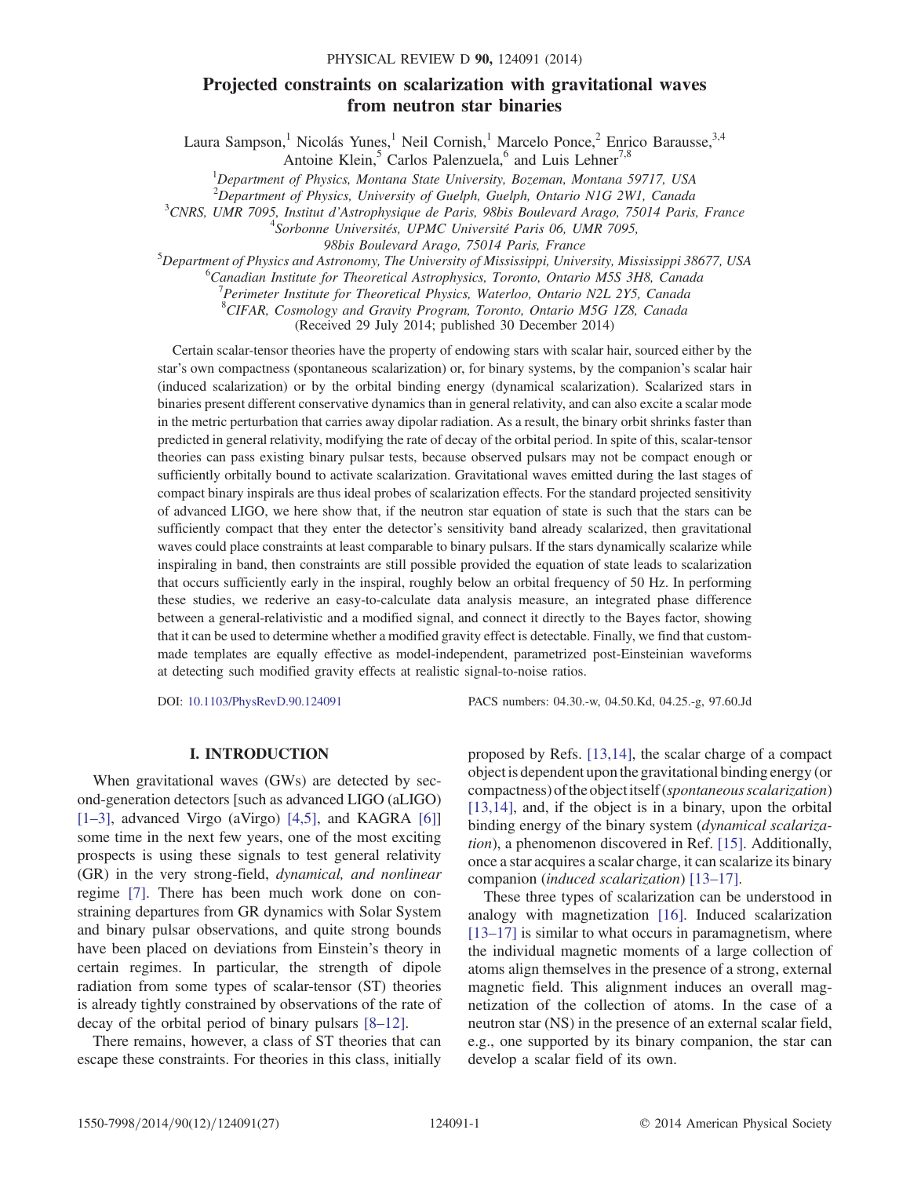# Projected constraints on scalarization with gravitational waves from neutron star binaries

Laura Sampson,[1] Nicolás Yunes,[1] Neil Cornish,[1] Marcelo Ponce,[2] Enrico Barausse,[3,4] Antoine Klein,[5] Carlos Palenzuela,[6] and Luis Lehner[7,8]

[1]*Department of Physics, Montana State University, Bozeman, Montana 59717, USA*
[2]*Department of Physics, University of Guelph, Guelph, Ontario N1G 2W1, Canada*
[3]*CNRS, UMR 7095, Institut d'Astrophysique de Paris, 98bis Boulevard Arago, 75014 Paris, France*
[4]*Sorbonne Universités, UPMC Université Paris 06, UMR 7095, 98bis Boulevard Arago, 75014 Paris, France*
[5]*Department of Physics and Astronomy, The University of Mississippi, University, Mississippi 38677, USA*
[6]*Canadian Institute for Theoretical Astrophysics, Toronto, Ontario M5S 3H8, Canada*
[7]*Perimeter Institute for Theoretical Physics, Waterloo, Ontario N2L 2Y5, Canada*
[8]*CIFAR, Cosmology and Gravity Program, Toronto, Ontario M5G 1Z8, Canada*

(Received 29 July 2014; published 30 December 2014)

Certain scalar-tensor theories have the property of endowing stars with scalar hair, sourced either by the star's own compactness (spontaneous scalarization) or, for binary systems, by the companion's scalar hair (induced scalarization) or by the orbital binding energy (dynamical scalarization). Scalarized stars in binaries present different conservative dynamics than in general relativity, and can also excite a scalar mode in the metric perturbation that carries away dipolar radiation. As a result, the binary orbit shrinks faster than predicted in general relativity, modifying the rate of decay of the orbital period. In spite of this, scalar-tensor theories can pass existing binary pulsar tests, because observed pulsars may not be compact enough or sufficiently orbitally bound to activate scalarization. Gravitational waves emitted during the last stages of compact binary inspirals are thus ideal probes of scalarization effects. For the standard projected sensitivity of advanced LIGO, we here show that, if the neutron star equation of state is such that the stars can be sufficiently compact that they enter the detector's sensitivity band already scalarized, then gravitational waves could place constraints at least comparable to binary pulsars. If the stars dynamically scalarize while inspiraling in band, then constraints are still possible provided the equation of state leads to scalarization that occurs sufficiently early in the inspiral, roughly below an orbital frequency of 50 Hz. In performing these studies, we rederive an easy-to-calculate data analysis measure, an integrated phase difference between a general-relativistic and a modified signal, and connect it directly to the Bayes factor, showing that it can be used to determine whether a modified gravity effect is detectable. Finally, we find that custom-made templates are equally effective as model-independent, parametrized post-Einsteinian waveforms at detecting such modified gravity effects at realistic signal-to-noise ratios.

DOI: 10.1103/PhysRevD.90.124091 PACS numbers: 04.30.-w, 04.50.Kd, 04.25.-g, 97.60.Jd

## I. INTRODUCTION

When gravitational waves (GWs) are detected by second-generation detectors [such as advanced LIGO (aLIGO) [1–3], advanced Virgo (aVirgo) [4,5], and KAGRA [6]] some time in the next few years, one of the most exciting prospects is using these signals to test general relativity (GR) in the very strong-field, *dynamical, and nonlinear* regime [7]. There has been much work done on constraining departures from GR dynamics with Solar System and binary pulsar observations, and quite strong bounds have been placed on deviations from Einstein's theory in certain regimes. In particular, the strength of dipole radiation from some types of scalar-tensor (ST) theories is already tightly constrained by observations of the rate of decay of the orbital period of binary pulsars [8–12].

There remains, however, a class of ST theories that can escape these constraints. For theories in this class, initially proposed by Refs. [13,14], the scalar charge of a compact object is dependent upon the gravitational binding energy (or compactness) of the object itself (*spontaneous scalarization*) [13,14], and, if the object is in a binary, upon the orbital binding energy of the binary system (*dynamical scalarization*), a phenomenon discovered in Ref. [15]. Additionally, once a star acquires a scalar charge, it can scalarize its binary companion (*induced scalarization*) [13–17].

These three types of scalarization can be understood in analogy with magnetization [16]. Induced scalarization [13–17] is similar to what occurs in paramagnetism, where the individual magnetic moments of a large collection of atoms align themselves in the presence of a strong, external magnetic field. This alignment induces an overall magnetization of the collection of atoms. In the case of a neutron star (NS) in the presence of an external scalar field, e.g., one supported by its binary companion, the star can develop a scalar field of its own.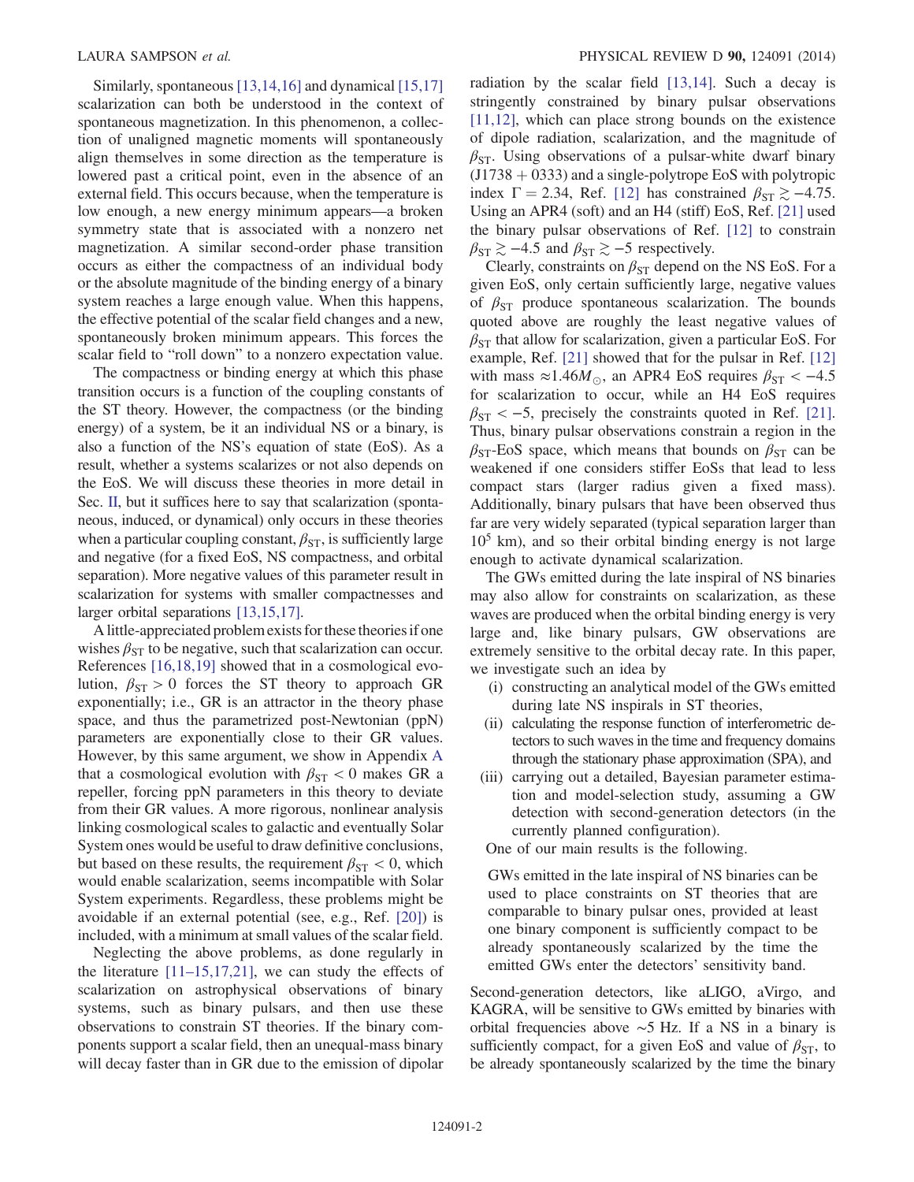Similarly, spontaneous [13,14,16] and dynamical [15,17] scalarization can both be understood in the context of spontaneous magnetization. In this phenomenon, a collection of unaligned magnetic moments will spontaneously align themselves in some direction as the temperature is lowered past a critical point, even in the absence of an external field. This occurs because, when the temperature is low enough, a new energy minimum appears—a broken symmetry state that is associated with a nonzero net magnetization. A similar second-order phase transition occurs as either the compactness of an individual body or the absolute magnitude of the binding energy of a binary system reaches a large enough value. When this happens, the effective potential of the scalar field changes and a new, spontaneously broken minimum appears. This forces the scalar field to "roll down" to a nonzero expectation value.

The compactness or binding energy at which this phase transition occurs is a function of the coupling constants of the ST theory. However, the compactness (or the binding energy) of a system, be it an individual NS or a binary, is also a function of the NS's equation of state (EoS). As a result, whether a systems scalarizes or not also depends on the EoS. We will discuss these theories in more detail in Sec. II, but it suffices here to say that scalarization (spontaneous, induced, or dynamical) only occurs in these theories when a particular coupling constant, $\beta_{\rm ST}$, is sufficiently large and negative (for a fixed EoS, NS compactness, and orbital separation). More negative values of this parameter result in scalarization for systems with smaller compactnesses and larger orbital separations [13,15,17].

A little-appreciated problem exists for these theories if one wishes $\beta_{\rm ST}$ to be negative, such that scalarization can occur. References [16,18,19] showed that in a cosmological evolution, $\beta_{\rm ST} > 0$ forces the ST theory to approach GR exponentially; i.e., GR is an attractor in the theory phase space, and thus the parametrized post-Newtonian (ppN) parameters are exponentially close to their GR values. However, by this same argument, we show in Appendix A that a cosmological evolution with $\beta_{\rm ST} < 0$ makes GR a repeller, forcing ppN parameters in this theory to deviate from their GR values. A more rigorous, nonlinear analysis linking cosmological scales to galactic and eventually Solar System ones would be useful to draw definitive conclusions, but based on these results, the requirement $\beta_{\rm ST} < 0$, which would enable scalarization, seems incompatible with Solar System experiments. Regardless, these problems might be avoidable if an external potential (see, e.g., Ref. [20]) is included, with a minimum at small values of the scalar field.

Neglecting the above problems, as done regularly in the literature [11–15,17,21], we can study the effects of scalarization on astrophysical observations of binary systems, such as binary pulsars, and then use these observations to constrain ST theories. If the binary components support a scalar field, then an unequal-mass binary will decay faster than in GR due to the emission of dipolar radiation by the scalar field [13,14]. Such a decay is stringently constrained by binary pulsar observations [11,12], which can place strong bounds on the existence of dipole radiation, scalarization, and the magnitude of $\beta_{\rm ST}$. Using observations of a pulsar-white dwarf binary (J1738 + 0333) and a single-polytrope EoS with polytropic index $\Gamma = 2.34$, Ref. [12] has constrained $\beta_{\rm ST} \gtrsim -4.75$. Using an APR4 (soft) and an H4 (stiff) EoS, Ref. [21] used the binary pulsar observations of Ref. [12] to constrain $\beta_{\rm ST} \gtrsim -4.5$ and $\beta_{\rm ST} \gtrsim -5$ respectively.

Clearly, constraints on $\beta_{\rm ST}$ depend on the NS EoS. For a given EoS, only certain sufficiently large, negative values of $\beta_{\rm ST}$ produce spontaneous scalarization. The bounds quoted above are roughly the least negative values of $\beta_{\rm ST}$ that allow for scalarization, given a particular EoS. For example, Ref. [21] showed that for the pulsar in Ref. [12] with mass $\approx 1.46 M_\odot$, an APR4 EoS requires $\beta_{\rm ST} < -4.5$ for scalarization to occur, while an H4 EoS requires $\beta_{\rm ST} < -5$, precisely the constraints quoted in Ref. [21]. Thus, binary pulsar observations constrain a region in the $\beta_{\rm ST}$-EoS space, which means that bounds on $\beta_{\rm ST}$ can be weakened if one considers stiffer EoSs that lead to less compact stars (larger radius given a fixed mass). Additionally, binary pulsars that have been observed thus far are very widely separated (typical separation larger than $10^5$ km), and so their orbital binding energy is not large enough to activate dynamical scalarization.

The GWs emitted during the late inspiral of NS binaries may also allow for constraints on scalarization, as these waves are produced when the orbital binding energy is very large and, like binary pulsars, GW observations are extremely sensitive to the orbital decay rate. In this paper, we investigate such an idea by

(i) constructing an analytical model of the GWs emitted during late NS inspirals in ST theories,
(ii) calculating the response function of interferometric detectors to such waves in the time and frequency domains through the stationary phase approximation (SPA), and
(iii) carrying out a detailed, Bayesian parameter estimation and model-selection study, assuming a GW detection with second-generation detectors (in the currently planned configuration).

One of our main results is the following.

> GWs emitted in the late inspiral of NS binaries can be used to place constraints on ST theories that are comparable to binary pulsar ones, provided at least one binary component is sufficiently compact to be already spontaneously scalarized by the time the emitted GWs enter the detectors' sensitivity band.

Second-generation detectors, like aLIGO, aVirgo, and KAGRA, will be sensitive to GWs emitted by binaries with orbital frequencies above $\sim 5$ Hz. If a NS in a binary is sufficiently compact, for a given EoS and value of $\beta_{\rm ST}$, to be already spontaneously scalarized by the time the binary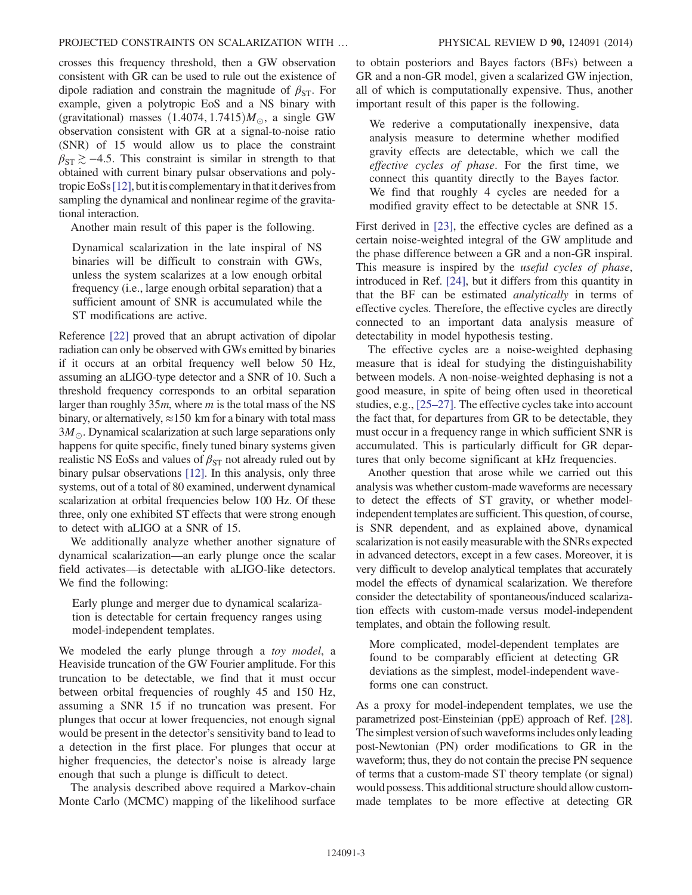crosses this frequency threshold, then a GW observation consistent with GR can be used to rule out the existence of dipole radiation and constrain the magnitude of $\beta_{\rm ST}$. For example, given a polytropic EoS and a NS binary with (gravitational) masses $(1.4074, 1.7415)M_{\odot}$, a single GW observation consistent with GR at a signal-to-noise ratio (SNR) of 15 would allow us to place the constraint $\beta_{\rm ST} \gtrsim -4.5$. This constraint is similar in strength to that obtained with current binary pulsar observations and polytropic EoSs [12], but it is complementary in that it derives from sampling the dynamical and nonlinear regime of the gravitational interaction.

Another main result of this paper is the following.

> Dynamical scalarization in the late inspiral of NS binaries will be difficult to constrain with GWs, unless the system scalarizes at a low enough orbital frequency (i.e., large enough orbital separation) that a sufficient amount of SNR is accumulated while the ST modifications are active.

Reference [22] proved that an abrupt activation of dipolar radiation can only be observed with GWs emitted by binaries if it occurs at an orbital frequency well below 50 Hz, assuming an aLIGO-type detector and a SNR of 10. Such a threshold frequency corresponds to an orbital separation larger than roughly $35m$, where $m$ is the total mass of the NS binary, or alternatively, $\approx 150$ km for a binary with total mass $3M_{\odot}$. Dynamical scalarization at such large separations only happens for quite specific, finely tuned binary systems given realistic NS EoSs and values of $\beta_{\rm ST}$ not already ruled out by binary pulsar observations [12]. In this analysis, only three systems, out of a total of 80 examined, underwent dynamical scalarization at orbital frequencies below 100 Hz. Of these three, only one exhibited ST effects that were strong enough to detect with aLIGO at a SNR of 15.

We additionally analyze whether another signature of dynamical scalarization—an early plunge once the scalar field activates—is detectable with aLIGO-like detectors. We find the following:

> Early plunge and merger due to dynamical scalarization is detectable for certain frequency ranges using model-independent templates.

We modeled the early plunge through a *toy model*, a Heaviside truncation of the GW Fourier amplitude. For this truncation to be detectable, we find that it must occur between orbital frequencies of roughly 45 and 150 Hz, assuming a SNR 15 if no truncation was present. For plunges that occur at lower frequencies, not enough signal would be present in the detector's sensitivity band to lead to a detection in the first place. For plunges that occur at higher frequencies, the detector's noise is already large enough that such a plunge is difficult to detect.

The analysis described above required a Markov-chain Monte Carlo (MCMC) mapping of the likelihood surface to obtain posteriors and Bayes factors (BFs) between a GR and a non-GR model, given a scalarized GW injection, all of which is computationally expensive. Thus, another important result of this paper is the following.

> We rederive a computationally inexpensive, data analysis measure to determine whether modified gravity effects are detectable, which we call the *effective cycles of phase*. For the first time, we connect this quantity directly to the Bayes factor. We find that roughly 4 cycles are needed for a modified gravity effect to be detectable at SNR 15.

First derived in [23], the effective cycles are defined as a certain noise-weighted integral of the GW amplitude and the phase difference between a GR and a non-GR inspiral. This measure is inspired by the *useful cycles of phase*, introduced in Ref. [24], but it differs from this quantity in that the BF can be estimated *analytically* in terms of effective cycles. Therefore, the effective cycles are directly connected to an important data analysis measure of detectability in model hypothesis testing.

The effective cycles are a noise-weighted dephasing measure that is ideal for studying the distinguishability between models. A non-noise-weighted dephasing is not a good measure, in spite of being often used in theoretical studies, e.g., [25–27]. The effective cycles take into account the fact that, for departures from GR to be detectable, they must occur in a frequency range in which sufficient SNR is accumulated. This is particularly difficult for GR departures that only become significant at kHz frequencies.

Another question that arose while we carried out this analysis was whether custom-made waveforms are necessary to detect the effects of ST gravity, or whether model-independent templates are sufficient. This question, of course, is SNR dependent, and as explained above, dynamical scalarization is not easily measurable with the SNRs expected in advanced detectors, except in a few cases. Moreover, it is very difficult to develop analytical templates that accurately model the effects of dynamical scalarization. We therefore consider the detectability of spontaneous/induced scalarization effects with custom-made versus model-independent templates, and obtain the following result.

> More complicated, model-dependent templates are found to be comparably efficient at detecting GR deviations as the simplest, model-independent waveforms one can construct.

As a proxy for model-independent templates, we use the parametrized post-Einsteinian (ppE) approach of Ref. [28]. The simplest version of such waveforms includes only leading post-Newtonian (PN) order modifications to GR in the waveform; thus, they do not contain the precise PN sequence of terms that a custom-made ST theory template (or signal) would possess. This additional structure should allow custom-made templates to be more effective at detecting GR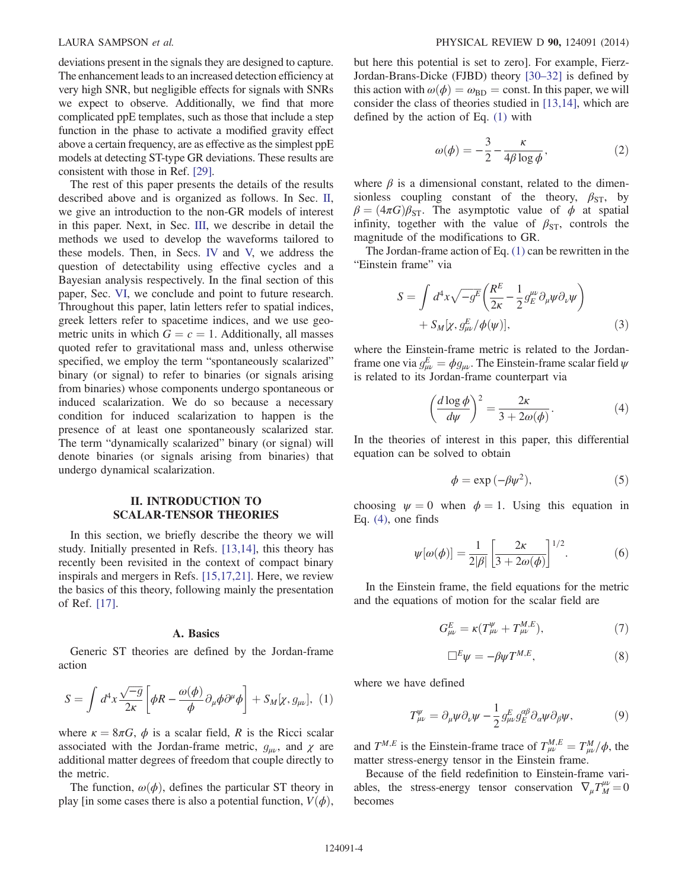deviations present in the signals they are designed to capture. The enhancement leads to an increased detection efficiency at very high SNR, but negligible effects for signals with SNRs we expect to observe. Additionally, we find that more complicated ppE templates, such as those that include a step function in the phase to activate a modified gravity effect above a certain frequency, are as effective as the simplest ppE models at detecting ST-type GR deviations. These results are consistent with those in Ref. [29].

The rest of this paper presents the details of the results described above and is organized as follows. In Sec. II, we give an introduction to the non-GR models of interest in this paper. Next, in Sec. III, we describe in detail the methods we used to develop the waveforms tailored to these models. Then, in Secs. IV and V, we address the question of detectability using effective cycles and a Bayesian analysis respectively. In the final section of this paper, Sec. VI, we conclude and point to future research. Throughout this paper, latin letters refer to spatial indices, greek letters refer to spacetime indices, and we use geometric units in which $G = c = 1$. Additionally, all masses quoted refer to gravitational mass and, unless otherwise specified, we employ the term "spontaneously scalarized" binary (or signal) to refer to binaries (or signals arising from binaries) whose components undergo spontaneous or induced scalarization. We do so because a necessary condition for induced scalarization to happen is the presence of at least one spontaneously scalarized star. The term "dynamically scalarized" binary (or signal) will denote binaries (or signals arising from binaries) that undergo dynamical scalarization.

## II. INTRODUCTION TO SCALAR-TENSOR THEORIES

In this section, we briefly describe the theory we will study. Initially presented in Refs. [13,14], this theory has recently been revisited in the context of compact binary inspirals and mergers in Refs. [15,17,21]. Here, we review the basics of this theory, following mainly the presentation of Ref. [17].

### A. Basics

Generic ST theories are defined by the Jordan-frame action

$$S = \int d^4x \frac{\sqrt{-g}}{2\kappa}\left[\phi R - \frac{\omega(\phi)}{\phi}\partial_\mu\phi\partial^\mu\phi\right] + S_M[\chi, g_{\mu\nu}], \quad (1)$$

where $\kappa = 8\pi G$, $\phi$ is a scalar field, $R$ is the Ricci scalar associated with the Jordan-frame metric, $g_{\mu\nu}$, and $\chi$ are additional matter degrees of freedom that couple directly to the metric.

The function, $\omega(\phi)$, defines the particular ST theory in play [in some cases there is also a potential function, $V(\phi)$, but here this potential is set to zero]. For example, Fierz-Jordan-Brans-Dicke (FJBD) theory [30–32] is defined by this action with $\omega(\phi) = \omega_{\rm BD} = \text{const}$. In this paper, we will consider the class of theories studied in [13,14], which are defined by the action of Eq. (1) with

$$\omega(\phi) = -\frac{3}{2} - \frac{\kappa}{4\beta\log\phi}, \quad (2)$$

where $\beta$ is a dimensional constant, related to the dimensionless coupling constant of the theory, $\beta_{\rm ST}$, by $\beta = (4\pi G)\beta_{\rm ST}$. The asymptotic value of $\phi$ at spatial infinity, together with the value of $\beta_{\rm ST}$, controls the magnitude of the modifications to GR.

The Jordan-frame action of Eq. (1) can be rewritten in the "Einstein frame" via

$$S = \int d^4x\sqrt{-g^E}\left(\frac{R^E}{2\kappa} - \frac{1}{2}g^{\mu\nu}_E\partial_\mu\psi\partial_\nu\psi\right) + S_M[\chi, g^E_{\mu\nu}/\phi(\psi)], \quad (3)$$

where the Einstein-frame metric is related to the Jordan-frame one via $g^E_{\mu\nu} = \phi g_{\mu\nu}$. The Einstein-frame scalar field $\psi$ is related to its Jordan-frame counterpart via

$$\left(\frac{d\log\phi}{d\psi}\right)^2 = \frac{2\kappa}{3 + 2\omega(\phi)}. \quad (4)$$

In the theories of interest in this paper, this differential equation can be solved to obtain

$$\phi = \exp(-\beta\psi^2), \quad (5)$$

choosing $\psi = 0$ when $\phi = 1$. Using this equation in Eq. (4), one finds

$$\psi[\omega(\phi)] = \frac{1}{2|\beta|}\left[\frac{2\kappa}{3 + 2\omega(\phi)}\right]^{1/2}. \quad (6)$$

In the Einstein frame, the field equations for the metric and the equations of motion for the scalar field are

$$G^E_{\mu\nu} = \kappa(T^\psi_{\mu\nu} + T^{M,E}_{\mu\nu}), \quad (7)$$

$$\square^E\psi = -\beta\psi T^{M,E}, \quad (8)$$

where we have defined

$$T^\psi_{\mu\nu} = \partial_\mu\psi\partial_\nu\psi - \frac{1}{2}g^E_{\mu\nu}g^{\alpha\beta}_E\partial_\alpha\psi\partial_\beta\psi, \quad (9)$$

and $T^{M,E}$ is the Einstein-frame trace of $T^{M,E}_{\mu\nu} = T^M_{\mu\nu}/\phi$, the matter stress-energy tensor in the Einstein frame.

Because of the field redefinition to Einstein-frame variables, the stress-energy tensor conservation $\nabla_\mu T^{\mu\nu}_M = 0$ becomes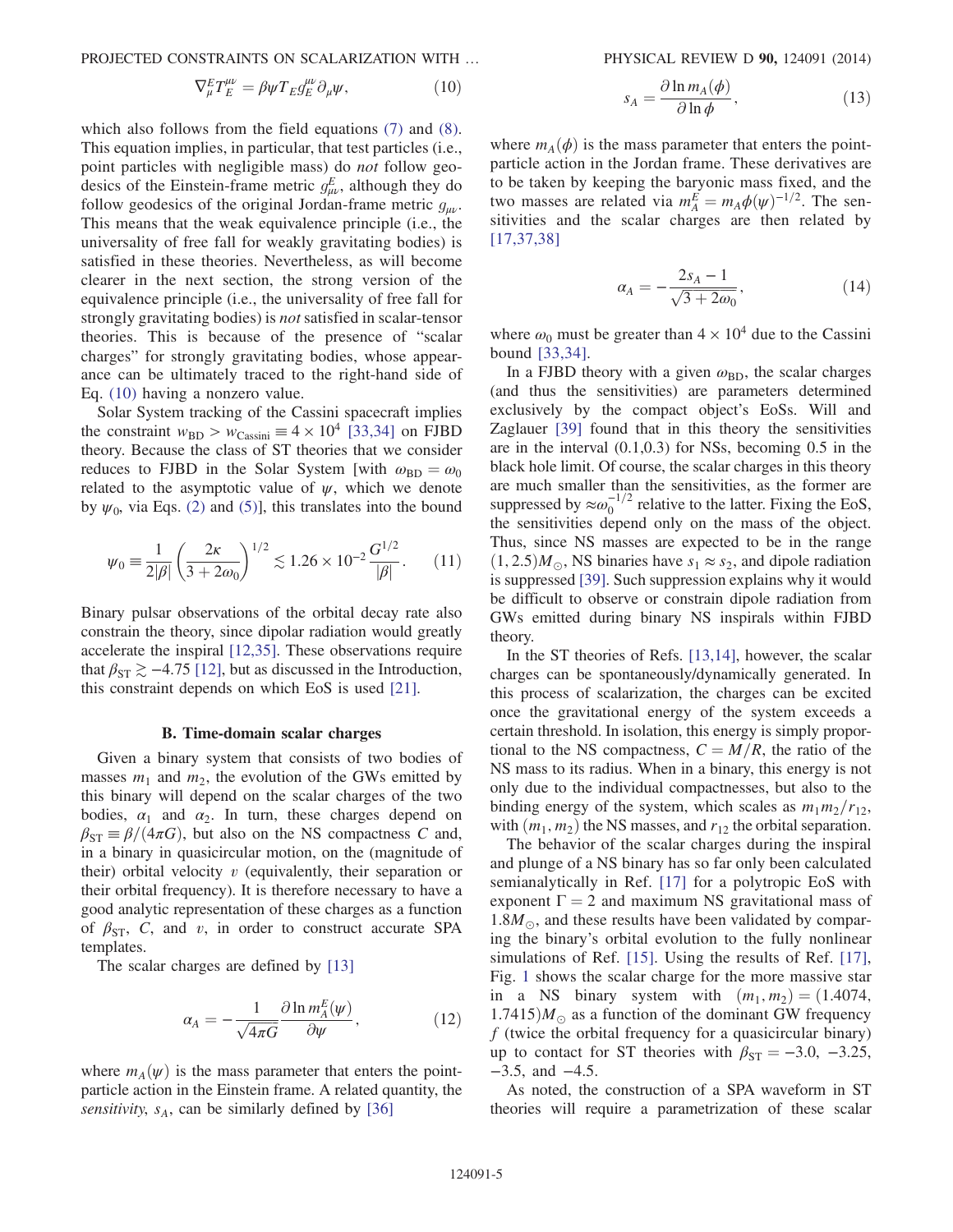$$\nabla_\mu^E T_E^{\mu\nu} = \beta\psi T_E g_E^{\mu\nu} \partial_\mu \psi, \tag{10}$$

which also follows from the field equations (7) and (8). This equation implies, in particular, that test particles (i.e., point particles with negligible mass) do *not* follow geodesics of the Einstein-frame metric $g_{\mu\nu}^E$, although they do follow geodesics of the original Jordan-frame metric $g_{\mu\nu}$. This means that the weak equivalence principle (i.e., the universality of free fall for weakly gravitating bodies) is satisfied in these theories. Nevertheless, as will become clearer in the next section, the strong version of the equivalence principle (i.e., the universality of free fall for strongly gravitating bodies) is *not* satisfied in scalar-tensor theories. This is because of the presence of "scalar charges" for strongly gravitating bodies, whose appearance can be ultimately traced to the right-hand side of Eq. (10) having a nonzero value.

Solar System tracking of the Cassini spacecraft implies the constraint $w_{\rm BD} > w_{\rm Cassini} \equiv 4\times 10^4$ [33,34] on FJBD theory. Because the class of ST theories that we consider reduces to FJBD in the Solar System [with $\omega_{\rm BD} = \omega_0$ related to the asymptotic value of $\psi$, which we denote by $\psi_0$, via Eqs. (2) and (5)], this translates into the bound

$$\psi_0 \equiv \frac{1}{2|\beta|}\left(\frac{2\kappa}{3+2\omega_0}\right)^{1/2} \lesssim 1.26\times 10^{-2}\frac{G^{1/2}}{|\beta|}. \tag{11}$$

Binary pulsar observations of the orbital decay rate also constrain the theory, since dipolar radiation would greatly accelerate the inspiral [12,35]. These observations require that $\beta_{\rm ST} \gtrsim -4.75$ [12], but as discussed in the Introduction, this constraint depends on which EoS is used [21].

### B. Time-domain scalar charges

Given a binary system that consists of two bodies of masses $m_1$ and $m_2$, the evolution of the GWs emitted by this binary will depend on the scalar charges of the two bodies, $\alpha_1$ and $\alpha_2$. In turn, these charges depend on $\beta_{\rm ST} \equiv \beta/(4\pi G)$, but also on the NS compactness $C$ and, in a binary in quasicircular motion, on the (magnitude of their) orbital velocity $v$ (equivalently, their separation or their orbital frequency). It is therefore necessary to have a good analytic representation of these charges as a function of $\beta_{\rm ST}$, $C$, and $v$, in order to construct accurate SPA templates.

The scalar charges are defined by [13]

$$\alpha_A = -\frac{1}{\sqrt{4\pi G}}\frac{\partial \ln m_A^E(\psi)}{\partial\psi}, \tag{12}$$

where $m_A(\psi)$ is the mass parameter that enters the point-particle action in the Einstein frame. A related quantity, the *sensitivity*, $s_A$, can be similarly defined by [36]

$$s_A = \frac{\partial \ln m_A(\phi)}{\partial \ln \phi}, \tag{13}$$

where $m_A(\phi)$ is the mass parameter that enters the point-particle action in the Jordan frame. These derivatives are to be taken by keeping the baryonic mass fixed, and the two masses are related via $m_A^E = m_A \phi(\psi)^{-1/2}$. The sensitivities and the scalar charges are then related by [17,37,38]

$$\alpha_A = -\frac{2s_A - 1}{\sqrt{3+2\omega_0}}, \tag{14}$$

where $\omega_0$ must be greater than $4\times 10^4$ due to the Cassini bound [33,34].

In a FJBD theory with a given $\omega_{\rm BD}$, the scalar charges (and thus the sensitivities) are parameters determined exclusively by the compact object's EoSs. Will and Zaglauer [39] found that in this theory the sensitivities are in the interval (0.1,0.3) for NSs, becoming 0.5 in the black hole limit. Of course, the scalar charges in this theory are much smaller than the sensitivities, as the former are suppressed by $\approx \omega_0^{-1/2}$ relative to the latter. Fixing the EoS, the sensitivities depend only on the mass of the object. Thus, since NS masses are expected to be in the range $(1, 2.5)M_\odot$, NS binaries have $s_1 \approx s_2$, and dipole radiation is suppressed [39]. Such suppression explains why it would be difficult to observe or constrain dipole radiation from GWs emitted during binary NS inspirals within FJBD theory.

In the ST theories of Refs. [13,14], however, the scalar charges can be spontaneously/dynamically generated. In this process of scalarization, the charges can be excited once the gravitational energy of the system exceeds a certain threshold. In isolation, this energy is simply proportional to the NS compactness, $C = M/R$, the ratio of the NS mass to its radius. When in a binary, this energy is not only due to the individual compactnesses, but also to the binding energy of the system, which scales as $m_1 m_2/r_{12}$, with $(m_1, m_2)$ the NS masses, and $r_{12}$ the orbital separation.

The behavior of the scalar charges during the inspiral and plunge of a NS binary has so far only been calculated semianalytically in Ref. [17] for a polytropic EoS with exponent $\Gamma = 2$ and maximum NS gravitational mass of $1.8M_\odot$, and these results have been validated by comparing the binary's orbital evolution to the fully nonlinear simulations of Ref. [15]. Using the results of Ref. [17], Fig. 1 shows the scalar charge for the more massive star in a NS binary system with $(m_1, m_2) = (1.4074, 1.7415)M_\odot$ as a function of the dominant GW frequency $f$ (twice the orbital frequency for a quasicircular binary) up to contact for ST theories with $\beta_{\rm ST} = -3.0$, $-3.25$, $-3.5$, and $-4.5$.

As noted, the construction of a SPA waveform in ST theories will require a parametrization of these scalar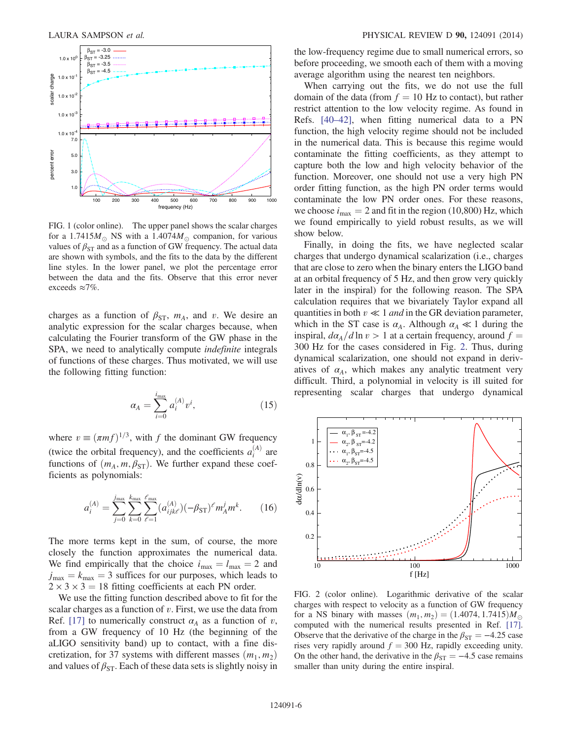FIG. 1 (color online). The upper panel shows the scalar charges for a $1.7415 M_\odot$ NS with a $1.4074 M_\odot$ companion, for various values of $\beta_{\rm ST}$ and as a function of GW frequency. The actual data are shown with symbols, and the fits to the data by the different line styles. In the lower panel, we plot the percentage error between the data and the fits. Observe that this error never exceeds $\approx 7\%$.

charges as a function of $\beta_{\rm ST}$, $m_A$, and $v$. We desire an analytic expression for the scalar charges because, when calculating the Fourier transform of the GW phase in the SPA, we need to analytically compute *indefinite* integrals of functions of these charges. Thus motivated, we will use the following fitting function:

$$\alpha_A = \sum_{i=0}^{i_{\rm max}} a_i^{(A)} v^i, \tag{15}$$

where $v \equiv (\pi m f)^{1/3}$, with $f$ the dominant GW frequency (twice the orbital frequency), and the coefficients $a_i^{(A)}$ are functions of $(m_A, m, \beta_{\rm ST})$. We further expand these coefficients as polynomials:

$$a_i^{(A)} = \sum_{j=0}^{j_{\rm max}} \sum_{k=0}^{k_{\rm max}} \sum_{\ell=1}^{\ell_{\rm max}} (a_{ijk\ell}^{(A)})(-\beta_{\rm ST})^\ell m_A^j m^k. \tag{16}$$

The more terms kept in the sum, of course, the more closely the function approximates the numerical data. We find empirically that the choice $i_{\rm max} = l_{\rm max} = 2$ and $j_{\rm max} = k_{\rm max} = 3$ suffices for our purposes, which leads to $2 \times 3 \times 3 = 18$ fitting coefficients at each PN order.

We use the fitting function described above to fit for the scalar charges as a function of $v$. First, we use the data from Ref. [17] to numerically construct $\alpha_A$ as a function of $v$, from a GW frequency of 10 Hz (the beginning of the aLIGO sensitivity band) up to contact, with a fine discretization, for 37 systems with different masses $(m_1, m_2)$ and values of $\beta_{\rm ST}$. Each of these data sets is slightly noisy in the low-frequency regime due to small numerical errors, so before proceeding, we smooth each of them with a moving average algorithm using the nearest ten neighbors.

When carrying out the fits, we do not use the full domain of the data (from $f = 10$ Hz to contact), but rather restrict attention to the low velocity regime. As found in Refs. [40–42], when fitting numerical data to a PN function, the high velocity regime should not be included in the numerical data. This is because this regime would contaminate the fitting coefficients, as they attempt to capture both the low and high velocity behavior of the function. Moreover, one should not use a very high PN order fitting function, as the high PN order terms would contaminate the low PN order ones. For these reasons, we choose $i_{\rm max} = 2$ and fit in the region (10,800) Hz, which we found empirically to yield robust results, as we will show below.

Finally, in doing the fits, we have neglected scalar charges that undergo dynamical scalarization (i.e., charges that are close to zero when the binary enters the LIGO band at an orbital frequency of 5 Hz, and then grow very quickly later in the inspiral) for the following reason. The SPA calculation requires that we bivariately Taylor expand all quantities in both $v \ll 1$ *and* in the GR deviation parameter, which in the ST case is $\alpha_A$. Although $\alpha_A \ll 1$ during the inspiral, $d\alpha_A/d\ln v > 1$ at a certain frequency, around $f = 300$ Hz for the cases considered in Fig. 2. Thus, during dynamical scalarization, one should not expand in derivatives of $\alpha_A$, which makes any analytic treatment very difficult. Third, a polynomial in velocity is ill suited for representing scalar charges that undergo dynamical

FIG. 2 (color online). Logarithmic derivative of the scalar charges with respect to velocity as a function of GW frequency for a NS binary with masses $(m_1, m_2) = (1.4074, 1.7415) M_\odot$ computed with the numerical results presented in Ref. [17]. Observe that the derivative of the charge in the $\beta_{\rm ST} = -4.25$ case rises very rapidly around $f = 300$ Hz, rapidly exceeding unity. On the other hand, the derivative in the $\beta_{\rm ST} = -4.5$ case remains smaller than unity during the entire inspiral.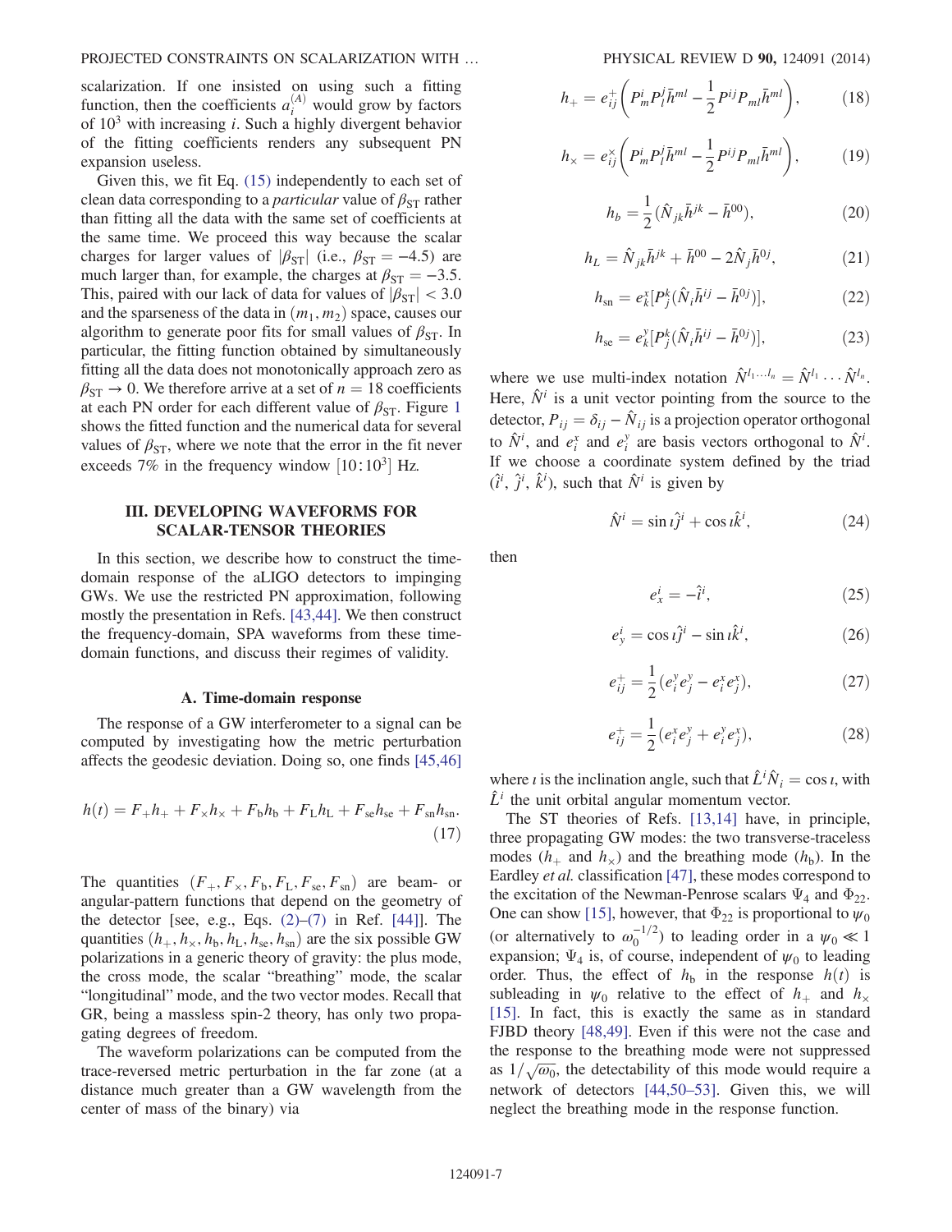scalarization. If one insisted on using such a fitting function, then the coefficients $a_i^{(A)}$ would grow by factors of $10^3$ with increasing $i$. Such a highly divergent behavior of the fitting coefficients renders any subsequent PN expansion useless.

Given this, we fit Eq. (15) independently to each set of clean data corresponding to a *particular* value of $\beta_{\rm ST}$ rather than fitting all the data with the same set of coefficients at the same time. We proceed this way because the scalar charges for larger values of $|\beta_{\rm ST}|$ (i.e., $\beta_{\rm ST} = -4.5$) are much larger than, for example, the charges at $\beta_{\rm ST} = -3.5$. This, paired with our lack of data for values of $|\beta_{\rm ST}| < 3.0$ and the sparseness of the data in $(m_1, m_2)$ space, causes our algorithm to generate poor fits for small values of $\beta_{\rm ST}$. In particular, the fitting function obtained by simultaneously fitting all the data does not monotonically approach zero as $\beta_{\rm ST} \to 0$. We therefore arrive at a set of $n = 18$ coefficients at each PN order for each different value of $\beta_{\rm ST}$. Figure 1 shows the fitted function and the numerical data for several values of $\beta_{\rm ST}$, where we note that the error in the fit never exceeds 7% in the frequency window $[10{:}10^3]$ Hz.

## III. DEVELOPING WAVEFORMS FOR SCALAR-TENSOR THEORIES

In this section, we describe how to construct the time-domain response of the aLIGO detectors to impinging GWs. We use the restricted PN approximation, following mostly the presentation in Refs. [43,44]. We then construct the frequency-domain, SPA waveforms from these time-domain functions, and discuss their regimes of validity.

### A. Time-domain response

The response of a GW interferometer to a signal can be computed by investigating how the metric perturbation affects the geodesic deviation. Doing so, one finds [45,46]

$$h(t) = F_+ h_+ + F_\times h_\times + F_{\rm b} h_{\rm b} + F_{\rm L} h_{\rm L} + F_{\rm se} h_{\rm se} + F_{\rm sn} h_{\rm sn}. \tag{17}$$

The quantities $(F_+, F_\times, F_{\rm b}, F_{\rm L}, F_{\rm se}, F_{\rm sn})$ are beam- or angular-pattern functions that depend on the geometry of the detector [see, e.g., Eqs. (2)–(7) in Ref. [44]]. The quantities $(h_+, h_\times, h_{\rm b}, h_{\rm L}, h_{\rm se}, h_{\rm sn})$ are the six possible GW polarizations in a generic theory of gravity: the plus mode, the cross mode, the scalar "breathing" mode, the scalar "longitudinal" mode, and the two vector modes. Recall that GR, being a massless spin-2 theory, has only two propagating degrees of freedom.

The waveform polarizations can be computed from the trace-reversed metric perturbation in the far zone (at a distance much greater than a GW wavelength from the center of mass of the binary) via

$$h_+ = e^+_{ij}\left(P^i_m P^j_l \bar{h}^{ml} - \frac{1}{2} P^{ij} P_{ml} \bar{h}^{ml}\right), \tag{18}$$

$$h_\times = e^\times_{ij}\left(P^i_m P^j_l \bar{h}^{ml} - \frac{1}{2} P^{ij} P_{ml} \bar{h}^{ml}\right), \tag{19}$$

$$h_b = \frac{1}{2}(\hat{N}_{jk}\bar{h}^{jk} - \bar{h}^{00}), \tag{20}$$

$$h_L = \hat{N}_{jk}\bar{h}^{jk} + \bar{h}^{00} - 2\hat{N}_j \bar{h}^{0j}, \tag{21}$$

$$h_{\rm sn} = e^x_k [P^k_j (\hat{N}_i \bar{h}^{ij} - \bar{h}^{0j})], \tag{22}$$

$$h_{\rm se} = e^y_k [P^k_j (\hat{N}_i \bar{h}^{ij} - \bar{h}^{0j})], \tag{23}$$

where we use multi-index notation $\hat{N}^{l_1 \ldots l_n} = \hat{N}^{l_1} \cdots \hat{N}^{l_n}$. Here, $\hat{N}^i$ is a unit vector pointing from the source to the detector, $P_{ij} = \delta_{ij} - \hat{N}_{ij}$ is a projection operator orthogonal to $\hat{N}^i$, and $e^x_i$ and $e^y_i$ are basis vectors orthogonal to $\hat{N}^i$. If we choose a coordinate system defined by the triad $(\hat{i}^i, \hat{j}^i, \hat{k}^i)$, such that $\hat{N}^i$ is given by

$$\hat{N}^i = \sin\iota \hat{j}^i + \cos\iota \hat{k}^i, \tag{24}$$

then

$$e^i_x = -\hat{i}^i, \tag{25}$$

$$e^i_y = \cos\iota \hat{j}^i - \sin\iota \hat{k}^i, \tag{26}$$

$$e^+_{ij} = \frac{1}{2}(e^y_i e^y_j - e^x_i e^x_j), \tag{27}$$

$$e^+_{ij} = \frac{1}{2}(e^x_i e^y_j + e^y_i e^x_j), \tag{28}$$

where $\iota$ is the inclination angle, such that $\hat{L}^i \hat{N}_i = \cos\iota$, with $\hat{L}^i$ the unit orbital angular momentum vector.

The ST theories of Refs. [13,14] have, in principle, three propagating GW modes: the two transverse-traceless modes ($h_+$ and $h_\times$) and the breathing mode ($h_{\rm b}$). In the Eardley *et al.* classification [47], these modes correspond to the excitation of the Newman-Penrose scalars $\Psi_4$ and $\Phi_{22}$. One can show [15], however, that $\Phi_{22}$ is proportional to $\psi_0$ (or alternatively to $\omega_0^{-1/2}$) to leading order in a $\psi_0 \ll 1$ expansion; $\Psi_4$ is, of course, independent of $\psi_0$ to leading order. Thus, the effect of $h_{\rm b}$ in the response $h(t)$ is subleading in $\psi_0$ relative to the effect of $h_+$ and $h_\times$ [15]. In fact, this is exactly the same as in standard FJBD theory [48,49]. Even if this were not the case and the response to the breathing mode were not suppressed as $1/\sqrt{\omega_0}$, the detectability of this mode would require a network of detectors [44,50–53]. Given this, we will neglect the breathing mode in the response function.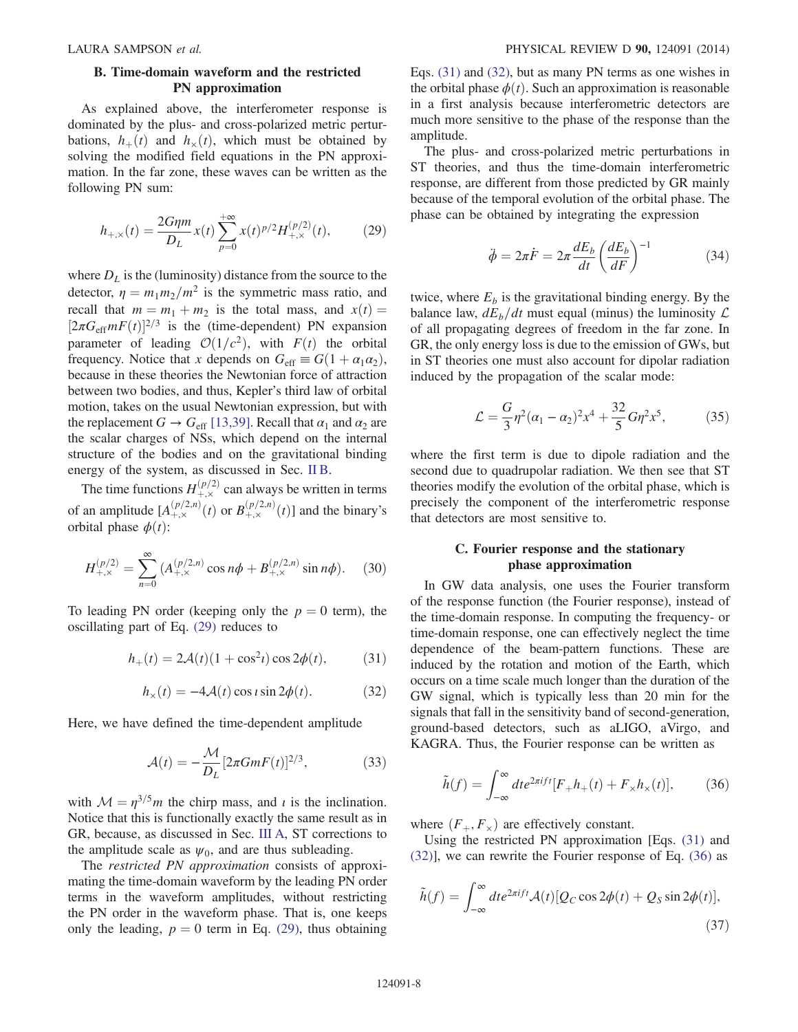### B. Time-domain waveform and the restricted PN approximation

As explained above, the interferometer response is dominated by the plus- and cross-polarized metric perturbations, $h_+(t)$ and $h_\times(t)$, which must be obtained by solving the modified field equations in the PN approximation. In the far zone, these waves can be written as the following PN sum:

$$h_{+,\times}(t) = \frac{2G\eta m}{D_L} x(t) \sum_{p=0}^{+\infty} x(t)^{p/2} H_{+,\times}^{(p/2)}(t), \tag{29}$$

where $D_L$ is the (luminosity) distance from the source to the detector, $\eta = m_1 m_2/m^2$ is the symmetric mass ratio, and recall that $m = m_1 + m_2$ is the total mass, and $x(t) = [2\pi G_{\rm eff} m F(t)]^{2/3}$ is the (time-dependent) PN expansion parameter of leading $\mathcal{O}(1/c^2)$, with $F(t)$ the orbital frequency. Notice that $x$ depends on $G_{\rm eff} \equiv G(1+\alpha_1\alpha_2)$, because in these theories the Newtonian force of attraction between two bodies, and thus, Kepler's third law of orbital motion, takes on the usual Newtonian expression, but with the replacement $G \to G_{\rm eff}$ [13,39]. Recall that $\alpha_1$ and $\alpha_2$ are the scalar charges of NSs, which depend on the internal structure of the bodies and on the gravitational binding energy of the system, as discussed in Sec. II B.

The time functions $H_{+,\times}^{(p/2)}$ can always be written in terms of an amplitude $[A_{+,\times}^{(p/2,n)}(t)$ or $B_{+,\times}^{(p/2,n)}(t)]$ and the binary's orbital phase $\phi(t)$:

$$H_{+,\times}^{(p/2)} = \sum_{n=0}^{\infty} (A_{+,\times}^{(p/2,n)} \cos n\phi + B_{+,\times}^{(p/2,n)} \sin n\phi). \tag{30}$$

To leading PN order (keeping only the $p = 0$ term), the oscillating part of Eq. (29) reduces to

$$h_+(t) = 2\mathcal{A}(t)(1+\cos^2\iota)\cos 2\phi(t), \tag{31}$$

$$h_\times(t) = -4\mathcal{A}(t)\cos\iota \sin 2\phi(t). \tag{32}$$

Here, we have defined the time-dependent amplitude

$$\mathcal{A}(t) = -\frac{\mathcal{M}}{D_L}[2\pi G m F(t)]^{2/3}, \tag{33}$$

with $\mathcal{M} = \eta^{3/5} m$ the chirp mass, and $\iota$ is the inclination. Notice that this is functionally exactly the same result as in GR, because, as discussed in Sec. III A, ST corrections to the amplitude scale as $\psi_0$, and are thus subleading.

The *restricted PN approximation* consists of approximating the time-domain waveform by the leading PN order terms in the waveform amplitudes, without restricting the PN order in the waveform phase. That is, one keeps only the leading, $p = 0$ term in Eq. (29), thus obtaining Eqs. (31) and (32), but as many PN terms as one wishes in the orbital phase $\phi(t)$. Such an approximation is reasonable in a first analysis because interferometric detectors are much more sensitive to the phase of the response than the amplitude.

The plus- and cross-polarized metric perturbations in ST theories, and thus the time-domain interferometric response, are different from those predicted by GR mainly because of the temporal evolution of the orbital phase. The phase can be obtained by integrating the expression

$$\ddot{\phi} = 2\pi\dot{F} = 2\pi \frac{dE_b}{dt}\left(\frac{dE_b}{dF}\right)^{-1} \tag{34}$$

twice, where $E_b$ is the gravitational binding energy. By the balance law, $dE_b/dt$ must equal (minus) the luminosity $\mathcal{L}$ of all propagating degrees of freedom in the far zone. In GR, the only energy loss is due to the emission of GWs, but in ST theories one must also account for dipolar radiation induced by the propagation of the scalar mode:

$$\mathcal{L} = \frac{G}{3}\eta^2(\alpha_1 - \alpha_2)^2 x^4 + \frac{32}{5} G\eta^2 x^5, \tag{35}$$

where the first term is due to dipole radiation and the second due to quadrupolar radiation. We then see that ST theories modify the evolution of the orbital phase, which is precisely the component of the interferometric response that detectors are most sensitive to.

### C. Fourier response and the stationary phase approximation

In GW data analysis, one uses the Fourier transform of the response function (the Fourier response), instead of the time-domain response. In computing the frequency- or time-domain response, one can effectively neglect the time dependence of the beam-pattern functions. These are induced by the rotation and motion of the Earth, which occurs on a time scale much longer than the duration of the GW signal, which is typically less than 20 min for the signals that fall in the sensitivity band of second-generation, ground-based detectors, such as aLIGO, aVirgo, and KAGRA. Thus, the Fourier response can be written as

$$\tilde{h}(f) = \int_{-\infty}^{\infty} dt e^{2\pi i f t}[F_+ h_+(t) + F_\times h_\times(t)], \tag{36}$$

where $(F_+, F_\times)$ are effectively constant.

Using the restricted PN approximation [Eqs. (31) and (32)], we can rewrite the Fourier response of Eq. (36) as

$$\tilde{h}(f) = \int_{-\infty}^{\infty} dt e^{2\pi i f t}\mathcal{A}(t)[Q_C \cos 2\phi(t) + Q_S \sin 2\phi(t)], \tag{37}$$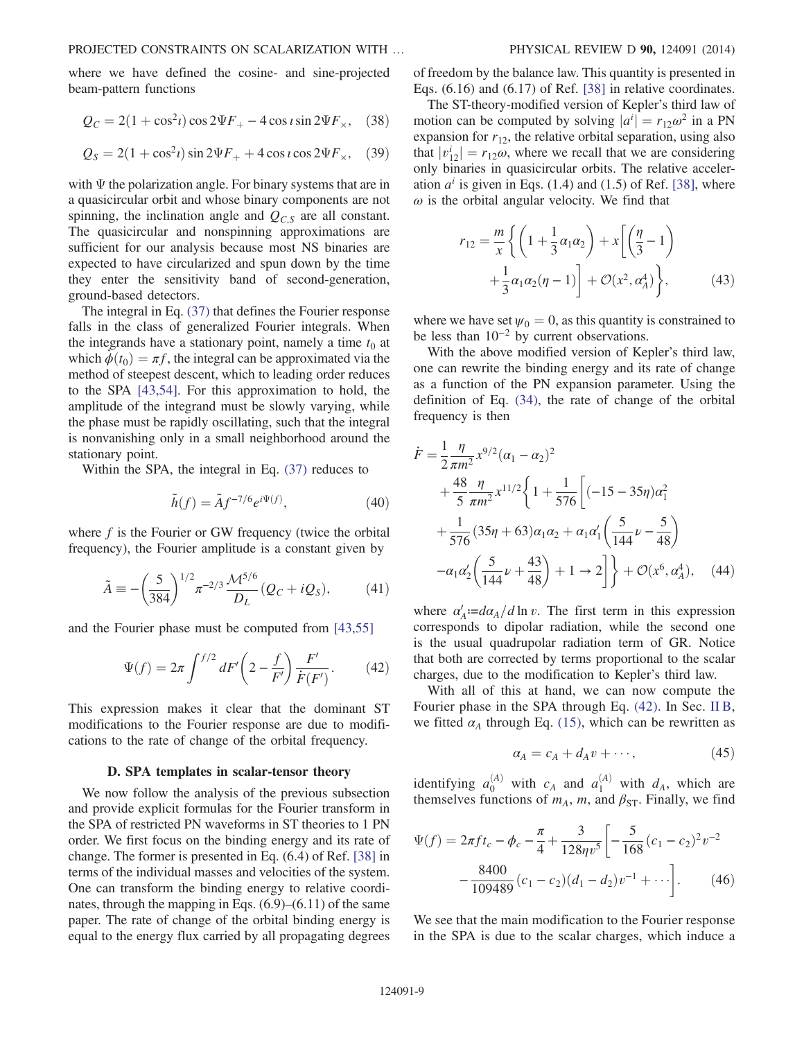where we have defined the cosine- and sine-projected beam-pattern functions

$$Q_C = 2(1+\cos^2\iota)\cos 2\Psi F_+ - 4\cos\iota \sin 2\Psi F_\times, \quad (38)$$

$$Q_S = 2(1+\cos^2\iota)\sin 2\Psi F_+ + 4\cos\iota \cos 2\Psi F_\times, \quad (39)$$

with $\Psi$ the polarization angle. For binary systems that are in a quasicircular orbit and whose binary components are not spinning, the inclination angle and $Q_{C,S}$ are all constant. The quasicircular and nonspinning approximations are sufficient for our analysis because most NS binaries are expected to have circularized and spun down by the time they enter the sensitivity band of second-generation, ground-based detectors.

The integral in Eq. (37) that defines the Fourier response falls in the class of generalized Fourier integrals. When the integrands have a stationary point, namely a time $t_0$ at which $\dot{\phi}(t_0) = \pi f$, the integral can be approximated via the method of steepest descent, which to leading order reduces to the SPA [43,54]. For this approximation to hold, the amplitude of the integrand must be slowly varying, while the phase must be rapidly oscillating, such that the integral is nonvanishing only in a small neighborhood around the stationary point.

Within the SPA, the integral in Eq. (37) reduces to

$$\tilde{h}(f) = \tilde{A} f^{-7/6} e^{i\Psi(f)}, \quad (40)$$

where $f$ is the Fourier or GW frequency (twice the orbital frequency), the Fourier amplitude is a constant given by

$$\tilde{A} \equiv -\left(\frac{5}{384}\right)^{1/2} \pi^{-2/3} \frac{\mathcal{M}^{5/6}}{D_L}(Q_C + iQ_S), \quad (41)$$

and the Fourier phase must be computed from [43,55]

$$\Psi(f) = 2\pi \int^{f/2} dF' \left(2 - \frac{f}{F'}\right) \frac{F'}{\dot{F}(F')}. \quad (42)$$

This expression makes it clear that the dominant ST modifications to the Fourier response are due to modifications to the rate of change of the orbital frequency.

### D. SPA templates in scalar-tensor theory

We now follow the analysis of the previous subsection and provide explicit formulas for the Fourier transform in the SPA of restricted PN waveforms in ST theories to 1 PN order. We first focus on the binding energy and its rate of change. The former is presented in Eq. (6.4) of Ref. [38] in terms of the individual masses and velocities of the system. One can transform the binding energy to relative coordinates, through the mapping in Eqs. (6.9)–(6.11) of the same paper. The rate of change of the orbital binding energy is equal to the energy flux carried by all propagating degrees of freedom by the balance law. This quantity is presented in Eqs. (6.16) and (6.17) of Ref. [38] in relative coordinates.

The ST-theory-modified version of Kepler's third law of motion can be computed by solving $|a^i| = r_{12}\omega^2$ in a PN expansion for $r_{12}$, the relative orbital separation, using also that $|v_{12}^i| = r_{12}\omega$, where we recall that we are considering only binaries in quasicircular orbits. The relative acceleration $a^i$ is given in Eqs. (1.4) and (1.5) of Ref. [38], where $\omega$ is the orbital angular velocity. We find that

$$r_{12} = \frac{m}{x}\left\{\left(1 + \frac{1}{3}\alpha_1\alpha_2\right) + x\left[\left(\frac{\eta}{3} - 1\right) + \frac{1}{3}\alpha_1\alpha_2(\eta - 1)\right] + \mathcal{O}(x^2, \alpha_A^4)\right\}, \quad (43)$$

where we have set $\psi_0 = 0$, as this quantity is constrained to be less than $10^{-2}$ by current observations.

With the above modified version of Kepler's third law, one can rewrite the binding energy and its rate of change as a function of the PN expansion parameter. Using the definition of Eq. (34), the rate of change of the orbital frequency is then

$$\begin{aligned}
\dot{F} = {} & \frac{1}{2}\frac{\eta}{\pi m^2} x^{9/2}(\alpha_1 - \alpha_2)^2 \\
& + \frac{48}{5}\frac{\eta}{\pi m^2} x^{11/2}\left\{1 + \frac{1}{576}\left[(-15 - 35\eta)\alpha_1^2 \right.\right. \\
& + \frac{1}{576}(35\eta + 63)\alpha_1\alpha_2 + \alpha_1\alpha_1'\left(\frac{5}{144}\nu - \frac{5}{48}\right) \\
& \left.\left. - \alpha_1\alpha_2'\left(\frac{5}{144}\nu + \frac{43}{48}\right) + 1 \to 2\right]\right\} + \mathcal{O}(x^6, \alpha_A^4), \quad (44)
\end{aligned}$$

where $\alpha_A' := d\alpha_A/d\ln v$. The first term in this expression corresponds to dipolar radiation, while the second one is the usual quadrupolar radiation term of GR. Notice that both are corrected by terms proportional to the scalar charges, due to the modification to Kepler's third law.

With all of this at hand, we can now compute the Fourier phase in the SPA through Eq. (42). In Sec. II B, we fitted $\alpha_A$ through Eq. (15), which can be rewritten as

$$\alpha_A = c_A + d_A v + \cdots, \quad (45)$$

identifying $a_0^{(A)}$ with $c_A$ and $a_1^{(A)}$ with $d_A$, which are themselves functions of $m_A$, $m$, and $\beta_{\rm ST}$. Finally, we find

$$\Psi(f) = 2\pi f t_c - \phi_c - \frac{\pi}{4} + \frac{3}{128\eta v^5}\left[-\frac{5}{168}(c_1 - c_2)^2 v^{-2} - \frac{8400}{109489}(c_1 - c_2)(d_1 - d_2)v^{-1} + \cdots\right]. \quad (46)$$

We see that the main modification to the Fourier response in the SPA is due to the scalar charges, which induce a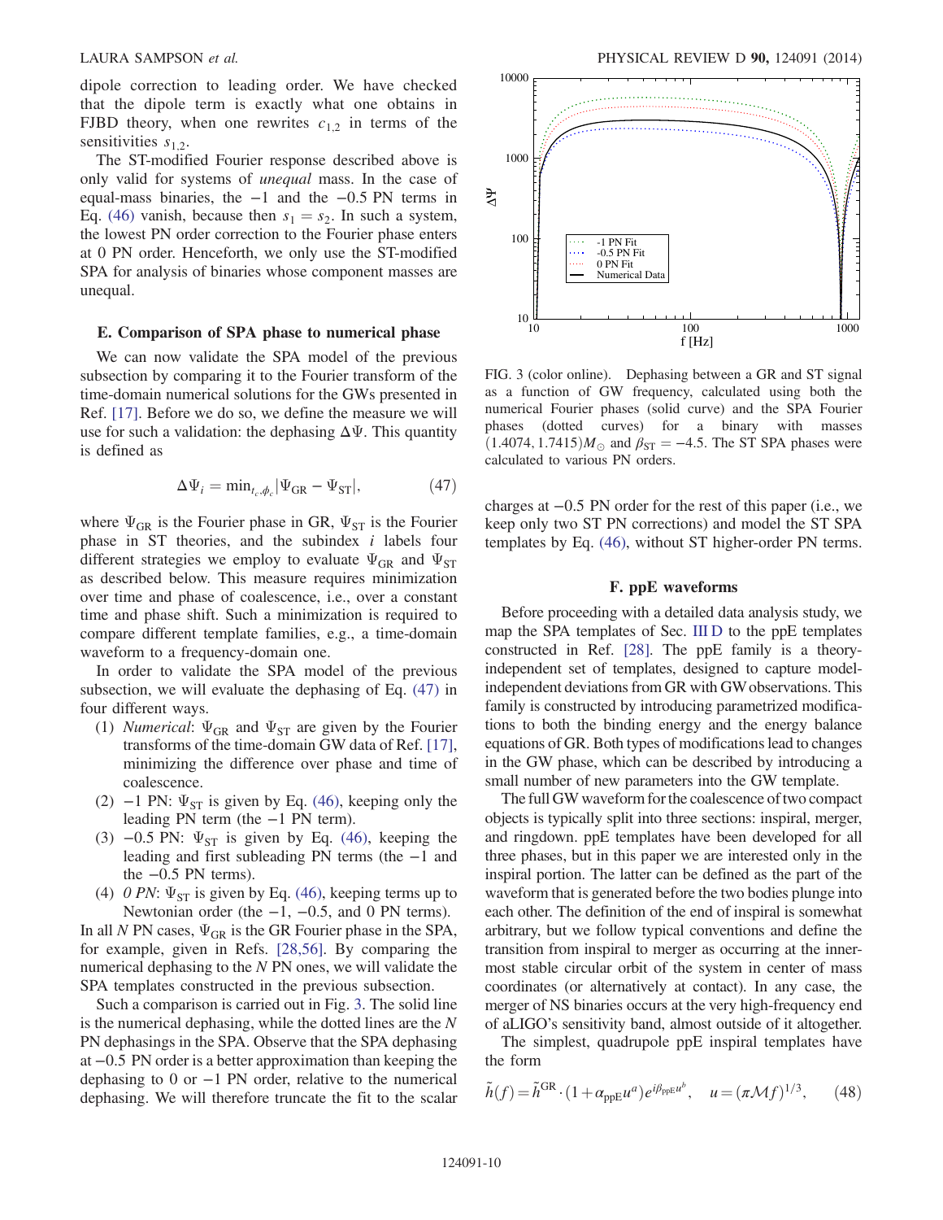dipole correction to leading order. We have checked that the dipole term is exactly what one obtains in FJBD theory, when one rewrites $c_{1,2}$ in terms of the sensitivities $s_{1,2}$.

The ST-modified Fourier response described above is only valid for systems of *unequal* mass. In the case of equal-mass binaries, the $-1$ and the $-0.5$ PN terms in Eq. (46) vanish, because then $s_1 = s_2$. In such a system, the lowest PN order correction to the Fourier phase enters at 0 PN order. Henceforth, we only use the ST-modified SPA for analysis of binaries whose component masses are unequal.

### E. Comparison of SPA phase to numerical phase

We can now validate the SPA model of the previous subsection by comparing it to the Fourier transform of the time-domain numerical solutions for the GWs presented in Ref. [17]. Before we do so, we define the measure we will use for such a validation: the dephasing $\Delta\Psi$. This quantity is defined as

$$\Delta\Psi_i = \min_{t_c,\phi_c}|\Psi_{\rm GR} - \Psi_{\rm ST}|, \qquad (47)$$

where $\Psi_{\rm GR}$ is the Fourier phase in GR, $\Psi_{\rm ST}$ is the Fourier phase in ST theories, and the subindex $i$ labels four different strategies we employ to evaluate $\Psi_{\rm GR}$ and $\Psi_{\rm ST}$ as described below. This measure requires minimization over time and phase of coalescence, i.e., over a constant time and phase shift. Such a minimization is required to compare different template families, e.g., a time-domain waveform to a frequency-domain one.

In order to validate the SPA model of the previous subsection, we will evaluate the dephasing of Eq. (47) in four different ways.

1. *Numerical*: $\Psi_{\rm GR}$ and $\Psi_{\rm ST}$ are given by the Fourier transforms of the time-domain GW data of Ref. [17], minimizing the difference over phase and time of coalescence.
2. $-1$ PN: $\Psi_{\rm ST}$ is given by Eq. (46), keeping only the leading PN term (the $-1$ PN term).
3. $-0.5$ PN: $\Psi_{\rm ST}$ is given by Eq. (46), keeping the leading and first subleading PN terms (the $-1$ and the $-0.5$ PN terms).
4. *0 PN*: $\Psi_{\rm ST}$ is given by Eq. (46), keeping terms up to Newtonian order (the $-1$, $-0.5$, and 0 PN terms).

In all $N$ PN cases, $\Psi_{\rm GR}$ is the GR Fourier phase in the SPA, for example, given in Refs. [28,56]. By comparing the numerical dephasing to the $N$ PN ones, we will validate the SPA templates constructed in the previous subsection.

Such a comparison is carried out in Fig. 3. The solid line is the numerical dephasing, while the dotted lines are the $N$ PN dephasings in the SPA. Observe that the SPA dephasing at $-0.5$ PN order is a better approximation than keeping the dephasing to 0 or $-1$ PN order, relative to the numerical dephasing. We will therefore truncate the fit to the scalar charges at $-0.5$ PN order for the rest of this paper (i.e., we keep only two ST PN corrections) and model the ST SPA templates by Eq. (46), without ST higher-order PN terms.

FIG. 3 (color online). Dephasing between a GR and ST signal as a function of GW frequency, calculated using both the numerical Fourier phases (solid curve) and the SPA Fourier phases (dotted curves) for a binary with masses $(1.4074, 1.7415)M_\odot$ and $\beta_{\rm ST} = -4.5$. The ST SPA phases were calculated to various PN orders.

### F. ppE waveforms

Before proceeding with a detailed data analysis study, we map the SPA templates of Sec. III D to the ppE templates constructed in Ref. [28]. The ppE family is a theory-independent set of templates, designed to capture model-independent deviations from GR with GW observations. This family is constructed by introducing parametrized modifications to both the binding energy and the energy balance equations of GR. Both types of modifications lead to changes in the GW phase, which can be described by introducing a small number of new parameters into the GW template.

The full GW waveform for the coalescence of two compact objects is typically split into three sections: inspiral, merger, and ringdown. ppE templates have been developed for all three phases, but in this paper we are interested only in the inspiral portion. The latter can be defined as the part of the waveform that is generated before the two bodies plunge into each other. The definition of the end of inspiral is somewhat arbitrary, but we follow typical conventions and define the transition from inspiral to merger as occurring at the innermost stable circular orbit of the system in center of mass coordinates (or alternatively at contact). In any case, the merger of NS binaries occurs at the very high-frequency end of aLIGO's sensitivity band, almost outside of it altogether.

The simplest, quadrupole ppE inspiral templates have the form

$$\tilde{h}(f) = \tilde{h}^{\rm GR}\cdot(1+\alpha_{\rm ppE}u^a)e^{i\beta_{\rm ppE}u^b}, \quad u = (\pi\mathcal{M}f)^{1/3}, \qquad (48)$$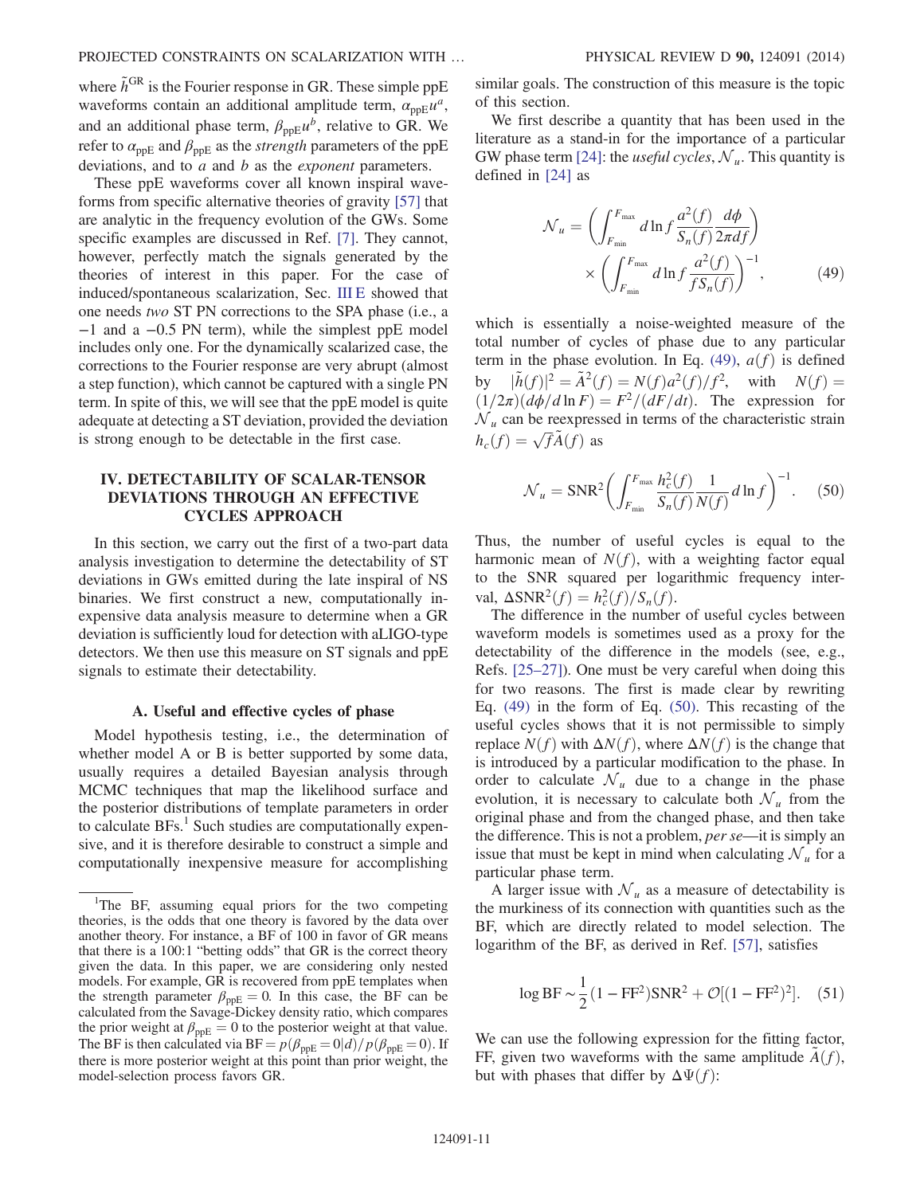where $\tilde{h}^{\rm GR}$ is the Fourier response in GR. These simple ppE waveforms contain an additional amplitude term, $\alpha_{\rm ppE}u^a$, and an additional phase term, $\beta_{\rm ppE}u^b$, relative to GR. We refer to $\alpha_{\rm ppE}$ and $\beta_{\rm ppE}$ as the *strength* parameters of the ppE deviations, and to $a$ and $b$ as the *exponent* parameters.

These ppE waveforms cover all known inspiral waveforms from specific alternative theories of gravity [57] that are analytic in the frequency evolution of the GWs. Some specific examples are discussed in Ref. [7]. They cannot, however, perfectly match the signals generated by the theories of interest in this paper. For the case of induced/spontaneous scalarization, Sec. III E showed that one needs *two* ST PN corrections to the SPA phase (i.e., a −1 and a −0.5 PN term), while the simplest ppE model includes only one. For the dynamically scalarized case, the corrections to the Fourier response are very abrupt (almost a step function), which cannot be captured with a single PN term. In spite of this, we will see that the ppE model is quite adequate at detecting a ST deviation, provided the deviation is strong enough to be detectable in the first case.

## IV. DETECTABILITY OF SCALAR-TENSOR DEVIATIONS THROUGH AN EFFECTIVE CYCLES APPROACH

In this section, we carry out the first of a two-part data analysis investigation to determine the detectability of ST deviations in GWs emitted during the late inspiral of NS binaries. We first construct a new, computationally inexpensive data analysis measure to determine when a GR deviation is sufficiently loud for detection with aLIGO-type detectors. We then use this measure on ST signals and ppE signals to estimate their detectability.

### A. Useful and effective cycles of phase

Model hypothesis testing, i.e., the determination of whether model A or B is better supported by some data, usually requires a detailed Bayesian analysis through MCMC techniques that map the likelihood surface and the posterior distributions of template parameters in order to calculate BFs.[1] Such studies are computationally expensive, and it is therefore desirable to construct a simple and computationally inexpensive measure for accomplishing similar goals. The construction of this measure is the topic of this section.

We first describe a quantity that has been used in the literature as a stand-in for the importance of a particular GW phase term [24]: the *useful cycles*, $\mathcal{N}_u$. This quantity is defined in [24] as

$$\mathcal{N}_u = \left(\int_{F_{\rm min}}^{F_{\rm max}} d\ln f \frac{a^2(f)}{S_n(f)} \frac{d\phi}{2\pi df}\right) \times \left(\int_{F_{\rm min}}^{F_{\rm max}} d\ln f \frac{a^2(f)}{f S_n(f)}\right)^{-1}, \tag{49}$$

which is essentially a noise-weighted measure of the total number of cycles of phase due to any particular term in the phase evolution. In Eq. (49), $a(f)$ is defined by $|\tilde{h}(f)|^2 = \tilde{A}^2(f) = N(f)a^2(f)/f^2$, with $N(f) = (1/2\pi)(d\phi/d\ln F) = F^2/(dF/dt)$. The expression for $\mathcal{N}_u$ can be reexpressed in terms of the characteristic strain $h_c(f) = \sqrt{f}\tilde{A}(f)$ as

$$\mathcal{N}_u = {\rm SNR}^2 \left(\int_{F_{\rm min}}^{F_{\rm max}} \frac{h_c^2(f)}{S_n(f)} \frac{1}{N(f)} d\ln f\right)^{-1}. \tag{50}$$

Thus, the number of useful cycles is equal to the harmonic mean of $N(f)$, with a weighting factor equal to the SNR squared per logarithmic frequency interval, $\Delta{\rm SNR}^2(f) = h_c^2(f)/S_n(f)$.

The difference in the number of useful cycles between waveform models is sometimes used as a proxy for the detectability of the difference in the models (see, e.g., Refs. [25–27]). One must be very careful when doing this for two reasons. The first is made clear by rewriting Eq. (49) in the form of Eq. (50). This recasting of the useful cycles shows that it is not permissible to simply replace $N(f)$ with $\Delta N(f)$, where $\Delta N(f)$ is the change that is introduced by a particular modification to the phase. In order to calculate $\mathcal{N}_u$ due to a change in the phase evolution, it is necessary to calculate both $\mathcal{N}_u$ from the original phase and from the changed phase, and then take the difference. This is not a problem, *per se*—it is simply an issue that must be kept in mind when calculating $\mathcal{N}_u$ for a particular phase term.

A larger issue with $\mathcal{N}_u$ as a measure of detectability is the murkiness of its connection with quantities such as the BF, which are directly related to model selection. The logarithm of the BF, as derived in Ref. [57], satisfies

$$\log {\rm BF} \sim \frac{1}{2}(1 - {\rm FF}^2){\rm SNR}^2 + \mathcal{O}[(1 - {\rm FF}^2)^2]. \tag{51}$$

We can use the following expression for the fitting factor, FF, given two waveforms with the same amplitude $\tilde{A}(f)$, but with phases that differ by $\Delta\Psi(f)$:

[1]The BF, assuming equal priors for the two competing theories, is the odds that one theory is favored by the data over another theory. For instance, a BF of 100 in favor of GR means that there is a 100:1 "betting odds" that GR is the correct theory given the data. In this paper, we are considering only nested models. For example, GR is recovered from ppE templates when the strength parameter $\beta_{\rm ppE} = 0$. In this case, the BF can be calculated from the Savage-Dickey density ratio, which compares the prior weight at $\beta_{\rm ppE} = 0$ to the posterior weight at that value. The BF is then calculated via ${\rm BF} = p(\beta_{\rm ppE} = 0|d)/p(\beta_{\rm ppE} = 0)$. If there is more posterior weight at this point than prior weight, the model-selection process favors GR.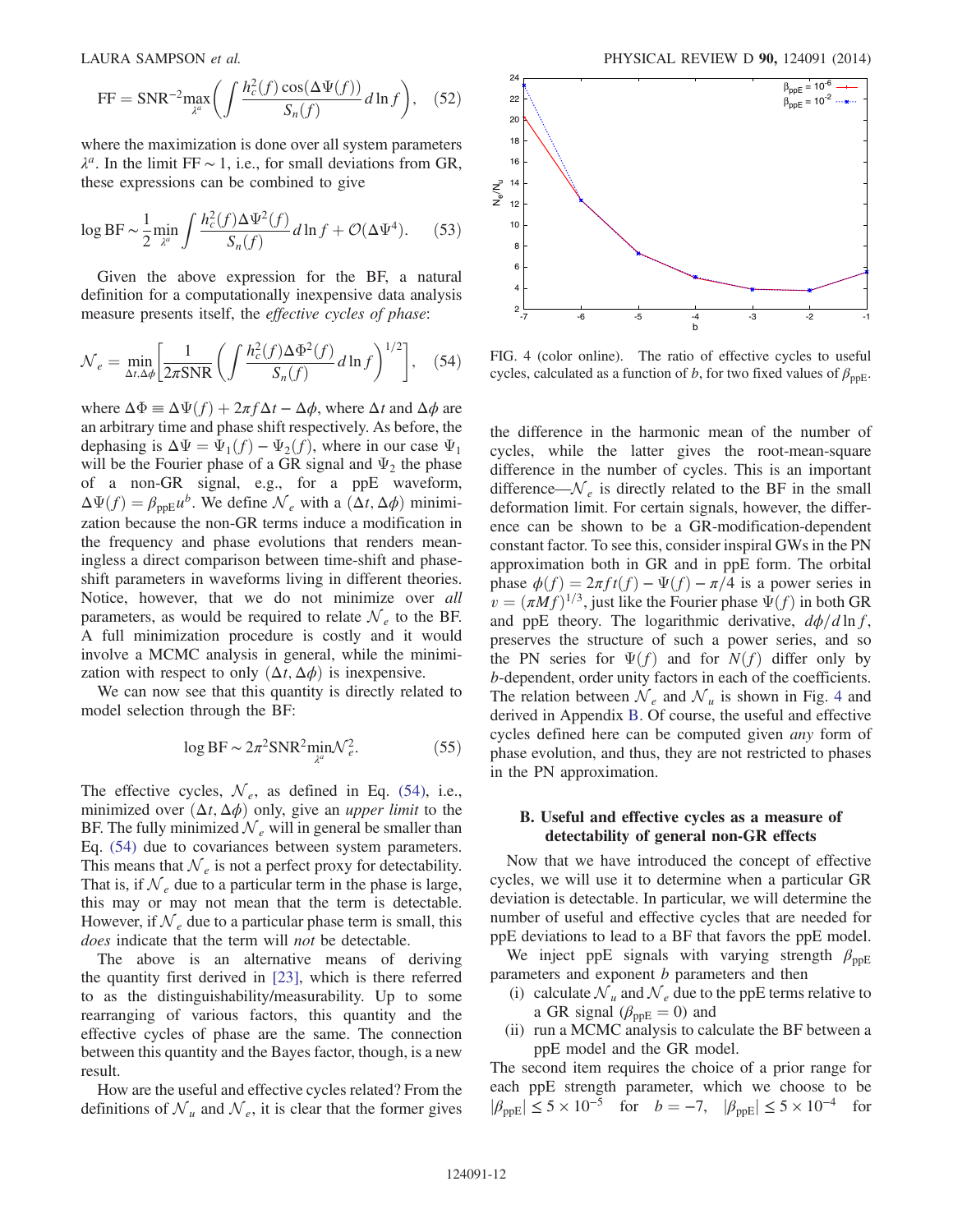$$\mathrm{FF} = \mathrm{SNR}^{-2} \max_{\lambda^a} \left( \int \frac{h_c^2(f) \cos(\Delta\Psi(f))}{S_n(f)} d\ln f \right), \quad (52)$$

where the maximization is done over all system parameters $\lambda^a$. In the limit $\mathrm{FF} \sim 1$, i.e., for small deviations from GR, these expressions can be combined to give

$$\log \mathrm{BF} \sim \frac{1}{2} \min_{\lambda^a} \int \frac{h_c^2(f) \Delta\Psi^2(f)}{S_n(f)} d\ln f + \mathcal{O}(\Delta\Psi^4). \quad (53)$$

Given the above expression for the BF, a natural definition for a computationally inexpensive data analysis measure presents itself, the *effective cycles of phase*:

$$\mathcal{N}_e = \min_{\Delta t, \Delta\phi} \left[ \frac{1}{2\pi \mathrm{SNR}} \left( \int \frac{h_c^2(f) \Delta\Phi^2(f)}{S_n(f)} d\ln f \right)^{1/2} \right], \quad (54)$$

where $\Delta\Phi \equiv \Delta\Psi(f) + 2\pi f \Delta t - \Delta\phi$, where $\Delta t$ and $\Delta\phi$ are an arbitrary time and phase shift respectively. As before, the dephasing is $\Delta\Psi = \Psi_1(f) - \Psi_2(f)$, where in our case $\Psi_1$ will be the Fourier phase of a GR signal and $\Psi_2$ the phase of a non-GR signal, e.g., for a ppE waveform, $\Delta\Psi(f) = \beta_{\mathrm{ppE}} u^b$. We define $\mathcal{N}_e$ with a $(\Delta t, \Delta\phi)$ minimization because the non-GR terms induce a modification in the frequency and phase evolutions that renders meaningless a direct comparison between time-shift and phase-shift parameters in waveforms living in different theories. Notice, however, that we do not minimize over *all* parameters, as would be required to relate $\mathcal{N}_e$ to the BF. A full minimization procedure is costly and it would involve a MCMC analysis in general, while the minimization with respect to only $(\Delta t, \Delta\phi)$ is inexpensive.

We can now see that this quantity is directly related to model selection through the BF:

$$\log \mathrm{BF} \sim 2\pi^2 \mathrm{SNR}^2 \min_{\lambda^a} \mathcal{N}_e^2. \quad (55)$$

The effective cycles, $\mathcal{N}_e$, as defined in Eq. (54), i.e., minimized over $(\Delta t, \Delta\phi)$ only, give an *upper limit* to the BF. The fully minimized $\mathcal{N}_e$ will in general be smaller than Eq. (54) due to covariances between system parameters. This means that $\mathcal{N}_e$ is not a perfect proxy for detectability. That is, if $\mathcal{N}_e$ due to a particular term in the phase is large, this may or may not mean that the term is detectable. However, if $\mathcal{N}_e$ due to a particular phase term is small, this *does* indicate that the term will *not* be detectable.

The above is an alternative means of deriving the quantity first derived in [23], which is there referred to as the distinguishability/measurability. Up to some rearranging of various factors, this quantity and the effective cycles of phase are the same. The connection between this quantity and the Bayes factor, though, is a new result.

How are the useful and effective cycles related? From the definitions of $\mathcal{N}_u$ and $\mathcal{N}_e$, it is clear that the former gives the difference in the harmonic mean of the number of cycles, while the latter gives the root-mean-square difference in the number of cycles. This is an important difference—$\mathcal{N}_e$ is directly related to the BF in the small deformation limit. For certain signals, however, the difference can be shown to be a GR-modification-dependent constant factor. To see this, consider inspiral GWs in the PN approximation both in GR and in ppE form. The orbital phase $\phi(f) = 2\pi f t(f) - \Psi(f) - \pi/4$ is a power series in $v = (\pi M f)^{1/3}$, just like the Fourier phase $\Psi(f)$ in both GR and ppE theory. The logarithmic derivative, $d\phi/d\ln f$, preserves the structure of such a power series, and so the PN series for $\Psi(f)$ and for $N(f)$ differ only by $b$-dependent, order unity factors in each of the coefficients. The relation between $\mathcal{N}_e$ and $\mathcal{N}_u$ is shown in Fig. 4 and derived in Appendix B. Of course, the useful and effective cycles defined here can be computed given *any* form of phase evolution, and thus, they are not restricted to phases in the PN approximation.

FIG. 4 (color online). The ratio of effective cycles to useful cycles, calculated as a function of $b$, for two fixed values of $\beta_{\mathrm{ppE}}$.

## B. Useful and effective cycles as a measure of detectability of general non-GR effects

Now that we have introduced the concept of effective cycles, we will use it to determine when a particular GR deviation is detectable. In particular, we will determine the number of useful and effective cycles that are needed for ppE deviations to lead to a BF that favors the ppE model.

We inject ppE signals with varying strength $\beta_{\mathrm{ppE}}$ parameters and exponent $b$ parameters and then

(i) calculate $\mathcal{N}_u$ and $\mathcal{N}_e$ due to the ppE terms relative to a GR signal ($\beta_{\mathrm{ppE}} = 0$) and

(ii) run a MCMC analysis to calculate the BF between a ppE model and the GR model.

The second item requires the choice of a prior range for each ppE strength parameter, which we choose to be $|\beta_{\mathrm{ppE}}| \leq 5 \times 10^{-5}$ for $b = -7$, $|\beta_{\mathrm{ppE}}| \leq 5 \times 10^{-4}$ for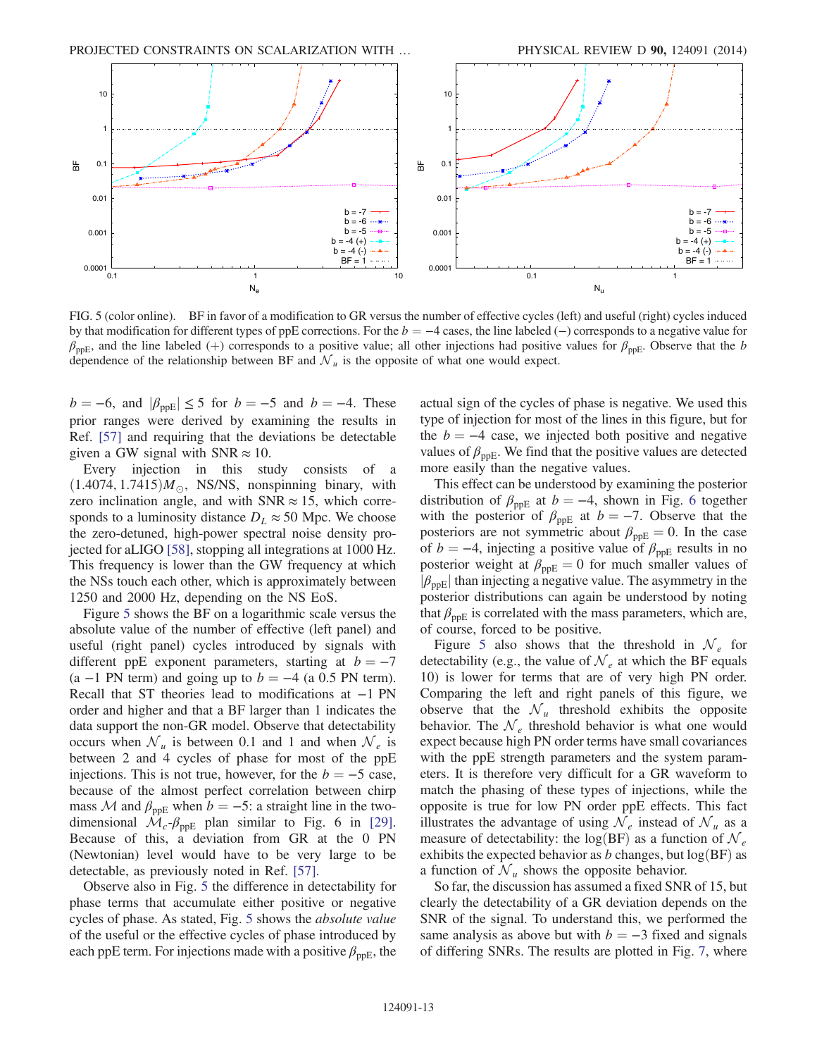FIG. 5 (color online). BF in favor of a modification to GR versus the number of effective cycles (left) and useful (right) cycles induced by that modification for different types of ppE corrections. For the $b = -4$ cases, the line labeled $(-)$ corresponds to a negative value for $\beta_{\rm ppE}$, and the line labeled $(+)$ corresponds to a positive value; all other injections had positive values for $\beta_{\rm ppE}$. Observe that the $b$ dependence of the relationship between BF and $\mathcal{N}_u$ is the opposite of what one would expect.

$b = -6$, and $|\beta_{\rm ppE}| \leq 5$ for $b = -5$ and $b = -4$. These prior ranges were derived by examining the results in Ref. [57] and requiring that the deviations be detectable given a GW signal with SNR $\approx 10$.

Every injection in this study consists of a $(1.4074, 1.7415)M_\odot$, NS/NS, nonspinning binary, with zero inclination angle, and with SNR $\approx 15$, which corresponds to a luminosity distance $D_L \approx 50$ Mpc. We choose the zero-detuned, high-power spectral noise density projected for aLIGO [58], stopping all integrations at 1000 Hz. This frequency is lower than the GW frequency at which the NSs touch each other, which is approximately between 1250 and 2000 Hz, depending on the NS EoS.

Figure 5 shows the BF on a logarithmic scale versus the absolute value of the number of effective (left panel) and useful (right panel) cycles introduced by signals with different ppE exponent parameters, starting at $b = -7$ (a $-1$ PN term) and going up to $b = -4$ (a 0.5 PN term). Recall that ST theories lead to modifications at $-1$ PN order and higher and that a BF larger than 1 indicates the data support the non-GR model. Observe that detectability occurs when $\mathcal{N}_u$ is between 0.1 and 1 and when $\mathcal{N}_e$ is between 2 and 4 cycles of phase for most of the ppE injections. This is not true, however, for the $b = -5$ case, because of the almost perfect correlation between chirp mass $\mathcal{M}$ and $\beta_{\rm ppE}$ when $b = -5$: a straight line in the two-dimensional $\mathcal{M}_c$-$\beta_{\rm ppE}$ plan similar to Fig. 6 in [29]. Because of this, a deviation from GR at the 0 PN (Newtonian) level would have to be very large to be detectable, as previously noted in Ref. [57].

Observe also in Fig. 5 the difference in detectability for phase terms that accumulate either positive or negative cycles of phase. As stated, Fig. 5 shows the *absolute value* of the useful or the effective cycles of phase introduced by each ppE term. For injections made with a positive $\beta_{\rm ppE}$, the actual sign of the cycles of phase is negative. We used this type of injection for most of the lines in this figure, but for the $b = -4$ case, we injected both positive and negative values of $\beta_{\rm ppE}$. We find that the positive values are detected more easily than the negative values.

This effect can be understood by examining the posterior distribution of $\beta_{\rm ppE}$ at $b = -4$, shown in Fig. 6 together with the posterior of $\beta_{\rm ppE}$ at $b = -7$. Observe that the posteriors are not symmetric about $\beta_{\rm ppE} = 0$. In the case of $b = -4$, injecting a positive value of $\beta_{\rm ppE}$ results in no posterior weight at $\beta_{\rm ppE} = 0$ for much smaller values of $|\beta_{\rm ppE}|$ than injecting a negative value. The asymmetry in the posterior distributions can again be understood by noting that $\beta_{\rm ppE}$ is correlated with the mass parameters, which are, of course, forced to be positive.

Figure 5 also shows that the threshold in $\mathcal{N}_e$ for detectability (e.g., the value of $\mathcal{N}_e$ at which the BF equals 10) is lower for terms that are of very high PN order. Comparing the left and right panels of this figure, we observe that the $\mathcal{N}_u$ threshold exhibits the opposite behavior. The $\mathcal{N}_e$ threshold behavior is what one would expect because high PN order terms have small covariances with the ppE strength parameters and the system parameters. It is therefore very difficult for a GR waveform to match the phasing of these types of injections, while the opposite is true for low PN order ppE effects. This fact illustrates the advantage of using $\mathcal{N}_e$ instead of $\mathcal{N}_u$ as a measure of detectability: the log(BF) as a function of $\mathcal{N}_e$ exhibits the expected behavior as $b$ changes, but log(BF) as a function of $\mathcal{N}_u$ shows the opposite behavior.

So far, the discussion has assumed a fixed SNR of 15, but clearly the detectability of a GR deviation depends on the SNR of the signal. To understand this, we performed the same analysis as above but with $b = -3$ fixed and signals of differing SNRs. The results are plotted in Fig. 7, where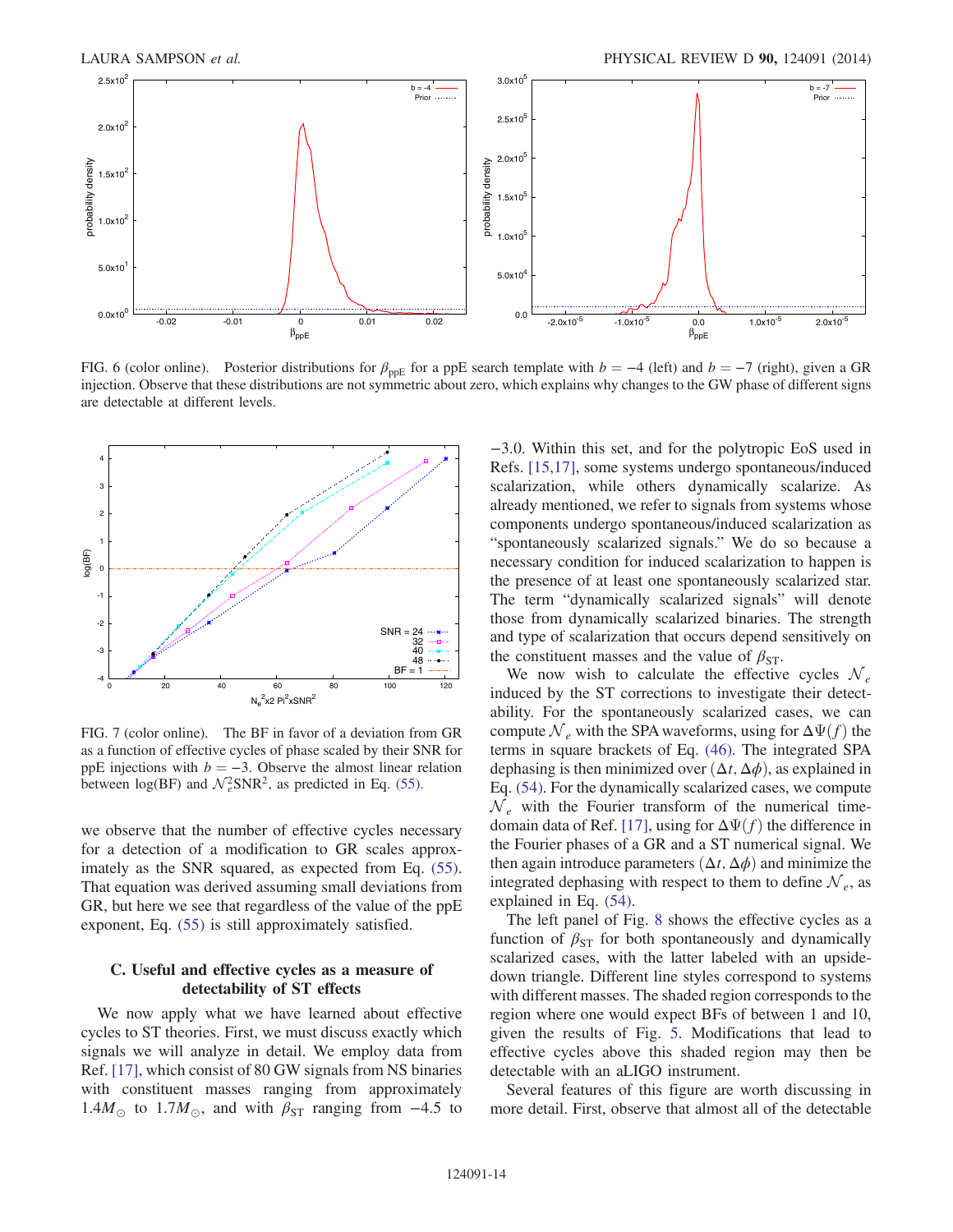FIG. 6 (color online). Posterior distributions for $\beta_{\rm ppE}$ for a ppE search template with $b = -4$ (left) and $b = -7$ (right), given a GR injection. Observe that these distributions are not symmetric about zero, which explains why changes to the GW phase of different signs are detectable at different levels.

FIG. 7 (color online). The BF in favor of a deviation from GR as a function of effective cycles of phase scaled by their SNR for ppE injections with $b = -3$. Observe the almost linear relation between log(BF) and $\mathcal{N}_e^2 {\rm SNR}^2$, as predicted in Eq. (55).

we observe that the number of effective cycles necessary for a detection of a modification to GR scales approximately as the SNR squared, as expected from Eq. (55). That equation was derived assuming small deviations from GR, but here we see that regardless of the value of the ppE exponent, Eq. (55) is still approximately satisfied.

### C. Useful and effective cycles as a measure of detectability of ST effects

We now apply what we have learned about effective cycles to ST theories. First, we must discuss exactly which signals we will analyze in detail. We employ data from Ref. [17], which consist of 80 GW signals from NS binaries with constituent masses ranging from approximately $1.4M_\odot$ to $1.7M_\odot$, and with $\beta_{\rm ST}$ ranging from $-4.5$ to $-3.0$. Within this set, and for the polytropic EoS used in Refs. [15,17], some systems undergo spontaneous/induced scalarization, while others dynamically scalarize. As already mentioned, we refer to signals from systems whose components undergo spontaneous/induced scalarization as "spontaneously scalarized signals." We do so because a necessary condition for induced scalarization to happen is the presence of at least one spontaneously scalarized star. The term "dynamically scalarized signals" will denote those from dynamically scalarized binaries. The strength and type of scalarization that occurs depend sensitively on the constituent masses and the value of $\beta_{\rm ST}$.

We now wish to calculate the effective cycles $\mathcal{N}_e$ induced by the ST corrections to investigate their detectability. For the spontaneously scalarized cases, we can compute $\mathcal{N}_e$ with the SPA waveforms, using for $\Delta\Psi(f)$ the terms in square brackets of Eq. (46). The integrated SPA dephasing is then minimized over $(\Delta t, \Delta\phi)$, as explained in Eq. (54). For the dynamically scalarized cases, we compute $\mathcal{N}_e$ with the Fourier transform of the numerical time-domain data of Ref. [17], using for $\Delta\Psi(f)$ the difference in the Fourier phases of a GR and a ST numerical signal. We then again introduce parameters $(\Delta t, \Delta\phi)$ and minimize the integrated dephasing with respect to them to define $\mathcal{N}_e$, as explained in Eq. (54).

The left panel of Fig. 8 shows the effective cycles as a function of $\beta_{\rm ST}$ for both spontaneously and dynamically scalarized cases, with the latter labeled with an upside-down triangle. Different line styles correspond to systems with different masses. The shaded region corresponds to the region where one would expect BFs of between 1 and 10, given the results of Fig. 5. Modifications that lead to effective cycles above this shaded region may then be detectable with an aLIGO instrument.

Several features of this figure are worth discussing in more detail. First, observe that almost all of the detectable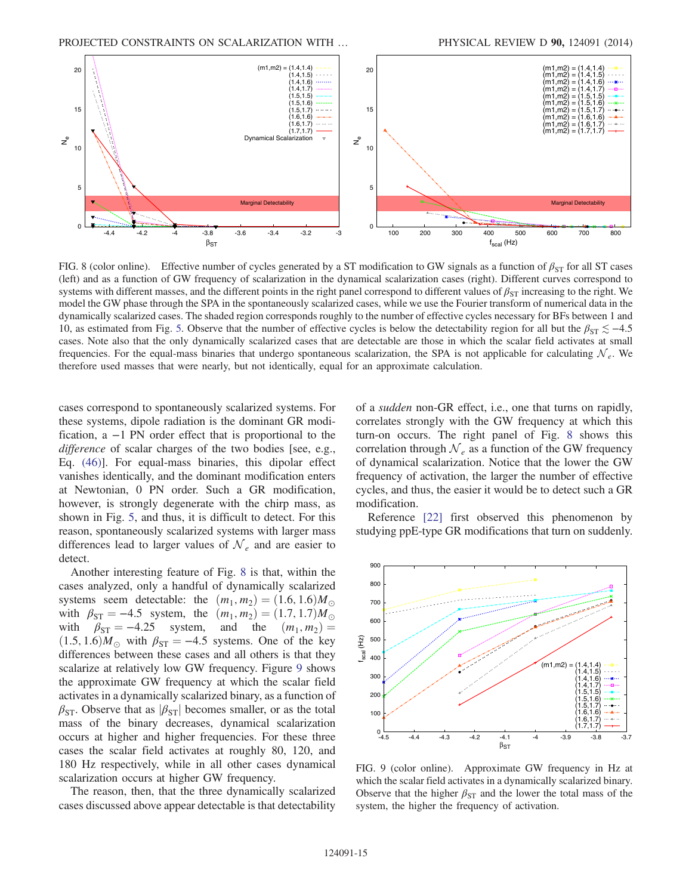FIG. 8 (color online). Effective number of cycles generated by a ST modification to GW signals as a function of $\beta_{\rm ST}$ for all ST cases (left) and as a function of GW frequency of scalarization in the dynamical scalarization cases (right). Different curves correspond to systems with different masses, and the different points in the right panel correspond to different values of $\beta_{\rm ST}$ increasing to the right. We model the GW phase through the SPA in the spontaneously scalarized cases, while we use the Fourier transform of numerical data in the dynamically scalarized cases. The shaded region corresponds roughly to the number of effective cycles necessary for BFs between 1 and 10, as estimated from Fig. 5. Observe that the number of effective cycles is below the detectability region for all but the $\beta_{\rm ST} \lesssim -4.5$ cases. Note also that the only dynamically scalarized cases that are detectable are those in which the scalar field activates at small frequencies. For the equal-mass binaries that undergo spontaneous scalarization, the SPA is not applicable for calculating $\mathcal{N}_e$. We therefore used masses that were nearly, but not identically, equal for an approximate calculation.

cases correspond to spontaneously scalarized systems. For these systems, dipole radiation is the dominant GR modification, a $-1$ PN order effect that is proportional to the *difference* of scalar charges of the two bodies [see, e.g., Eq. (46)]. For equal-mass binaries, this dipolar effect vanishes identically, and the dominant modification enters at Newtonian, 0 PN order. Such a GR modification, however, is strongly degenerate with the chirp mass, as shown in Fig. 5, and thus, it is difficult to detect. For this reason, spontaneously scalarized systems with larger mass differences lead to larger values of $\mathcal{N}_e$ and are easier to detect.

Another interesting feature of Fig. 8 is that, within the cases analyzed, only a handful of dynamically scalarized systems seem detectable: the $(m_1, m_2) = (1.6, 1.6)M_\odot$ with $\beta_{\rm ST} = -4.5$ system, the $(m_1, m_2) = (1.7, 1.7)M_\odot$ with $\beta_{\rm ST} = -4.25$ system, and the $(m_1, m_2) = (1.5, 1.6)M_\odot$ with $\beta_{\rm ST} = -4.5$ systems. One of the key differences between these cases and all others is that they scalarize at relatively low GW frequency. Figure 9 shows the approximate GW frequency at which the scalar field activates in a dynamically scalarized binary, as a function of $\beta_{\rm ST}$. Observe that as $|\beta_{\rm ST}|$ becomes smaller, or as the total mass of the binary decreases, dynamical scalarization occurs at higher and higher frequencies. For these three cases the scalar field activates at roughly 80, 120, and 180 Hz respectively, while in all other cases dynamical scalarization occurs at higher GW frequency.

The reason, then, that the three dynamically scalarized cases discussed above appear detectable is that detectability of a *sudden* non-GR effect, i.e., one that turns on rapidly, correlates strongly with the GW frequency at which this turn-on occurs. The right panel of Fig. 8 shows this correlation through $\mathcal{N}_e$ as a function of the GW frequency of dynamical scalarization. Notice that the lower the GW frequency of activation, the larger the number of effective cycles, and thus, the easier it would be to detect such a GR modification.

Reference [22] first observed this phenomenon by studying ppE-type GR modifications that turn on suddenly.

FIG. 9 (color online). Approximate GW frequency in Hz at which the scalar field activates in a dynamically scalarized binary. Observe that the higher $\beta_{\rm ST}$ and the lower the total mass of the system, the higher the frequency of activation.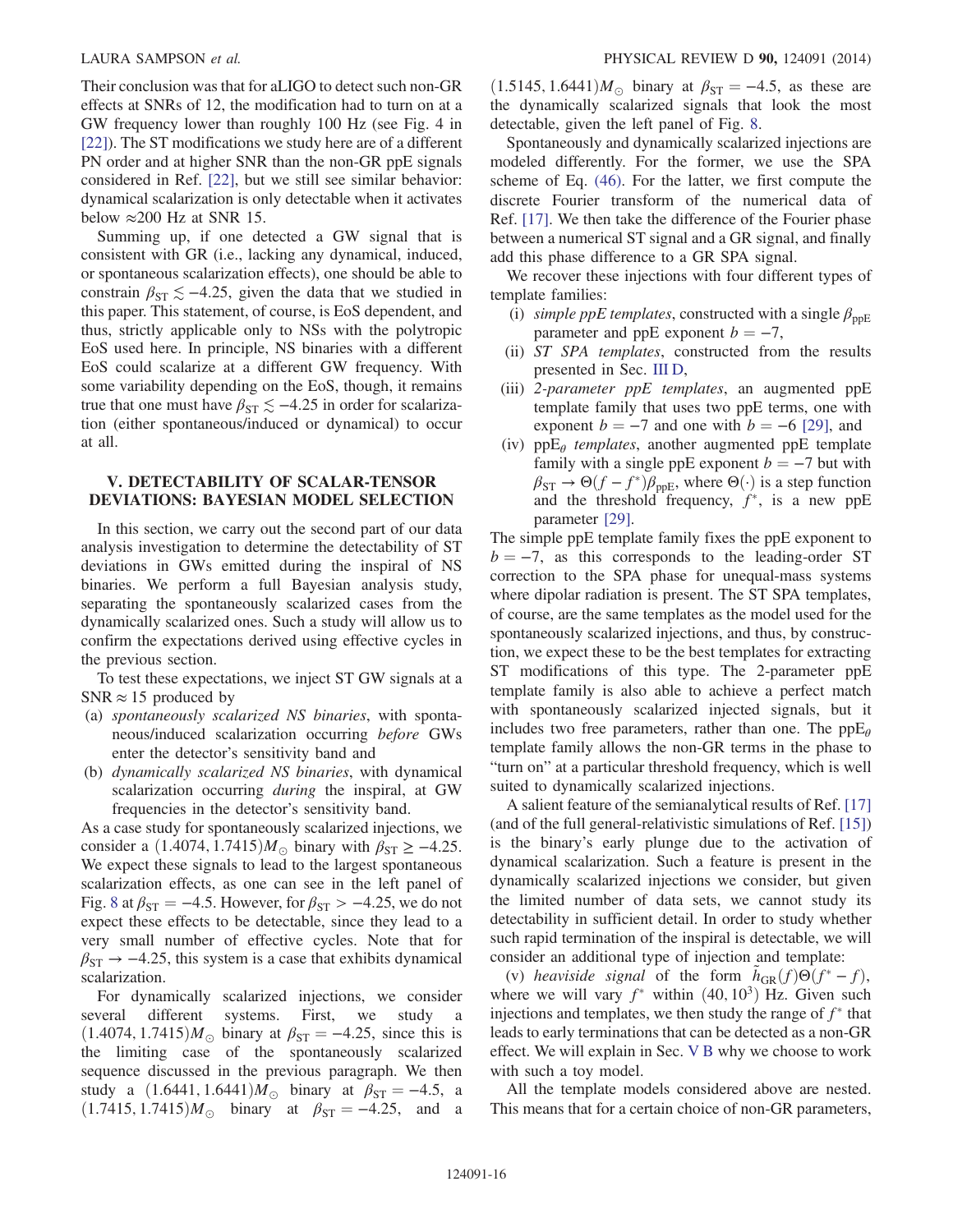Their conclusion was that for aLIGO to detect such non-GR effects at SNRs of 12, the modification had to turn on at a GW frequency lower than roughly 100 Hz (see Fig. 4 in [22]). The ST modifications we study here are of a different PN order and at higher SNR than the non-GR ppE signals considered in Ref. [22], but we still see similar behavior: dynamical scalarization is only detectable when it activates below ≈200 Hz at SNR 15.

Summing up, if one detected a GW signal that is consistent with GR (i.e., lacking any dynamical, induced, or spontaneous scalarization effects), one should be able to constrain $\beta_{\rm ST} \lesssim -4.25$, given the data that we studied in this paper. This statement, of course, is EoS dependent, and thus, strictly applicable only to NSs with the polytropic EoS used here. In principle, NS binaries with a different EoS could scalarize at a different GW frequency. With some variability depending on the EoS, though, it remains true that one must have $\beta_{\rm ST} \lesssim -4.25$ in order for scalarization (either spontaneous/induced or dynamical) to occur at all.

## V. DETECTABILITY OF SCALAR-TENSOR DEVIATIONS: BAYESIAN MODEL SELECTION

In this section, we carry out the second part of our data analysis investigation to determine the detectability of ST deviations in GWs emitted during the inspiral of NS binaries. We perform a full Bayesian analysis study, separating the spontaneously scalarized cases from the dynamically scalarized ones. Such a study will allow us to confirm the expectations derived using effective cycles in the previous section.

To test these expectations, we inject ST GW signals at a SNR ≈ 15 produced by

(a) *spontaneously scalarized NS binaries*, with spontaneous/induced scalarization occurring *before* GWs enter the detector's sensitivity band and
(b) *dynamically scalarized NS binaries*, with dynamical scalarization occurring *during* the inspiral, at GW frequencies in the detector's sensitivity band.

As a case study for spontaneously scalarized injections, we consider a $(1.4074, 1.7415)M_{\odot}$ binary with $\beta_{\rm ST} \geq -4.25$. We expect these signals to lead to the largest spontaneous scalarization effects, as one can see in the left panel of Fig. 8 at $\beta_{\rm ST} = -4.5$. However, for $\beta_{\rm ST} > -4.25$, we do not expect these effects to be detectable, since they lead to a very small number of effective cycles. Note that for $\beta_{\rm ST} \to -4.25$, this system is a case that exhibits dynamical scalarization.

For dynamically scalarized injections, we consider several different systems. First, we study a $(1.4074, 1.7415)M_{\odot}$ binary at $\beta_{\rm ST} = -4.25$, since this is the limiting case of the spontaneously scalarized sequence discussed in the previous paragraph. We then study a $(1.6441, 1.6441)M_{\odot}$ binary at $\beta_{\rm ST} = -4.5$, a $(1.7415, 1.7415)M_{\odot}$ binary at $\beta_{\rm ST} = -4.25$, and a $(1.5145, 1.6441)M_{\odot}$ binary at $\beta_{\rm ST} = -4.5$, as these are the dynamically scalarized signals that look the most detectable, given the left panel of Fig. 8.

Spontaneously and dynamically scalarized injections are modeled differently. For the former, we use the SPA scheme of Eq. (46). For the latter, we first compute the discrete Fourier transform of the numerical data of Ref. [17]. We then take the difference of the Fourier phase between a numerical ST signal and a GR signal, and finally add this phase difference to a GR SPA signal.

We recover these injections with four different types of template families:

(i) *simple ppE templates*, constructed with a single $\beta_{\rm ppE}$ parameter and ppE exponent $b = -7$,
(ii) *ST SPA templates*, constructed from the results presented in Sec. III D,
(iii) *2-parameter ppE templates*, an augmented ppE template family that uses two ppE terms, one with exponent $b = -7$ and one with $b = -6$ [29], and
(iv) *ppE$_\theta$ templates*, another augmented ppE template family with a single ppE exponent $b = -7$ but with $\beta_{\rm ST} \to \Theta(f - f^*)\beta_{\rm ppE}$, where $\Theta(\cdot)$ is a step function and the threshold frequency, $f^*$, is a new ppE parameter [29].

The simple ppE template family fixes the ppE exponent to $b = -7$, as this corresponds to the leading-order ST correction to the SPA phase for unequal-mass systems where dipolar radiation is present. The ST SPA templates, of course, are the same templates as the model used for the spontaneously scalarized injections, and thus, by construction, we expect these to be the best templates for extracting ST modifications of this type. The 2-parameter ppE template family is also able to achieve a perfect match with spontaneously scalarized injected signals, but it includes two free parameters, rather than one. The ppE$_\theta$ template family allows the non-GR terms in the phase to "turn on" at a particular threshold frequency, which is well suited to dynamically scalarized injections.

A salient feature of the semianalytical results of Ref. [17] (and of the full general-relativistic simulations of Ref. [15]) is the binary's early plunge due to the activation of dynamical scalarization. Such a feature is present in the dynamically scalarized injections we consider, but given the limited number of data sets, we cannot study its detectability in sufficient detail. In order to study whether such rapid termination of the inspiral is detectable, we will consider an additional type of injection and template:

(v) *heaviside signal* of the form $\tilde{h}_{\rm GR}(f)\Theta(f^* - f)$, where we will vary $f^*$ within $(40, 10^3)$ Hz. Given such injections and templates, we then study the range of $f^*$ that leads to early terminations that can be detected as a non-GR effect. We will explain in Sec. V B why we choose to work with such a toy model.

All the template models considered above are nested. This means that for a certain choice of non-GR parameters,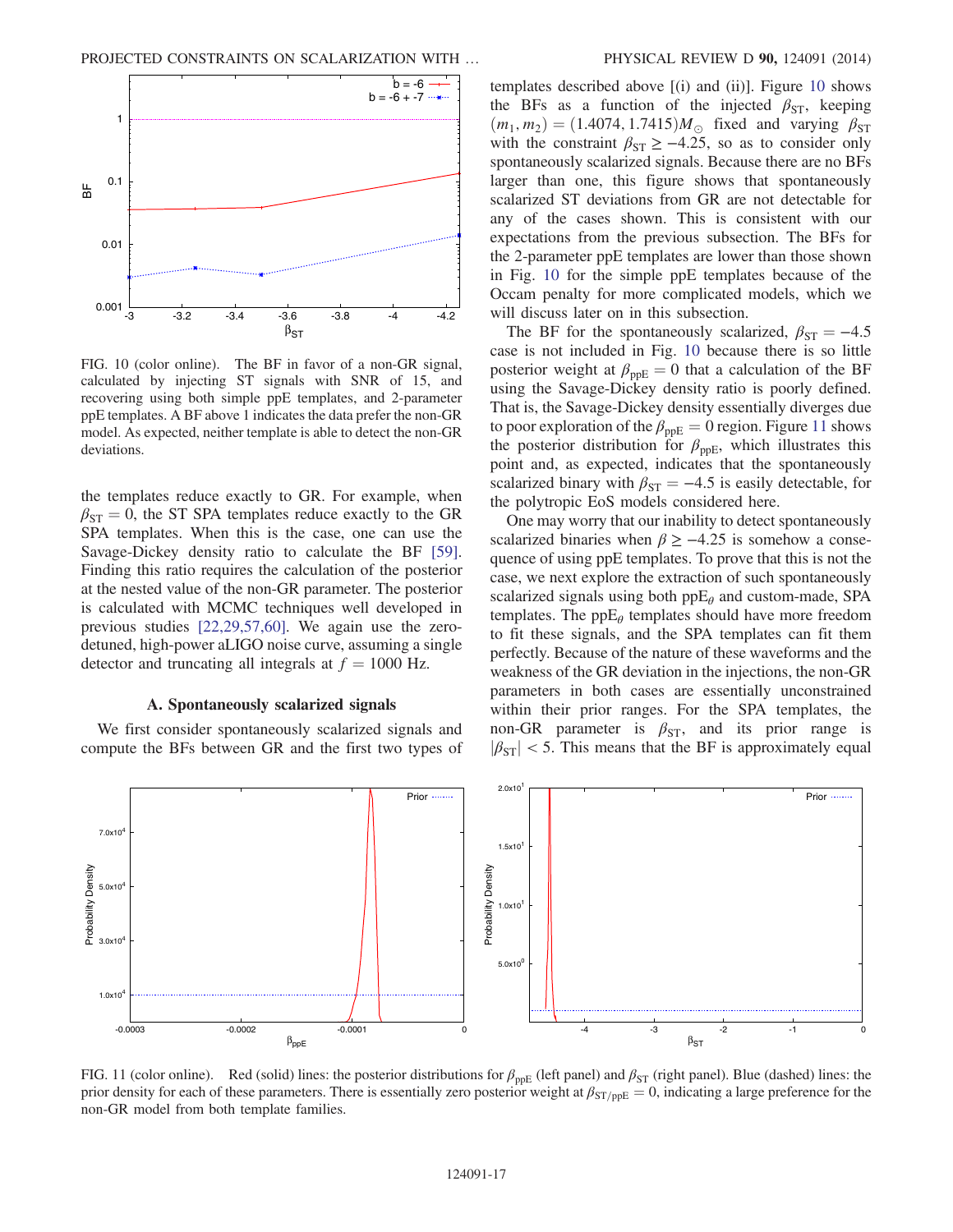FIG. 10 (color online). The BF in favor of a non-GR signal, calculated by injecting ST signals with SNR of 15, and recovering using both simple ppE templates, and 2-parameter ppE templates. A BF above 1 indicates the data prefer the non-GR model. As expected, neither template is able to detect the non-GR deviations.

the templates reduce exactly to GR. For example, when $\beta_{\rm ST} = 0$, the ST SPA templates reduce exactly to the GR SPA templates. When this is the case, one can use the Savage-Dickey density ratio to calculate the BF [59]. Finding this ratio requires the calculation of the posterior at the nested value of the non-GR parameter. The posterior is calculated with MCMC techniques well developed in previous studies [22,29,57,60]. We again use the zero-detuned, high-power aLIGO noise curve, assuming a single detector and truncating all integrals at $f = 1000$ Hz.

### A. Spontaneously scalarized signals

We first consider spontaneously scalarized signals and compute the BFs between GR and the first two types of templates described above [(i) and (ii)]. Figure 10 shows the BFs as a function of the injected $\beta_{\rm ST}$, keeping $(m_1, m_2) = (1.4074, 1.7415)M_\odot$ fixed and varying $\beta_{\rm ST}$ with the constraint $\beta_{\rm ST} \geq -4.25$, so as to consider only spontaneously scalarized signals. Because there are no BFs larger than one, this figure shows that spontaneously scalarized ST deviations from GR are not detectable for any of the cases shown. This is consistent with our expectations from the previous subsection. The BFs for the 2-parameter ppE templates are lower than those shown in Fig. 10 for the simple ppE templates because of the Occam penalty for more complicated models, which we will discuss later on in this subsection.

The BF for the spontaneously scalarized, $\beta_{\rm ST} = -4.5$ case is not included in Fig. 10 because there is so little posterior weight at $\beta_{\rm ppE} = 0$ that a calculation of the BF using the Savage-Dickey density ratio is poorly defined. That is, the Savage-Dickey density essentially diverges due to poor exploration of the $\beta_{\rm ppE} = 0$ region. Figure 11 shows the posterior distribution for $\beta_{\rm ppE}$, which illustrates this point and, as expected, indicates that the spontaneously scalarized binary with $\beta_{\rm ST} = -4.5$ is easily detectable, for the polytropic EoS models considered here.

One may worry that our inability to detect spontaneously scalarized binaries when $\beta \geq -4.25$ is somehow a consequence of using ppE templates. To prove that this is not the case, we next explore the extraction of such spontaneously scalarized signals using both ppE$_\theta$ and custom-made, SPA templates. The ppE$_\theta$ templates should have more freedom to fit these signals, and the SPA templates can fit them perfectly. Because of the nature of these waveforms and the weakness of the GR deviation in the injections, the non-GR parameters in both cases are essentially unconstrained within their prior ranges. For the SPA templates, the non-GR parameter is $\beta_{\rm ST}$, and its prior range is $|\beta_{\rm ST}| < 5$. This means that the BF is approximately equal

FIG. 11 (color online). Red (solid) lines: the posterior distributions for $\beta_{\rm ppE}$ (left panel) and $\beta_{\rm ST}$ (right panel). Blue (dashed) lines: the prior density for each of these parameters. There is essentially zero posterior weight at $\beta_{\rm ST/ppE} = 0$, indicating a large preference for the non-GR model from both template families.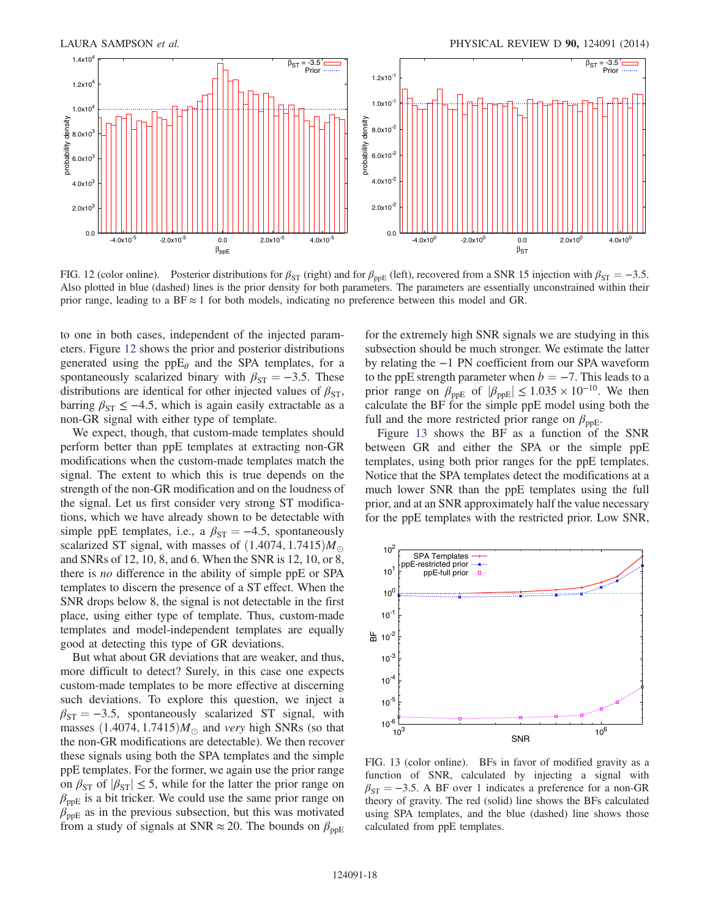FIG. 12 (color online). Posterior distributions for $\beta_{ST}$ (right) and for $\beta_{ppE}$ (left), recovered from a SNR 15 injection with $\beta_{ST} = -3.5$. Also plotted in blue (dashed) lines is the prior density for both parameters. The parameters are essentially unconstrained within their prior range, leading to a BF $\approx 1$ for both models, indicating no preference between this model and GR.

to one in both cases, independent of the injected parameters. Figure 12 shows the prior and posterior distributions generated using the ppE$_\theta$ and the SPA templates, for a spontaneously scalarized binary with $\beta_{ST} = -3.5$. These distributions are identical for other injected values of $\beta_{ST}$, barring $\beta_{ST} \leq -4.5$, which is again easily extractable as a non-GR signal with either type of template.

We expect, though, that custom-made templates should perform better than ppE templates at extracting non-GR modifications when the custom-made templates match the signal. The extent to which this is true depends on the strength of the non-GR modification and on the loudness of the signal. Let us first consider very strong ST modifications, which we have already shown to be detectable with simple ppE templates, i.e., a $\beta_{ST} = -4.5$, spontaneously scalarized ST signal, with masses of $(1.4074, 1.7415) M_\odot$ and SNRs of 12, 10, 8, and 6. When the SNR is 12, 10, or 8, there is *no* difference in the ability of simple ppE or SPA templates to discern the presence of a ST effect. When the SNR drops below 8, the signal is not detectable in the first place, using either type of template. Thus, custom-made templates and model-independent templates are equally good at detecting this type of GR deviations.

But what about GR deviations that are weaker, and thus, more difficult to detect? Surely, in this case one expects custom-made templates to be more effective at discerning such deviations. To explore this question, we inject a $\beta_{ST} = -3.5$, spontaneously scalarized ST signal, with masses $(1.4074, 1.7415) M_\odot$ and *very* high SNRs (so that the non-GR modifications are detectable). We then recover these signals using both the SPA templates and the simple ppE templates. For the former, we again use the prior range on $\beta_{ST}$ of $|\beta_{ST}| \leq 5$, while for the latter the prior range on $\beta_{ppE}$ is a bit trickier. We could use the same prior range on $\beta_{ppE}$ as in the previous subsection, but this was motivated from a study of signals at SNR $\approx 20$. The bounds on $\beta_{ppE}$ for the extremely high SNR signals we are studying in this subsection should be much stronger. We estimate the latter by relating the $-1$ PN coefficient from our SPA waveform to the ppE strength parameter when $b = -7$. This leads to a prior range on $\beta_{ppE}$ of $|\beta_{ppE}| \leq 1.035 \times 10^{-10}$. We then calculate the BF for the simple ppE model using both the full and the more restricted prior range on $\beta_{ppE}$.

Figure 13 shows the BF as a function of the SNR between GR and either the SPA or the simple ppE templates, using both prior ranges for the ppE templates. Notice that the SPA templates detect the modifications at a much lower SNR than the ppE templates using the full prior, and at an SNR approximately half the value necessary for the ppE templates with the restricted prior. Low SNR,

FIG. 13 (color online). BFs in favor of modified gravity as a function of SNR, calculated by injecting a signal with $\beta_{ST} = -3.5$. A BF over 1 indicates a preference for a non-GR theory of gravity. The red (solid) line shows the BFs calculated using SPA templates, and the blue (dashed) line shows those calculated from ppE templates.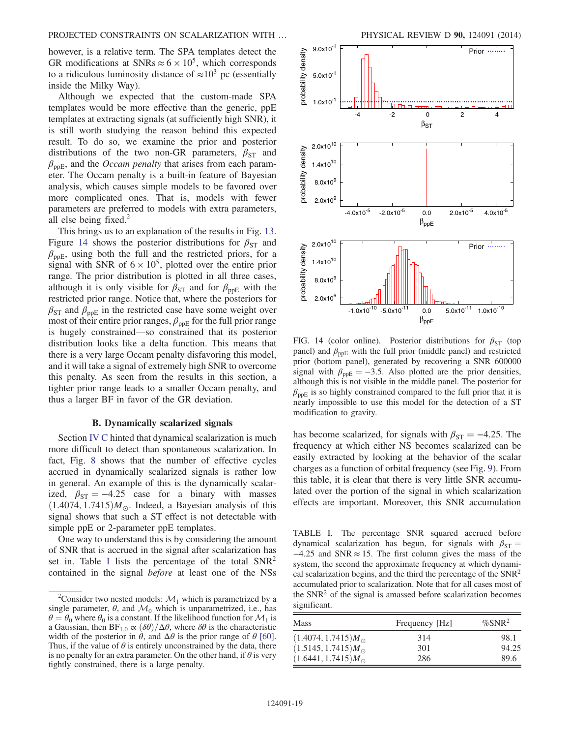however, is a relative term. The SPA templates detect the GR modifications at SNRs $\approx 6 \times 10^5$, which corresponds to a ridiculous luminosity distance of $\approx 10^3$ pc (essentially inside the Milky Way).

Although we expected that the custom-made SPA templates would be more effective than the generic, ppE templates at extracting signals (at sufficiently high SNR), it is still worth studying the reason behind this expected result. To do so, we examine the prior and posterior distributions of the two non-GR parameters, $\beta_{\rm ST}$ and $\beta_{\rm ppE}$, and the *Occam penalty* that arises from each parameter. The Occam penalty is a built-in feature of Bayesian analysis, which causes simple models to be favored over more complicated ones. That is, models with fewer parameters are preferred to models with extra parameters, all else being fixed.[2]

This brings us to an explanation of the results in Fig. 13. Figure 14 shows the posterior distributions for $\beta_{\rm ST}$ and $\beta_{\rm ppE}$, using both the full and the restricted priors, for a signal with SNR of $6 \times 10^5$, plotted over the entire prior range. The prior distribution is plotted in all three cases, although it is only visible for $\beta_{\rm ST}$ and for $\beta_{\rm ppE}$ with the restricted prior range. Notice that, where the posteriors for $\beta_{\rm ST}$ and $\beta_{\rm ppE}$ in the restricted case have some weight over most of their entire prior ranges, $\beta_{\rm ppE}$ for the full prior range is hugely constrained—so constrained that its posterior distribution looks like a delta function. This means that there is a very large Occam penalty disfavoring this model, and it will take a signal of extremely high SNR to overcome this penalty. As seen from the results in this section, a tighter prior range leads to a smaller Occam penalty, and thus a larger BF in favor of the GR deviation.

FIG. 14 (color online). Posterior distributions for $\beta_{\rm ST}$ (top panel) and $\beta_{\rm ppE}$ with the full prior (middle panel) and restricted prior (bottom panel), generated by recovering a SNR 600000 signal with $\beta_{\rm ppE} = -3.5$. Also plotted are the prior densities, although this is not visible in the middle panel. The posterior for $\beta_{\rm ppE}$ is so highly constrained compared to the full prior that it is nearly impossible to use this model for the detection of a ST modification to gravity.

### B. Dynamically scalarized signals

Section IV C hinted that dynamical scalarization is much more difficult to detect than spontaneous scalarization. In fact, Fig. 8 shows that the number of effective cycles accrued in dynamically scalarized signals is rather low in general. An example of this is the dynamically scalarized, $\beta_{\rm ST} = -4.25$ case for a binary with masses $(1.4074, 1.7415) M_\odot$. Indeed, a Bayesian analysis of this signal shows that such a ST effect is not detectable with simple ppE or 2-parameter ppE templates.

One way to understand this is by considering the amount of SNR that is accrued in the signal after scalarization has set in. Table I lists the percentage of the total SNR$^2$ contained in the signal *before* at least one of the NSs has become scalarized, for signals with $\beta_{\rm ST} = -4.25$. The frequency at which either NS becomes scalarized can be easily extracted by looking at the behavior of the scalar charges as a function of orbital frequency (see Fig. 9). From this table, it is clear that there is very little SNR accumulated over the portion of the signal in which scalarization effects are important. Moreover, this SNR accumulation

TABLE I. The percentage SNR squared accrued before dynamical scalarization has begun, for signals with $\beta_{\rm ST} = -4.25$ and SNR $\approx 15$. The first column gives the mass of the system, the second the approximate frequency at which dynamical scalarization begins, and the third the percentage of the SNR$^2$ accumulated prior to scalarization. Note that for all cases most of the SNR$^2$ of the signal is amassed before scalarization becomes significant.

| Mass | Frequency [Hz] | %SNR$^2$ |
|---|---|---|
| $(1.4074, 1.7415) M_\odot$ | 314 | 98.1 |
| $(1.5145, 1.7415) M_\odot$ | 301 | 94.25 |
| $(1.6441, 1.7415) M_\odot$ | 286 | 89.6 |

[2] Consider two nested models: $\mathcal{M}_1$ which is parametrized by a single parameter, $\theta$, and $\mathcal{M}_0$ which is unparametrized, i.e., has $\theta = \theta_0$ where $\theta_0$ is a constant. If the likelihood function for $\mathcal{M}_1$ is a Gaussian, then ${\rm BF}_{1,0} \propto (\delta\theta)/\Delta\theta$, where $\delta\theta$ is the characteristic width of the posterior in $\theta$, and $\Delta\theta$ is the prior range of $\theta$ [60]. Thus, if the value of $\theta$ is entirely unconstrained by the data, there is no penalty for an extra parameter. On the other hand, if $\theta$ is very tightly constrained, there is a large penalty.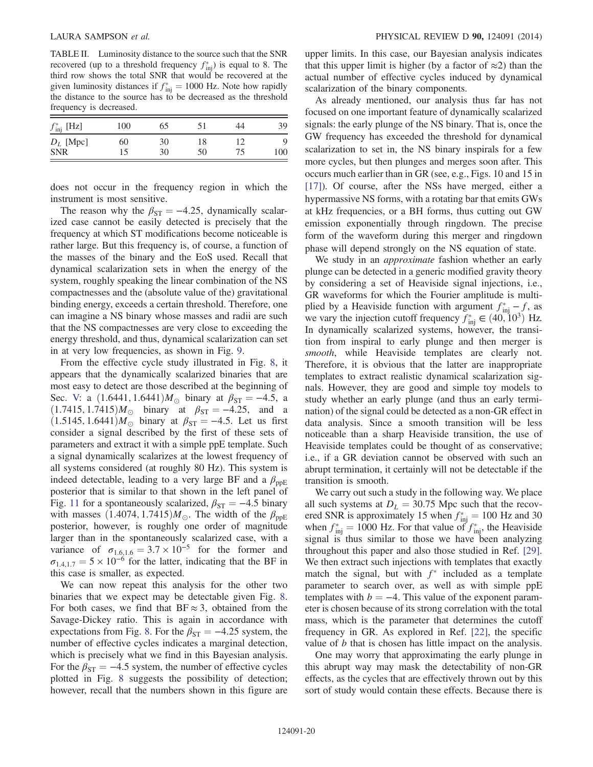TABLE II. Luminosity distance to the source such that the SNR recovered (up to a threshold frequency $f^*_{\rm inj}$) is equal to 8. The third row shows the total SNR that would be recovered at the given luminosity distances if $f^*_{\rm inj} = 1000$ Hz. Note how rapidly the distance to the source has to be decreased as the threshold frequency is decreased.

| $f^*_{\rm inj}$ [Hz] | 100 | 65 | 51 | 44 | 39 |
|---|---|---|---|---|---|
| $D_L$ [Mpc] | 60 | 30 | 18 | 12 | 9 |
| SNR | 15 | 30 | 50 | 75 | 100 |

does not occur in the frequency region in which the instrument is most sensitive.

The reason why the $\beta_{\rm ST} = -4.25$, dynamically scalarized case cannot be easily detected is precisely that the frequency at which ST modifications become noticeable is rather large. But this frequency is, of course, a function of the masses of the binary and the EoS used. Recall that dynamical scalarization sets in when the energy of the system, roughly speaking the linear combination of the NS compactnesses and the (absolute value of the) gravitational binding energy, exceeds a certain threshold. Therefore, one can imagine a NS binary whose masses and radii are such that the NS compactnesses are very close to exceeding the energy threshold, and thus, dynamical scalarization can set in at very low frequencies, as shown in Fig. 9.

From the effective cycle study illustrated in Fig. 8, it appears that the dynamically scalarized binaries that are most easy to detect are those described at the beginning of Sec. V: a $(1.6441, 1.6441)M_\odot$ binary at $\beta_{\rm ST} = -4.5$, a $(1.7415, 1.7415)M_\odot$ binary at $\beta_{\rm ST} = -4.25$, and a $(1.5145, 1.6441)M_\odot$ binary at $\beta_{\rm ST} = -4.5$. Let us first consider a signal described by the first of these sets of parameters and extract it with a simple ppE template. Such a signal dynamically scalarizes at the lowest frequency of all systems considered (at roughly 80 Hz). This system is indeed detectable, leading to a very large BF and a $\beta_{\rm ppE}$ posterior that is similar to that shown in the left panel of Fig. 11 for a spontaneously scalarized, $\beta_{\rm ST} = -4.5$ binary with masses $(1.4074, 1.7415)M_\odot$. The width of the $\beta_{\rm ppE}$ posterior, however, is roughly one order of magnitude larger than in the spontaneously scalarized case, with a variance of $\sigma_{1.6,1.6} = 3.7 \times 10^{-5}$ for the former and $\sigma_{1.4,1.7} = 5 \times 10^{-6}$ for the latter, indicating that the BF in this case is smaller, as expected.

We can now repeat this analysis for the other two binaries that we expect may be detectable given Fig. 8. For both cases, we find that $\mathrm{BF} \approx 3$, obtained from the Savage-Dickey ratio. This is again in accordance with expectations from Fig. 8. For the $\beta_{\rm ST} = -4.25$ system, the number of effective cycles indicates a marginal detection, which is precisely what we find in this Bayesian analysis. For the $\beta_{\rm ST} = -4.5$ system, the number of effective cycles plotted in Fig. 8 suggests the possibility of detection; however, recall that the numbers shown in this figure are upper limits. In this case, our Bayesian analysis indicates that this upper limit is higher (by a factor of $\approx 2$) than the actual number of effective cycles induced by dynamical scalarization of the binary components.

As already mentioned, our analysis thus far has not focused on one important feature of dynamically scalarized signals: the early plunge of the NS binary. That is, once the GW frequency has exceeded the threshold for dynamical scalarization to set in, the NS binary inspirals for a few more cycles, but then plunges and merges soon after. This occurs much earlier than in GR (see, e.g., Figs. 10 and 15 in [17]). Of course, after the NSs have merged, either a hypermassive NS forms, with a rotating bar that emits GWs at kHz frequencies, or a BH forms, thus cutting out GW emission exponentially through ringdown. The precise form of the waveform during this merger and ringdown phase will depend strongly on the NS equation of state.

We study in an *approximate* fashion whether an early plunge can be detected in a generic modified gravity theory by considering a set of Heaviside signal injections, i.e., GR waveforms for which the Fourier amplitude is multiplied by a Heaviside function with argument $f^*_{\rm inj} - f$, as we vary the injection cutoff frequency $f^*_{\rm inj} \in (40, 10^3)$ Hz. In dynamically scalarized systems, however, the transition from inspiral to early plunge and then merger is *smooth*, while Heaviside templates are clearly not. Therefore, it is obvious that the latter are inappropriate templates to extract realistic dynamical scalarization signals. However, they are good and simple toy models to study whether an early plunge (and thus an early termination) of the signal could be detected as a non-GR effect in data analysis. Since a smooth transition will be less noticeable than a sharp Heaviside transition, the use of Heaviside templates could be thought of as conservative; i.e., if a GR deviation cannot be observed with such an abrupt termination, it certainly will not be detectable if the transition is smooth.

We carry out such a study in the following way. We place all such systems at $D_L = 30.75$ Mpc such that the recovered SNR is approximately 15 when $f^*_{\rm inj} = 100$ Hz and 30 when $f^*_{\rm inj} = 1000$ Hz. For that value of $f^*_{\rm inj}$, the Heaviside signal is thus similar to those we have been analyzing throughout this paper and also those studied in Ref. [29]. We then extract such injections with templates that exactly match the signal, but with $f^*$ included as a template parameter to search over, as well as with simple ppE templates with $b = -4$. This value of the exponent parameter is chosen because of its strong correlation with the total mass, which is the parameter that determines the cutoff frequency in GR. As explored in Ref. [22], the specific value of $b$ that is chosen has little impact on the analysis.

One may worry that approximating the early plunge in this abrupt way may mask the detectability of non-GR effects, as the cycles that are effectively thrown out by this sort of study would contain these effects. Because there is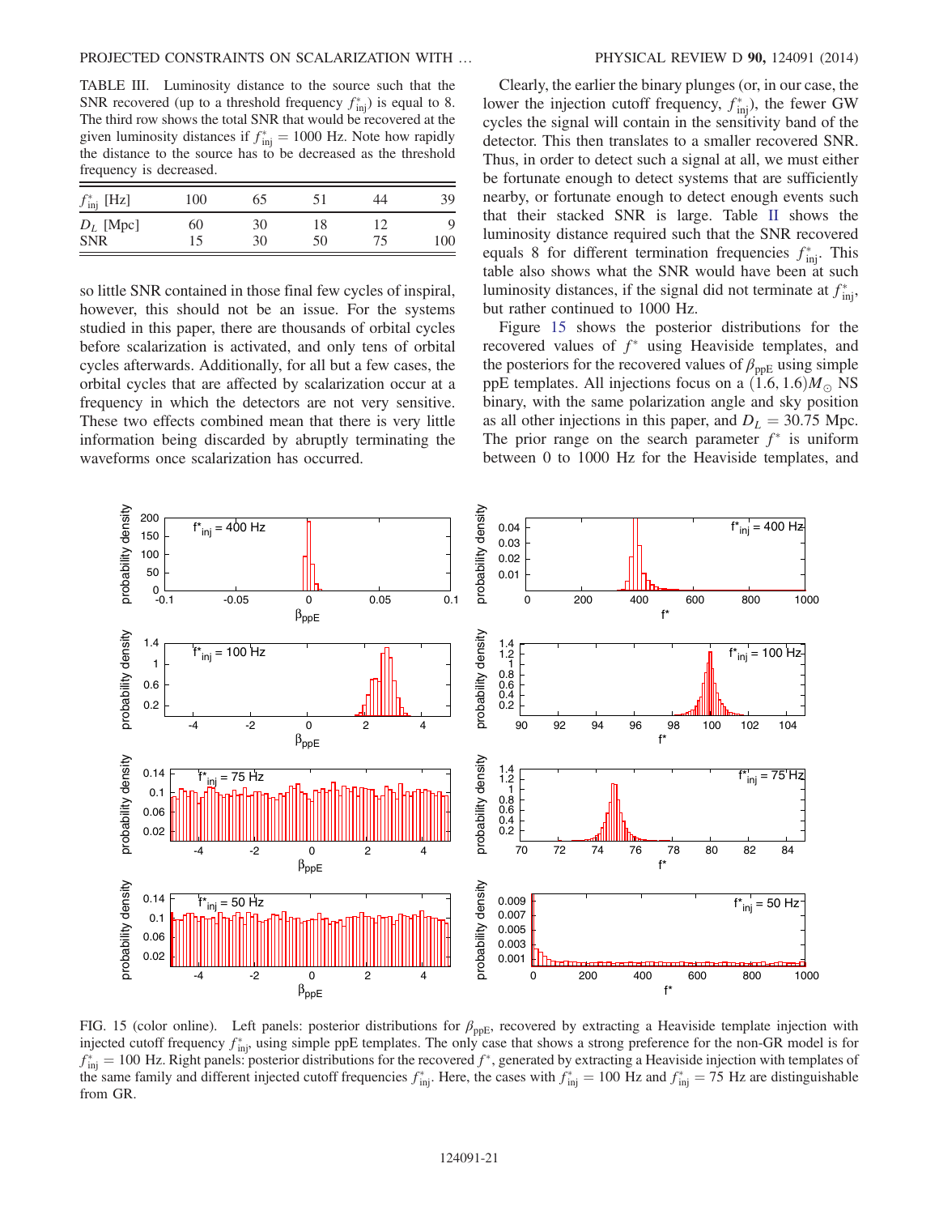TABLE III. Luminosity distance to the source such that the SNR recovered (up to a threshold frequency $f^*_{\rm inj}$) is equal to 8. The third row shows the total SNR that would be recovered at the given luminosity distances if $f^*_{\rm inj} = 1000$ Hz. Note how rapidly the distance to the source has to be decreased as the threshold frequency is decreased.

| $f^*_{\rm inj}$ [Hz] | 100 | 65 | 51 | 44 | 39 |
|---|---|---|---|---|---|
| $D_L$ [Mpc] | 60 | 30 | 18 | 12 | 9 |
| SNR | 15 | 30 | 50 | 75 | 100 |

so little SNR contained in those final few cycles of inspiral, however, this should not be an issue. For the systems studied in this paper, there are thousands of orbital cycles before scalarization is activated, and only tens of orbital cycles afterwards. Additionally, for all but a few cases, the orbital cycles that are affected by scalarization occur at a frequency in which the detectors are not very sensitive. These two effects combined mean that there is very little information being discarded by abruptly terminating the waveforms once scalarization has occurred.

Clearly, the earlier the binary plunges (or, in our case, the lower the injection cutoff frequency, $f^*_{\rm inj}$), the fewer GW cycles the signal will contain in the sensitivity band of the detector. This then translates to a smaller recovered SNR. Thus, in order to detect such a signal at all, we must either be fortunate enough to detect systems that are sufficiently nearby, or fortunate enough to detect enough events such that their stacked SNR is large. Table II shows the luminosity distance required such that the SNR recovered equals 8 for different termination frequencies $f^*_{\rm inj}$. This table also shows what the SNR would have been at such luminosity distances, if the signal did not terminate at $f^*_{\rm inj}$, but rather continued to 1000 Hz.

Figure 15 shows the posterior distributions for the recovered values of $f^*$ using Heaviside templates, and the posteriors for the recovered values of $\beta_{\rm ppE}$ using simple ppE templates. All injections focus on a $(1.6, 1.6)M_\odot$ NS binary, with the same polarization angle and sky position as all other injections in this paper, and $D_L = 30.75$ Mpc. The prior range on the search parameter $f^*$ is uniform between 0 to 1000 Hz for the Heaviside templates, and

FIG. 15 (color online). Left panels: posterior distributions for $\beta_{\rm ppE}$, recovered by extracting a Heaviside template injection with injected cutoff frequency $f^*_{\rm inj}$, using simple ppE templates. The only case that shows a strong preference for the non-GR model is for $f^*_{\rm inj} = 100$ Hz. Right panels: posterior distributions for the recovered $f^*$, generated by extracting a Heaviside injection with templates of the same family and different injected cutoff frequencies $f^*_{\rm inj}$. Here, the cases with $f^*_{\rm inj} = 100$ Hz and $f^*_{\rm inj} = 75$ Hz are distinguishable from GR.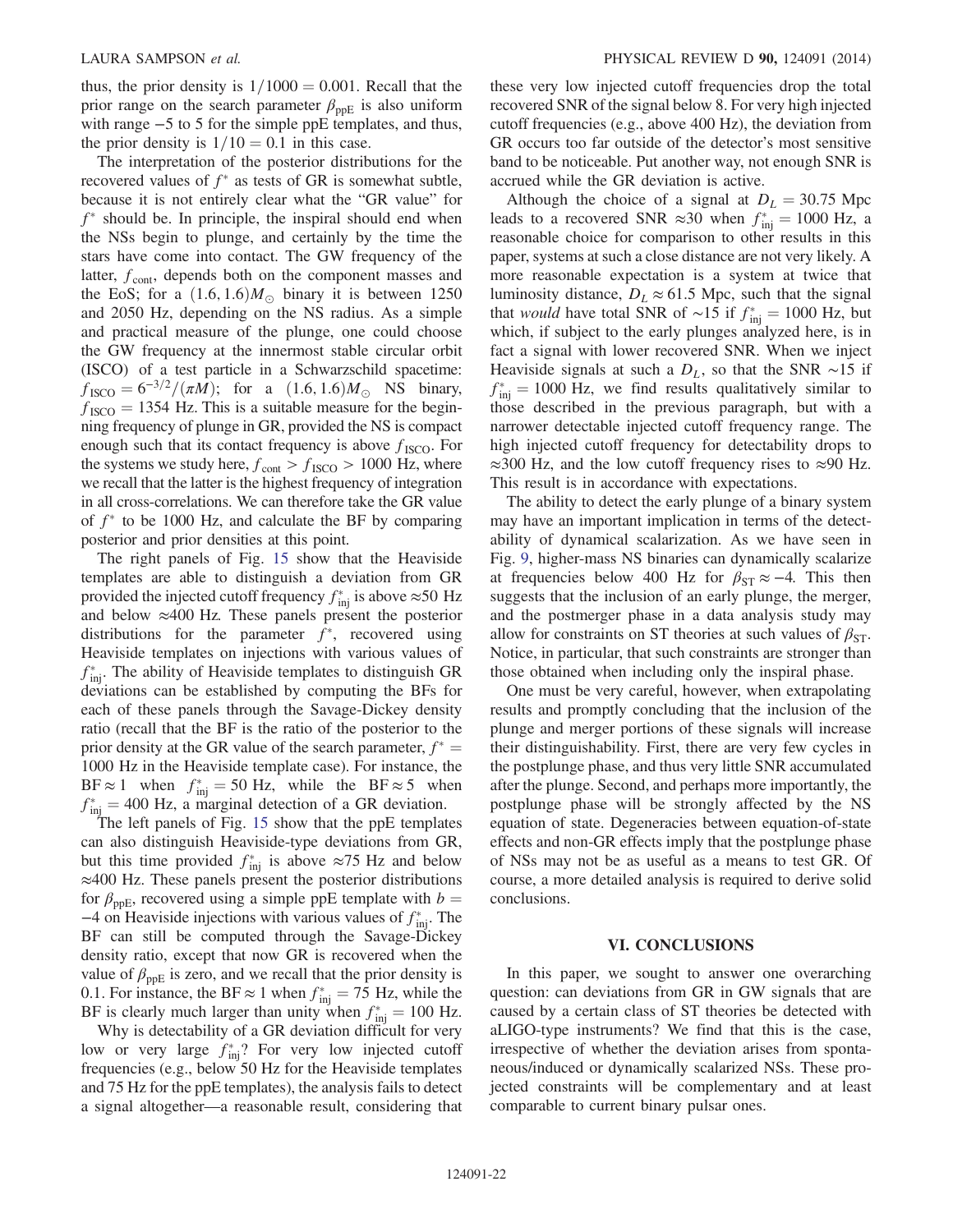thus, the prior density is $1/1000 = 0.001$. Recall that the prior range on the search parameter $\beta_{\rm ppE}$ is also uniform with range $-5$ to 5 for the simple ppE templates, and thus, the prior density is $1/10 = 0.1$ in this case.

The interpretation of the posterior distributions for the recovered values of $f^*$ as tests of GR is somewhat subtle, because it is not entirely clear what the "GR value" for $f^*$ should be. In principle, the inspiral should end when the NSs begin to plunge, and certainly by the time the stars have come into contact. The GW frequency of the latter, $f_{\rm cont}$, depends both on the component masses and the EoS; for a $(1.6, 1.6)M_\odot$ binary it is between 1250 and 2050 Hz, depending on the NS radius. As a simple and practical measure of the plunge, one could choose the GW frequency at the innermost stable circular orbit (ISCO) of a test particle in a Schwarzschild spacetime: $f_{\rm ISCO} = 6^{-3/2}/(\pi M)$; for a $(1.6, 1.6)M_\odot$ NS binary, $f_{\rm ISCO} = 1354$ Hz. This is a suitable measure for the beginning frequency of plunge in GR, provided the NS is compact enough such that its contact frequency is above $f_{\rm ISCO}$. For the systems we study here, $f_{\rm cont} > f_{\rm ISCO} > 1000$ Hz, where we recall that the latter is the highest frequency of integration in all cross-correlations. We can therefore take the GR value of $f^*$ to be 1000 Hz, and calculate the BF by comparing posterior and prior densities at this point.

The right panels of Fig. 15 show that the Heaviside templates are able to distinguish a deviation from GR provided the injected cutoff frequency $f^*_{\rm inj}$ is above $\approx$50 Hz and below $\approx$400 Hz. These panels present the posterior distributions for the parameter $f^*$, recovered using Heaviside templates on injections with various values of $f^*_{\rm inj}$. The ability of Heaviside templates to distinguish GR deviations can be established by computing the BFs for each of these panels through the Savage-Dickey density ratio (recall that the BF is the ratio of the posterior to the prior density at the GR value of the search parameter, $f^* = 1000$ Hz in the Heaviside template case). For instance, the $\mathrm{BF} \approx 1$ when $f^*_{\rm inj} = 50$ Hz, while the $\mathrm{BF} \approx 5$ when $f^*_{\rm inj} = 400$ Hz, a marginal detection of a GR deviation.

The left panels of Fig. 15 show that the ppE templates can also distinguish Heaviside-type deviations from GR, but this time provided $f^*_{\rm inj}$ is above $\approx$75 Hz and below $\approx$400 Hz. These panels present the posterior distributions for $\beta_{\rm ppE}$, recovered using a simple ppE template with $b = -4$ on Heaviside injections with various values of $f^*_{\rm inj}$. The BF can still be computed through the Savage-Dickey density ratio, except that now GR is recovered when the value of $\beta_{\rm ppE}$ is zero, and we recall that the prior density is 0.1. For instance, the $\mathrm{BF} \approx 1$ when $f^*_{\rm inj} = 75$ Hz, while the BF is clearly much larger than unity when $f^*_{\rm inj} = 100$ Hz.

Why is detectability of a GR deviation difficult for very low or very large $f^*_{\rm inj}$? For very low injected cutoff frequencies (e.g., below 50 Hz for the Heaviside templates and 75 Hz for the ppE templates), the analysis fails to detect a signal altogether—a reasonable result, considering that these very low injected cutoff frequencies drop the total recovered SNR of the signal below 8. For very high injected cutoff frequencies (e.g., above 400 Hz), the deviation from GR occurs too far outside of the detector's most sensitive band to be noticeable. Put another way, not enough SNR is accrued while the GR deviation is active.

Although the choice of a signal at $D_L = 30.75$ Mpc leads to a recovered SNR $\approx$30 when $f^*_{\rm inj} = 1000$ Hz, a reasonable choice for comparison to other results in this paper, systems at such a close distance are not very likely. A more reasonable expectation is a system at twice that luminosity distance, $D_L \approx 61.5$ Mpc, such that the signal that *would* have total SNR of $\sim$15 if $f^*_{\rm inj} = 1000$ Hz, but which, if subject to the early plunges analyzed here, is in fact a signal with lower recovered SNR. When we inject Heaviside signals at such a $D_L$, so that the SNR $\sim$15 if $f^*_{\rm inj} = 1000$ Hz, we find results qualitatively similar to those described in the previous paragraph, but with a narrower detectable injected cutoff frequency range. The high injected cutoff frequency for detectability drops to $\approx$300 Hz, and the low cutoff frequency rises to $\approx$90 Hz. This result is in accordance with expectations.

The ability to detect the early plunge of a binary system may have an important implication in terms of the detectability of dynamical scalarization. As we have seen in Fig. 9, higher-mass NS binaries can dynamically scalarize at frequencies below 400 Hz for $\beta_{\rm ST} \approx -4$. This then suggests that the inclusion of an early plunge, the merger, and the postmerger phase in a data analysis study may allow for constraints on ST theories at such values of $\beta_{\rm ST}$. Notice, in particular, that such constraints are stronger than those obtained when including only the inspiral phase.

One must be very careful, however, when extrapolating results and promptly concluding that the inclusion of the plunge and merger portions of these signals will increase their distinguishability. First, there are very few cycles in the postplunge phase, and thus very little SNR accumulated after the plunge. Second, and perhaps more importantly, the postplunge phase will be strongly affected by the NS equation of state. Degeneracies between equation-of-state effects and non-GR effects imply that the postplunge phase of NSs may not be as useful as a means to test GR. Of course, a more detailed analysis is required to derive solid conclusions.

## VI. CONCLUSIONS

In this paper, we sought to answer one overarching question: can deviations from GR in GW signals that are caused by a certain class of ST theories be detected with aLIGO-type instruments? We find that this is the case, irrespective of whether the deviation arises from spontaneous/induced or dynamically scalarized NSs. These projected constraints will be complementary and at least comparable to current binary pulsar ones.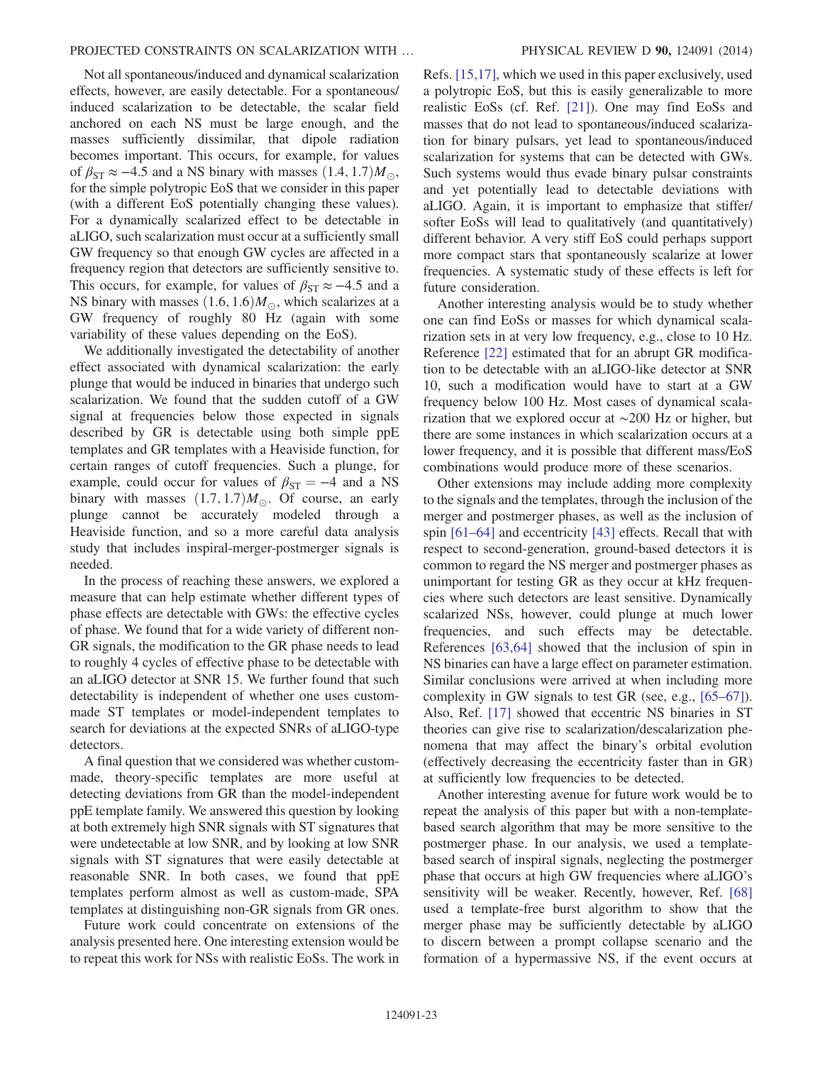Not all spontaneous/induced and dynamical scalarization effects, however, are easily detectable. For a spontaneous/induced scalarization to be detectable, the scalar field anchored on each NS must be large enough, and the masses sufficiently dissimilar, that dipole radiation becomes important. This occurs, for example, for values of $\beta_{\rm ST} \approx -4.5$ and a NS binary with masses $(1.4, 1.7) M_{\odot}$, for the simple polytropic EoS that we consider in this paper (with a different EoS potentially changing these values). For a dynamically scalarized effect to be detectable in aLIGO, such scalarization must occur at a sufficiently small GW frequency so that enough GW cycles are affected in a frequency region that detectors are sufficiently sensitive to. This occurs, for example, for values of $\beta_{\rm ST} \approx -4.5$ and a NS binary with masses $(1.6, 1.6) M_{\odot}$, which scalarizes at a GW frequency of roughly 80 Hz (again with some variability of these values depending on the EoS).

We additionally investigated the detectability of another effect associated with dynamical scalarization: the early plunge that would be induced in binaries that undergo such scalarization. We found that the sudden cutoff of a GW signal at frequencies below those expected in signals described by GR is detectable using both simple ppE templates and GR templates with a Heaviside function, for certain ranges of cutoff frequencies. Such a plunge, for example, could occur for values of $\beta_{\rm ST} = -4$ and a NS binary with masses $(1.7, 1.7) M_{\odot}$. Of course, an early plunge cannot be accurately modeled through a Heaviside function, and so a more careful data analysis study that includes inspiral-merger-postmerger signals is needed.

In the process of reaching these answers, we explored a measure that can help estimate whether different types of phase effects are detectable with GWs: the effective cycles of phase. We found that for a wide variety of different non-GR signals, the modification to the GR phase needs to lead to roughly 4 cycles of effective phase to be detectable with an aLIGO detector at SNR 15. We further found that such detectability is independent of whether one uses custom-made ST templates or model-independent templates to search for deviations at the expected SNRs of aLIGO-type detectors.

A final question that we considered was whether custom-made, theory-specific templates are more useful at detecting deviations from GR than the model-independent ppE template family. We answered this question by looking at both extremely high SNR signals with ST signatures that were undetectable at low SNR, and by looking at low SNR signals with ST signatures that were easily detectable at reasonable SNR. In both cases, we found that ppE templates perform almost as well as custom-made, SPA templates at distinguishing non-GR signals from GR ones.

Future work could concentrate on extensions of the analysis presented here. One interesting extension would be to repeat this work for NSs with realistic EoSs. The work in Refs. [15,17], which we used in this paper exclusively, used a polytropic EoS, but this is easily generalizable to more realistic EoSs (cf. Ref. [21]). One may find EoSs and masses that do not lead to spontaneous/induced scalarization for binary pulsars, yet lead to spontaneous/induced scalarization for systems that can be detected with GWs. Such systems would thus evade binary pulsar constraints and yet potentially lead to detectable deviations with aLIGO. Again, it is important to emphasize that stiffer/softer EoSs will lead to qualitatively (and quantitatively) different behavior. A very stiff EoS could perhaps support more compact stars that spontaneously scalarize at lower frequencies. A systematic study of these effects is left for future consideration.

Another interesting analysis would be to study whether one can find EoSs or masses for which dynamical scalarization sets in at very low frequency, e.g., close to 10 Hz. Reference [22] estimated that for an abrupt GR modification to be detectable with an aLIGO-like detector at SNR 10, such a modification would have to start at a GW frequency below 100 Hz. Most cases of dynamical scalarization that we explored occur at $\sim$200 Hz or higher, but there are some instances in which scalarization occurs at a lower frequency, and it is possible that different mass/EoS combinations would produce more of these scenarios.

Other extensions may include adding more complexity to the signals and the templates, through the inclusion of the merger and postmerger phases, as well as the inclusion of spin [61–64] and eccentricity [43] effects. Recall that with respect to second-generation, ground-based detectors it is common to regard the NS merger and postmerger phases as unimportant for testing GR as they occur at kHz frequencies where such detectors are least sensitive. Dynamically scalarized NSs, however, could plunge at much lower frequencies, and such effects may be detectable. References [63,64] showed that the inclusion of spin in NS binaries can have a large effect on parameter estimation. Similar conclusions were arrived at when including more complexity in GW signals to test GR (see, e.g., [65–67]). Also, Ref. [17] showed that eccentric NS binaries in ST theories can give rise to scalarization/descalarization phenomena that may affect the binary's orbital evolution (effectively decreasing the eccentricity faster than in GR) at sufficiently low frequencies to be detected.

Another interesting avenue for future work would be to repeat the analysis of this paper but with a non-template-based search algorithm that may be more sensitive to the postmerger phase. In our analysis, we used a template-based search of inspiral signals, neglecting the postmerger phase that occurs at high GW frequencies where aLIGO's sensitivity will be weaker. Recently, however, Ref. [68] used a template-free burst algorithm to show that the merger phase may be sufficiently detectable by aLIGO to discern between a prompt collapse scenario and the formation of a hypermassive NS, if the event occurs at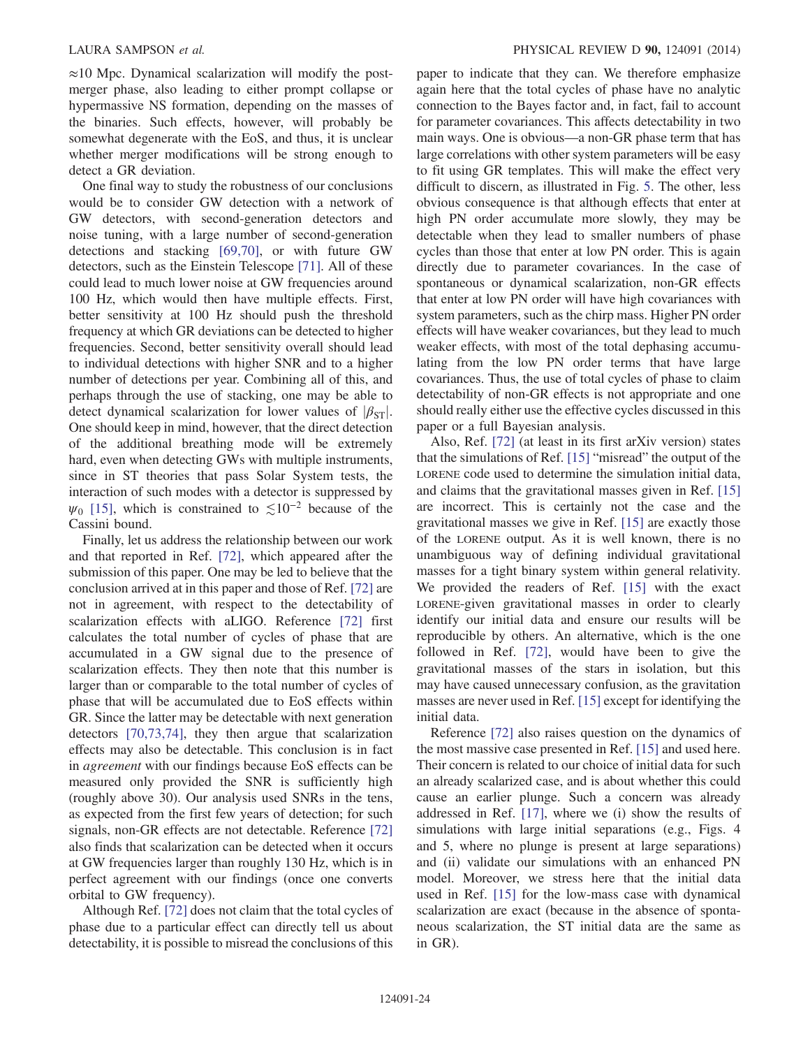$\approx$10 Mpc. Dynamical scalarization will modify the post-merger phase, also leading to either prompt collapse or hypermassive NS formation, depending on the masses of the binaries. Such effects, however, will probably be somewhat degenerate with the EoS, and thus, it is unclear whether merger modifications will be strong enough to detect a GR deviation.

One final way to study the robustness of our conclusions would be to consider GW detection with a network of GW detectors, with second-generation detectors and noise tuning, with a large number of second-generation detections and stacking [69,70], or with future GW detectors, such as the Einstein Telescope [71]. All of these could lead to much lower noise at GW frequencies around 100 Hz, which would then have multiple effects. First, better sensitivity at 100 Hz should push the threshold frequency at which GR deviations can be detected to higher frequencies. Second, better sensitivity overall should lead to individual detections with higher SNR and to a higher number of detections per year. Combining all of this, and perhaps through the use of stacking, one may be able to detect dynamical scalarization for lower values of $|\beta_{\rm ST}|$. One should keep in mind, however, that the direct detection of the additional breathing mode will be extremely hard, even when detecting GWs with multiple instruments, since in ST theories that pass Solar System tests, the interaction of such modes with a detector is suppressed by $\psi_0$ [15], which is constrained to $\lesssim 10^{-2}$ because of the Cassini bound.

Finally, let us address the relationship between our work and that reported in Ref. [72], which appeared after the submission of this paper. One may be led to believe that the conclusion arrived at in this paper and those of Ref. [72] are not in agreement, with respect to the detectability of scalarization effects with aLIGO. Reference [72] first calculates the total number of cycles of phase that are accumulated in a GW signal due to the presence of scalarization effects. They then note that this number is larger than or comparable to the total number of cycles of phase that will be accumulated due to EoS effects within GR. Since the latter may be detectable with next generation detectors [70,73,74], they then argue that scalarization effects may also be detectable. This conclusion is in fact in *agreement* with our findings because EoS effects can be measured only provided the SNR is sufficiently high (roughly above 30). Our analysis used SNRs in the tens, as expected from the first few years of detection; for such signals, non-GR effects are not detectable. Reference [72] also finds that scalarization can be detected when it occurs at GW frequencies larger than roughly 130 Hz, which is in perfect agreement with our findings (once one converts orbital to GW frequency).

Although Ref. [72] does not claim that the total cycles of phase due to a particular effect can directly tell us about detectability, it is possible to misread the conclusions of this paper to indicate that they can. We therefore emphasize again here that the total cycles of phase have no analytic connection to the Bayes factor and, in fact, fail to account for parameter covariances. This affects detectability in two main ways. One is obvious—a non-GR phase term that has large correlations with other system parameters will be easy to fit using GR templates. This will make the effect very difficult to discern, as illustrated in Fig. 5. The other, less obvious consequence is that although effects that enter at high PN order accumulate more slowly, they may be detectable when they lead to smaller numbers of phase cycles than those that enter at low PN order. This is again directly due to parameter covariances. In the case of spontaneous or dynamical scalarization, non-GR effects that enter at low PN order will have high covariances with system parameters, such as the chirp mass. Higher PN order effects will have weaker covariances, but they lead to much weaker effects, with most of the total dephasing accumulating from the low PN order terms that have large covariances. Thus, the use of total cycles of phase to claim detectability of non-GR effects is not appropriate and one should really either use the effective cycles discussed in this paper or a full Bayesian analysis.

Also, Ref. [72] (at least in its first arXiv version) states that the simulations of Ref. [15] "misread" the output of the LORENE code used to determine the simulation initial data, and claims that the gravitational masses given in Ref. [15] are incorrect. This is certainly not the case and the gravitational masses we give in Ref. [15] are exactly those of the LORENE output. As it is well known, there is no unambiguous way of defining individual gravitational masses for a tight binary system within general relativity. We provided the readers of Ref. [15] with the exact LORENE-given gravitational masses in order to clearly identify our initial data and ensure our results will be reproducible by others. An alternative, which is the one followed in Ref. [72], would have been to give the gravitational masses of the stars in isolation, but this may have caused unnecessary confusion, as the gravitation masses are never used in Ref. [15] except for identifying the initial data.

Reference [72] also raises question on the dynamics of the most massive case presented in Ref. [15] and used here. Their concern is related to our choice of initial data for such an already scalarized case, and is about whether this could cause an earlier plunge. Such a concern was already addressed in Ref. [17], where we (i) show the results of simulations with large initial separations (e.g., Figs. 4 and 5, where no plunge is present at large separations) and (ii) validate our simulations with an enhanced PN model. Moreover, we stress here that the initial data used in Ref. [15] for the low-mass case with dynamical scalarization are exact (because in the absence of spontaneous scalarization, the ST initial data are the same as in GR).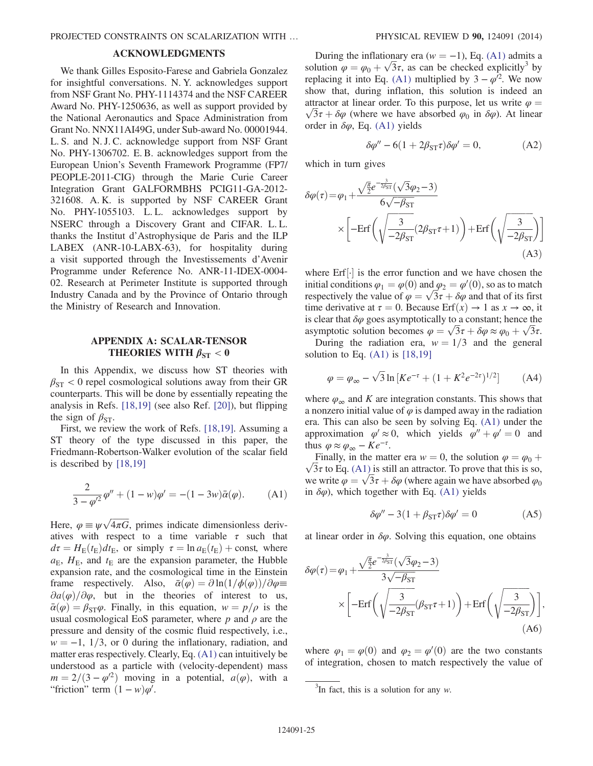## ACKNOWLEDGMENTS

We thank Gilles Esposito-Farese and Gabriela Gonzalez for insightful conversations. N. Y. acknowledges support from NSF Grant No. PHY-1114374 and the NSF CAREER Award No. PHY-1250636, as well as support provided by the National Aeronautics and Space Administration from Grant No. NNX11AI49G, under Sub-award No. 00001944. L. S. and N. J. C. acknowledge support from NSF Grant No. PHY-1306702. E. B. acknowledges support from the European Union's Seventh Framework Programme (FP7/PEOPLE-2011-CIG) through the Marie Curie Career Integration Grant GALFORMBHS PCIG11-GA-2012-321608. A. K. is supported by NSF CAREER Grant No. PHY-1055103. L. L. acknowledges support by NSERC through a Discovery Grant and CIFAR. L. L. thanks the Institut d'Astrophysique de Paris and the ILP LABEX (ANR-10-LABX-63), for hospitality during a visit supported through the Investissements d'Avenir Programme under Reference No. ANR-11-IDEX-0004-02. Research at Perimeter Institute is supported through Industry Canada and by the Province of Ontario through the Ministry of Research and Innovation.

## APPENDIX A: SCALAR-TENSOR THEORIES WITH $\beta_{\mathrm{ST}} < 0$

In this Appendix, we discuss how ST theories with $\beta_{\mathrm{ST}} < 0$ repel cosmological solutions away from their GR counterparts. This will be done by essentially repeating the analysis in Refs. [18,19] (see also Ref. [20]), but flipping the sign of $\beta_{\mathrm{ST}}$.

First, we review the work of Refs. [18,19]. Assuming a ST theory of the type discussed in this paper, the Friedmann-Robertson-Walker evolution of the scalar field is described by [18,19]

$$\frac{2}{3-\varphi'^2}\varphi'' + (1-w)\varphi' = -(1-3w)\bar{\alpha}(\varphi). \tag{A1}$$

Here, $\varphi \equiv \psi\sqrt{4\pi G}$, primes indicate dimensionless derivatives with respect to a time variable $\tau$ such that $d\tau = H_{\mathrm{E}}(t_{\mathrm{E}})dt_{\mathrm{E}}$, or simply $\tau = \ln a_{\mathrm{E}}(t_{\mathrm{E}}) + \mathrm{const}$, where $a_{\mathrm{E}}$, $H_{\mathrm{E}}$, and $t_{\mathrm{E}}$ are the expansion parameter, the Hubble expansion rate, and the cosmological time in the Einstein frame respectively. Also, $\bar{\alpha}(\varphi) = \partial \ln(1/\phi(\varphi))/\partial\varphi \equiv \partial a(\varphi)/\partial\varphi$, but in the theories of interest to us, $\bar{\alpha}(\varphi) = \beta_{\mathrm{ST}}\varphi$. Finally, in this equation, $w = p/\rho$ is the usual cosmological EoS parameter, where $p$ and $\rho$ are the pressure and density of the cosmic fluid respectively, i.e., $w = -1$, $1/3$, or $0$ during the inflationary, radiation, and matter eras respectively. Clearly, Eq. (A1) can intuitively be understood as a particle with (velocity-dependent) mass $m = 2/(3-\varphi'^2)$ moving in a potential, $a(\varphi)$, with a "friction" term $(1-w)\varphi'$.

During the inflationary era ($w=-1$), Eq. (A1) admits a solution $\varphi = \varphi_0 + \sqrt{3}\tau$, as can be checked explicitly[3] by replacing it into Eq. (A1) multiplied by $3-\varphi'^2$. We now show that, during inflation, this solution is indeed an attractor at linear order. To this purpose, let us write $\varphi = \sqrt{3}\tau + \delta\varphi$ (where we have absorbed $\varphi_0$ in $\delta\varphi$). At linear order in $\delta\varphi$, Eq. (A1) yields

$$\delta\varphi'' - 6(1+2\beta_{\mathrm{ST}}\tau)\delta\varphi' = 0, \tag{A2}$$

which in turn gives

$$\delta\varphi(\tau) = \varphi_1 + \frac{\sqrt{\frac{\pi}{2}}e^{-\frac{3}{2\beta_{\mathrm{ST}}}}(\sqrt{3}\varphi_2 - 3)}{6\sqrt{-\beta_{\mathrm{ST}}}} \times \left[-\mathrm{Erf}\left(\sqrt{\frac{3}{-2\beta_{\mathrm{ST}}}}(2\beta_{\mathrm{ST}}\tau+1)\right) + \mathrm{Erf}\left(\sqrt{\frac{3}{-2\beta_{\mathrm{ST}}}}\right)\right] \tag{A3}$$

where $\mathrm{Erf}[\cdot]$ is the error function and we have chosen the initial conditions $\varphi_1 = \varphi(0)$ and $\varphi_2 = \varphi'(0)$, so as to match respectively the value of $\varphi = \sqrt{3}\tau + \delta\varphi$ and that of its first time derivative at $\tau = 0$. Because $\mathrm{Erf}(x) \to 1$ as $x \to \infty$, it is clear that $\delta\varphi$ goes asymptotically to a constant; hence the asymptotic solution becomes $\varphi = \sqrt{3}\tau + \delta\varphi \approx \varphi_0 + \sqrt{3}\tau$.

During the radiation era, $w = 1/3$ and the general solution to Eq. (A1) is [18,19]

$$\varphi = \varphi_\infty - \sqrt{3}\ln\left[Ke^{-\tau} + (1+K^2e^{-2\tau})^{1/2}\right] \tag{A4}$$

where $\varphi_\infty$ and $K$ are integration constants. This shows that a nonzero initial value of $\varphi$ is damped away in the radiation era. This can also be seen by solving Eq. (A1) under the approximation $\varphi' \approx 0$, which yields $\varphi'' + \varphi' = 0$ and thus $\varphi \approx \varphi_\infty - Ke^{-\tau}$.

Finally, in the matter era $w=0$, the solution $\varphi = \varphi_0 + \sqrt{3}\tau$ to Eq. (A1) is still an attractor. To prove that this is so, we write $\varphi = \sqrt{3}\tau + \delta\varphi$ (where again we have absorbed $\varphi_0$ in $\delta\varphi$), which together with Eq. (A1) yields

$$\delta\varphi'' - 3(1+\beta_{\mathrm{ST}}\tau)\delta\varphi' = 0 \tag{A5}$$

at linear order in $\delta\varphi$. Solving this equation, one obtains

$$\delta\varphi(\tau) = \varphi_1 + \frac{\sqrt{\frac{\pi}{2}}e^{-\frac{3}{2\beta_{\mathrm{ST}}}}(\sqrt{3}\varphi_2 - 3)}{3\sqrt{-\beta_{\mathrm{ST}}}} \times \left[-\mathrm{Erf}\left(\sqrt{\frac{3}{-2\beta_{\mathrm{ST}}}}(\beta_{\mathrm{ST}}\tau+1)\right) + \mathrm{Erf}\left(\sqrt{\frac{3}{-2\beta_{\mathrm{ST}}}}\right)\right], \tag{A6}$$

where $\varphi_1 = \varphi(0)$ and $\varphi_2 = \varphi'(0)$ are the two constants of integration, chosen to match respectively the value of

[3] In fact, this is a solution for any $w$.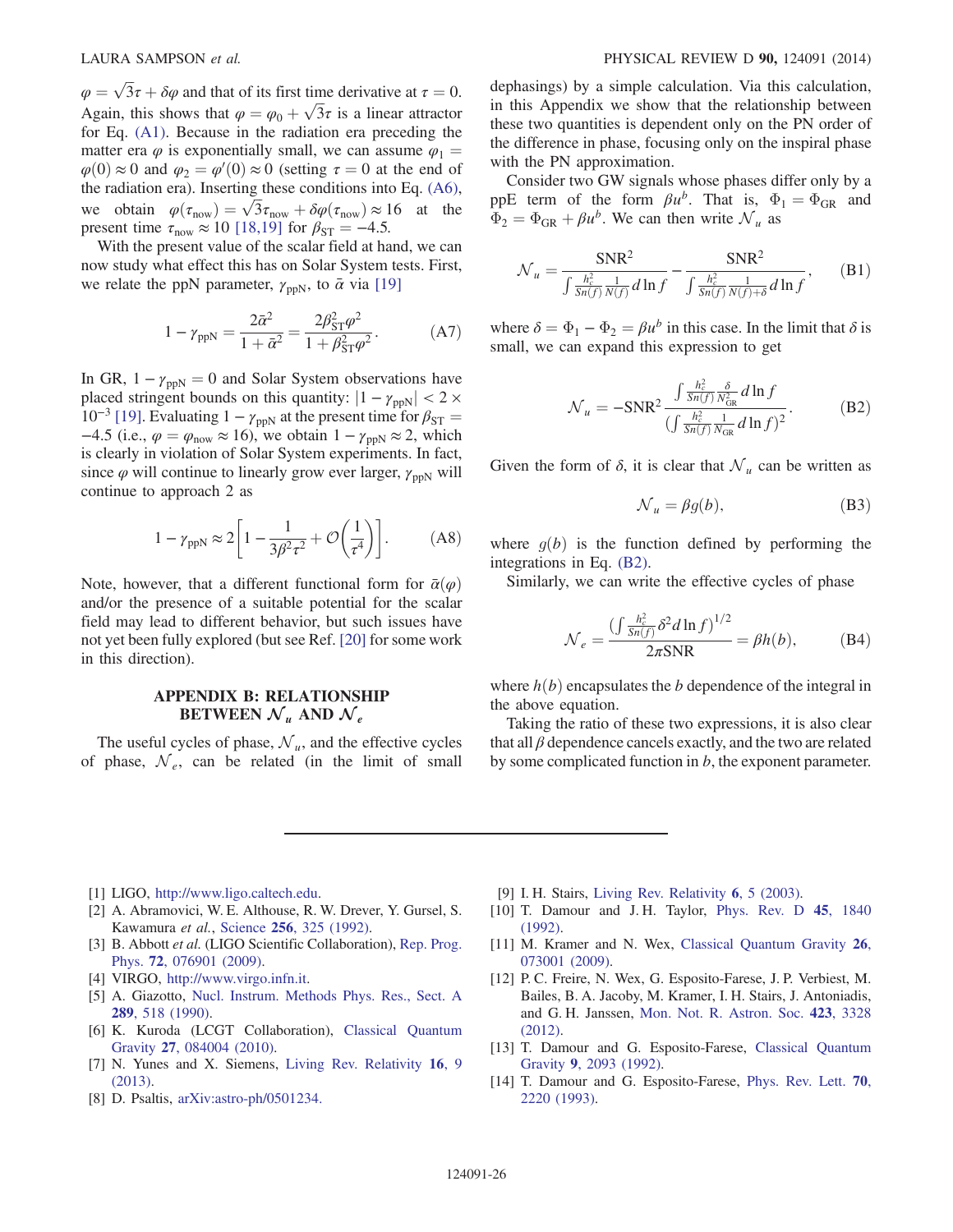$\varphi = \sqrt{3}\tau + \delta\varphi$ and that of its first time derivative at $\tau = 0$. Again, this shows that $\varphi = \varphi_0 + \sqrt{3}\tau$ is a linear attractor for Eq. (A1). Because in the radiation era preceding the matter era $\varphi$ is exponentially small, we can assume $\varphi_1 = \varphi(0) \approx 0$ and $\varphi_2 = \varphi'(0) \approx 0$ (setting $\tau = 0$ at the end of the radiation era). Inserting these conditions into Eq. (A6), we obtain $\varphi(\tau_{\rm now}) = \sqrt{3}\tau_{\rm now} + \delta\varphi(\tau_{\rm now}) \approx 16$ at the present time $\tau_{\rm now} \approx 10$ [18,19] for $\beta_{\rm ST} = -4.5$.

With the present value of the scalar field at hand, we can now study what effect this has on Solar System tests. First, we relate the ppN parameter, $\gamma_{\rm ppN}$, to $\bar{\alpha}$ via [19]

$$1 - \gamma_{\rm ppN} = \frac{2\bar{\alpha}^2}{1 + \bar{\alpha}^2} = \frac{2\beta_{\rm ST}^2 \varphi^2}{1 + \beta_{\rm ST}^2 \varphi^2}. \tag{A7}$$

In GR, $1 - \gamma_{\rm ppN} = 0$ and Solar System observations have placed stringent bounds on this quantity: $|1 - \gamma_{\rm ppN}| < 2 \times 10^{-3}$ [19]. Evaluating $1 - \gamma_{\rm ppN}$ at the present time for $\beta_{\rm ST} = -4.5$ (i.e., $\varphi = \varphi_{\rm now} \approx 16$), we obtain $1 - \gamma_{\rm ppN} \approx 2$, which is clearly in violation of Solar System experiments. In fact, since $\varphi$ will continue to linearly grow ever larger, $\gamma_{\rm ppN}$ will continue to approach 2 as

$$1 - \gamma_{\rm ppN} \approx 2\left[1 - \frac{1}{3\beta^2\tau^2} + \mathcal{O}\left(\frac{1}{\tau^4}\right)\right]. \tag{A8}$$

Note, however, that a different functional form for $\bar{\alpha}(\varphi)$ and/or the presence of a suitable potential for the scalar field may lead to different behavior, but such issues have not yet been fully explored (but see Ref. [20] for some work in this direction).

## APPENDIX B: RELATIONSHIP BETWEEN $\mathcal{N}_u$ AND $\mathcal{N}_e$

The useful cycles of phase, $\mathcal{N}_u$, and the effective cycles of phase, $\mathcal{N}_e$, can be related (in the limit of small dephasings) by a simple calculation. Via this calculation, in this Appendix we show that the relationship between these two quantities is dependent only on the PN order of the difference in phase, focusing only on the inspiral phase with the PN approximation.

Consider two GW signals whose phases differ only by a ppE term of the form $\beta u^b$. That is, $\Phi_1 = \Phi_{\rm GR}$ and $\Phi_2 = \Phi_{\rm GR} + \beta u^b$. We can then write $\mathcal{N}_u$ as

$$\mathcal{N}_u = \frac{\mathrm{SNR}^2}{\int \frac{h_c^2}{Sn(f)} \frac{1}{N(f)} d\ln f} - \frac{\mathrm{SNR}^2}{\int \frac{h_c^2}{Sn(f)} \frac{1}{N(f) + \delta} d\ln f}, \tag{B1}$$

where $\delta = \Phi_1 - \Phi_2 = \beta u^b$ in this case. In the limit that $\delta$ is small, we can expand this expression to get

$$\mathcal{N}_u = -\mathrm{SNR}^2 \frac{\int \frac{h_c^2}{Sn(f)} \frac{\delta}{N_{\rm GR}^2} d\ln f}{\left(\int \frac{h_c^2}{Sn(f)} \frac{1}{N_{\rm GR}} d\ln f\right)^2}. \tag{B2}$$

Given the form of $\delta$, it is clear that $\mathcal{N}_u$ can be written as

$$\mathcal{N}_u = \beta g(b), \tag{B3}$$

where $g(b)$ is the function defined by performing the integrations in Eq. (B2).

Similarly, we can write the effective cycles of phase

$$\mathcal{N}_e = \frac{\left(\int \frac{h_c^2}{Sn(f)} \delta^2 d\ln f\right)^{1/2}}{2\pi \mathrm{SNR}} = \beta h(b), \tag{B4}$$

where $h(b)$ encapsulates the $b$ dependence of the integral in the above equation.

Taking the ratio of these two expressions, it is also clear that all $\beta$ dependence cancels exactly, and the two are related by some complicated function in $b$, the exponent parameter.

---

[1] LIGO, http://www.ligo.caltech.edu.
[2] A. Abramovici, W. E. Althouse, R. W. Drever, Y. Gursel, S. Kawamura *et al.*, Science **256**, 325 (1992).
[3] B. Abbott *et al.* (LIGO Scientific Collaboration), Rep. Prog. Phys. **72**, 076901 (2009).
[4] VIRGO, http://www.virgo.infn.it.
[5] A. Giazotto, Nucl. Instrum. Methods Phys. Res., Sect. A **289**, 518 (1990).
[6] K. Kuroda (LCGT Collaboration), Classical Quantum Gravity **27**, 084004 (2010).
[7] N. Yunes and X. Siemens, Living Rev. Relativity **16**, 9 (2013).
[8] D. Psaltis, arXiv:astro-ph/0501234.
[9] I. H. Stairs, Living Rev. Relativity **6**, 5 (2003).
[10] T. Damour and J. H. Taylor, Phys. Rev. D **45**, 1840 (1992).
[11] M. Kramer and N. Wex, Classical Quantum Gravity **26**, 073001 (2009).
[12] P. C. Freire, N. Wex, G. Esposito-Farese, J. P. Verbiest, M. Bailes, B. A. Jacoby, M. Kramer, I. H. Stairs, J. Antoniadis, and G. H. Janssen, Mon. Not. R. Astron. Soc. **423**, 3328 (2012).
[13] T. Damour and G. Esposito-Farese, Classical Quantum Gravity **9**, 2093 (1992).
[14] T. Damour and G. Esposito-Farese, Phys. Rev. Lett. **70**, 2220 (1993).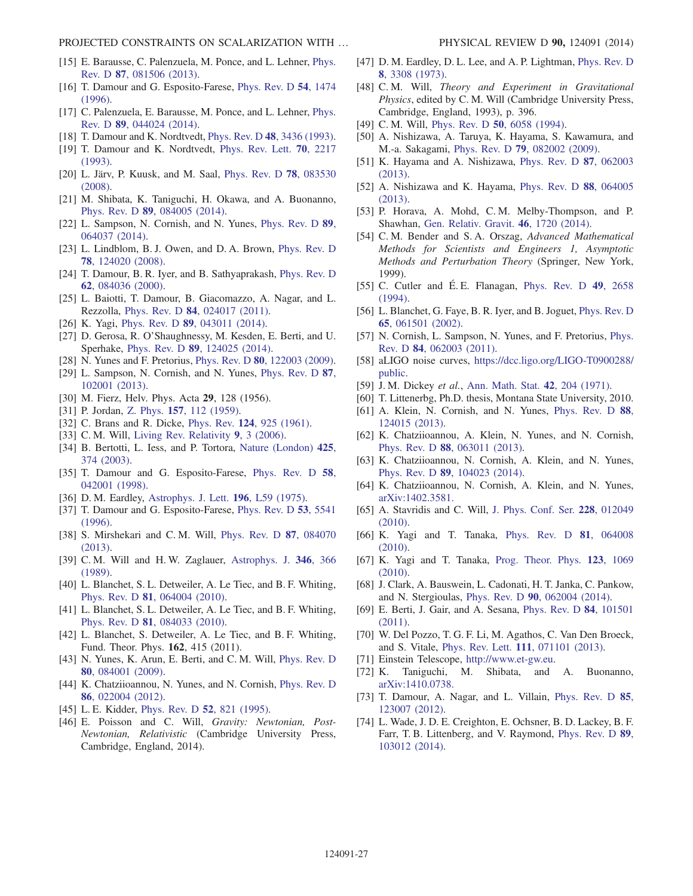[15] E. Barausse, C. Palenzuela, M. Ponce, and L. Lehner, Phys. Rev. D **87**, 081506 (2013).

[16] T. Damour and G. Esposito-Farese, Phys. Rev. D **54**, 1474 (1996).

[17] C. Palenzuela, E. Barausse, M. Ponce, and L. Lehner, Phys. Rev. D **89**, 044024 (2014).

[18] T. Damour and K. Nordtvedt, Phys. Rev. D **48**, 3436 (1993).

[19] T. Damour and K. Nordtvedt, Phys. Rev. Lett. **70**, 2217 (1993).

[20] L. Järv, P. Kuusk, and M. Saal, Phys. Rev. D **78**, 083530 (2008).

[21] M. Shibata, K. Taniguchi, H. Okawa, and A. Buonanno, Phys. Rev. D **89**, 084005 (2014).

[22] L. Sampson, N. Cornish, and N. Yunes, Phys. Rev. D **89**, 064037 (2014).

[23] L. Lindblom, B. J. Owen, and D. A. Brown, Phys. Rev. D **78**, 124020 (2008).

[24] T. Damour, B. R. Iyer, and B. Sathyaprakash, Phys. Rev. D **62**, 084036 (2000).

[25] L. Baiotti, T. Damour, B. Giacomazzo, A. Nagar, and L. Rezzolla, Phys. Rev. D **84**, 024017 (2011).

[26] K. Yagi, Phys. Rev. D **89**, 043011 (2014).

[27] D. Gerosa, R. O'Shaughnessy, M. Kesden, E. Berti, and U. Sperhake, Phys. Rev. D **89**, 124025 (2014).

[28] N. Yunes and F. Pretorius, Phys. Rev. D **80**, 122003 (2009).

[29] L. Sampson, N. Cornish, and N. Yunes, Phys. Rev. D **87**, 102001 (2013).

[30] M. Fierz, Helv. Phys. Acta **29**, 128 (1956).

[31] P. Jordan, Z. Phys. **157**, 112 (1959).

[32] C. Brans and R. Dicke, Phys. Rev. **124**, 925 (1961).

[33] C. M. Will, Living Rev. Relativity **9**, 3 (2006).

[34] B. Bertotti, L. Iess, and P. Tortora, Nature (London) **425**, 374 (2003).

[35] T. Damour and G. Esposito-Farese, Phys. Rev. D **58**, 042001 (1998).

[36] D. M. Eardley, Astrophys. J. Lett. **196**, L59 (1975).

[37] T. Damour and G. Esposito-Farese, Phys. Rev. D **53**, 5541 (1996).

[38] S. Mirshekari and C. M. Will, Phys. Rev. D **87**, 084070 (2013).

[39] C. M. Will and H. W. Zaglauer, Astrophys. J. **346**, 366 (1989).

[40] L. Blanchet, S. L. Detweiler, A. Le Tiec, and B. F. Whiting, Phys. Rev. D **81**, 064004 (2010).

[41] L. Blanchet, S. L. Detweiler, A. Le Tiec, and B. F. Whiting, Phys. Rev. D **81**, 084033 (2010).

[42] L. Blanchet, S. Detweiler, A. Le Tiec, and B. F. Whiting, Fund. Theor. Phys. **162**, 415 (2011).

[43] N. Yunes, K. Arun, E. Berti, and C. M. Will, Phys. Rev. D **80**, 084001 (2009).

[44] K. Chatziioannou, N. Yunes, and N. Cornish, Phys. Rev. D **86**, 022004 (2012).

[45] L. E. Kidder, Phys. Rev. D **52**, 821 (1995).

[46] E. Poisson and C. Will, *Gravity: Newtonian, Post-Newtonian, Relativistic* (Cambridge University Press, Cambridge, England, 2014).

[47] D. M. Eardley, D. L. Lee, and A. P. Lightman, Phys. Rev. D **8**, 3308 (1973).

[48] C. M. Will, *Theory and Experiment in Gravitational Physics*, edited by C. M. Will (Cambridge University Press, Cambridge, England, 1993), p. 396.

[49] C. M. Will, Phys. Rev. D **50**, 6058 (1994).

[50] A. Nishizawa, A. Taruya, K. Hayama, S. Kawamura, and M.-a. Sakagami, Phys. Rev. D **79**, 082002 (2009).

[51] K. Hayama and A. Nishizawa, Phys. Rev. D **87**, 062003 (2013).

[52] A. Nishizawa and K. Hayama, Phys. Rev. D **88**, 064005 (2013).

[53] P. Horava, A. Mohd, C. M. Melby-Thompson, and P. Shawhan, Gen. Relativ. Gravit. **46**, 1720 (2014).

[54] C. M. Bender and S. A. Orszag, *Advanced Mathematical Methods for Scientists and Engineers 1, Asymptotic Methods and Perturbation Theory* (Springer, New York, 1999).

[55] C. Cutler and É. E. Flanagan, Phys. Rev. D **49**, 2658 (1994).

[56] L. Blanchet, G. Faye, B. R. Iyer, and B. Joguet, Phys. Rev. D **65**, 061501 (2002).

[57] N. Cornish, L. Sampson, N. Yunes, and F. Pretorius, Phys. Rev. D **84**, 062003 (2011).

[58] aLIGO noise curves, https://dcc.ligo.org/LIGO-T0900288/public.

[59] J. M. Dickey *et al.*, Ann. Math. Stat. **42**, 204 (1971).

[60] T. Littenerbg, Ph.D. thesis, Montana State University, 2010.

[61] A. Klein, N. Cornish, and N. Yunes, Phys. Rev. D **88**, 124015 (2013).

[62] K. Chatziioannou, A. Klein, N. Yunes, and N. Cornish, Phys. Rev. D **88**, 063011 (2013).

[63] K. Chatziioannou, N. Cornish, A. Klein, and N. Yunes, Phys. Rev. D **89**, 104023 (2014).

[64] K. Chatziioannou, N. Cornish, A. Klein, and N. Yunes, arXiv:1402.3581.

[65] A. Stavridis and C. Will, J. Phys. Conf. Ser. **228**, 012049 (2010).

[66] K. Yagi and T. Tanaka, Phys. Rev. D **81**, 064008 (2010).

[67] K. Yagi and T. Tanaka, Prog. Theor. Phys. **123**, 1069 (2010).

[68] J. Clark, A. Bauswein, L. Cadonati, H. T. Janka, C. Pankow, and N. Stergioulas, Phys. Rev. D **90**, 062004 (2014).

[69] E. Berti, J. Gair, and A. Sesana, Phys. Rev. D **84**, 101501 (2011).

[70] W. Del Pozzo, T. G. F. Li, M. Agathos, C. Van Den Broeck, and S. Vitale, Phys. Rev. Lett. **111**, 071101 (2013).

[71] Einstein Telescope, http://www.et-gw.eu.

[72] K. Taniguchi, M. Shibata, and A. Buonanno, arXiv:1410.0738.

[73] T. Damour, A. Nagar, and L. Villain, Phys. Rev. D **85**, 123007 (2012).

[74] L. Wade, J. D. E. Creighton, E. Ochsner, B. D. Lackey, B. F. Farr, T. B. Littenberg, and V. Raymond, Phys. Rev. D **89**, 103012 (2014).